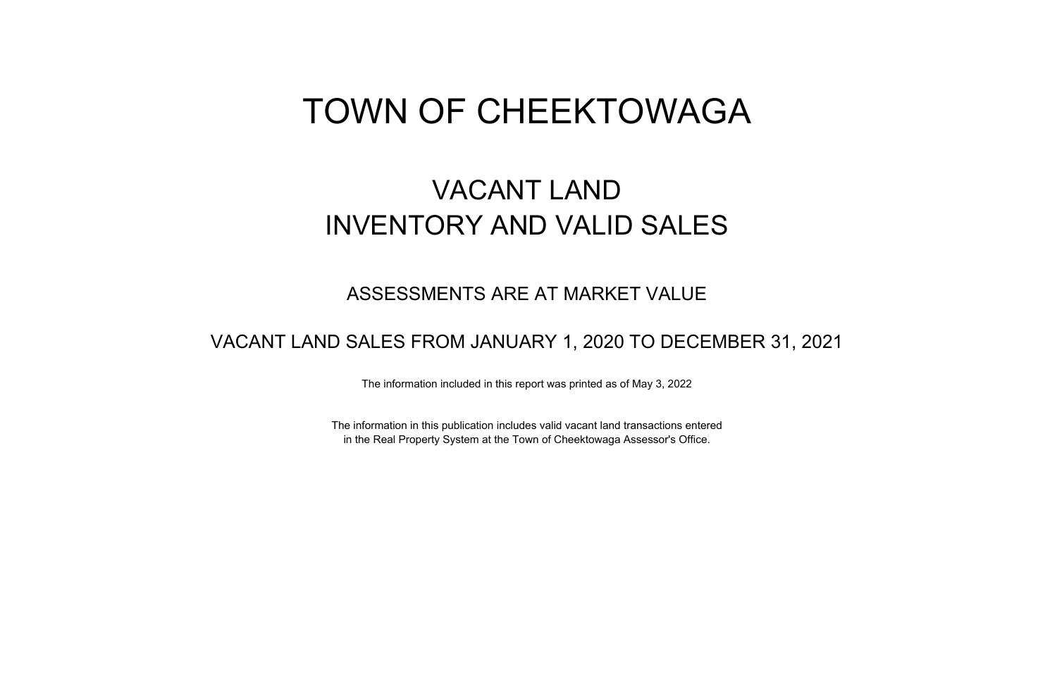# TOWN OF CHEEKTOWAGA

## VACANT LAND
## INVENTORY AND VALID SALES

### ASSESSMENTS ARE AT MARKET VALUE

### VACANT LAND SALES FROM JANUARY 1, 2020 TO DECEMBER 31, 2021

The information included in this report was printed as of May 3, 2022

The information in this publication includes valid vacant land transactions entered in the Real Property System at the Town of Cheektowaga Assessor's Office.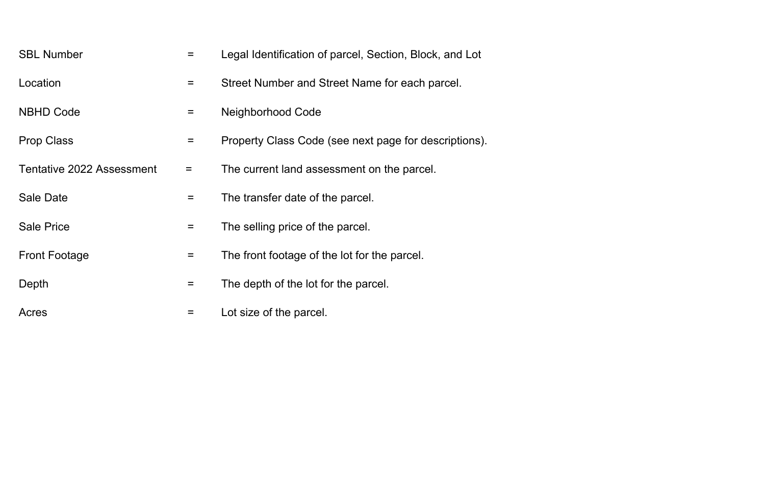| | | |
|---|---|---|
| SBL Number | = | Legal Identification of parcel, Section, Block, and Lot |
| Location | = | Street Number and Street Name for each parcel. |
| NBHD Code | = | Neighborhood Code |
| Prop Class | = | Property Class Code (see next page for descriptions). |
| Tentative 2022 Assessment | = | The current land assessment on the parcel. |
| Sale Date | = | The transfer date of the parcel. |
| Sale Price | = | The selling price of the parcel. |
| Front Footage | = | The front footage of the lot for the parcel. |
| Depth | = | The depth of the lot for the parcel. |
| Acres | = | Lot size of the parcel. |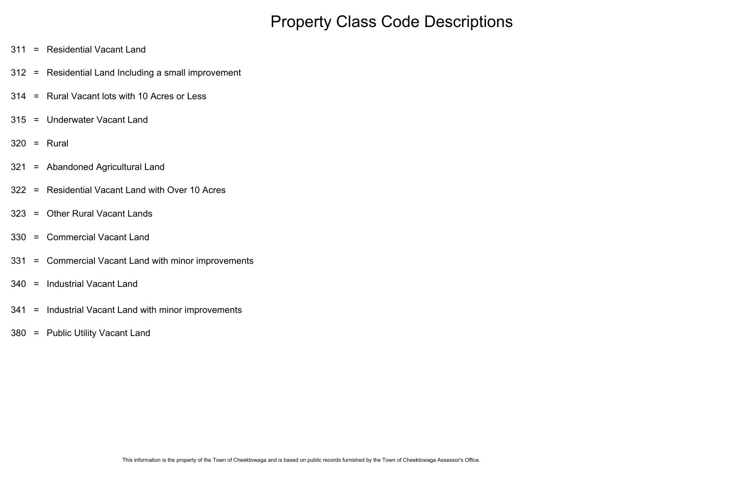# Property Class Code Descriptions

311 = Residential Vacant Land

312 = Residential Land Including a small improvement

314 = Rural Vacant lots with 10 Acres or Less

315 = Underwater Vacant Land

320 = Rural

321 = Abandoned Agricultural Land

322 = Residential Vacant Land with Over 10 Acres

323 = Other Rural Vacant Lands

330 = Commercial Vacant Land

331 = Commercial Vacant Land with minor improvements

340 = Industrial Vacant Land

341 = Industrial Vacant Land with minor improvements

380 = Public Utility Vacant Land

This information is the property of the Town of Cheektowaga and is based on public records furnished by the Town of Cheektowaga Assessor's Office.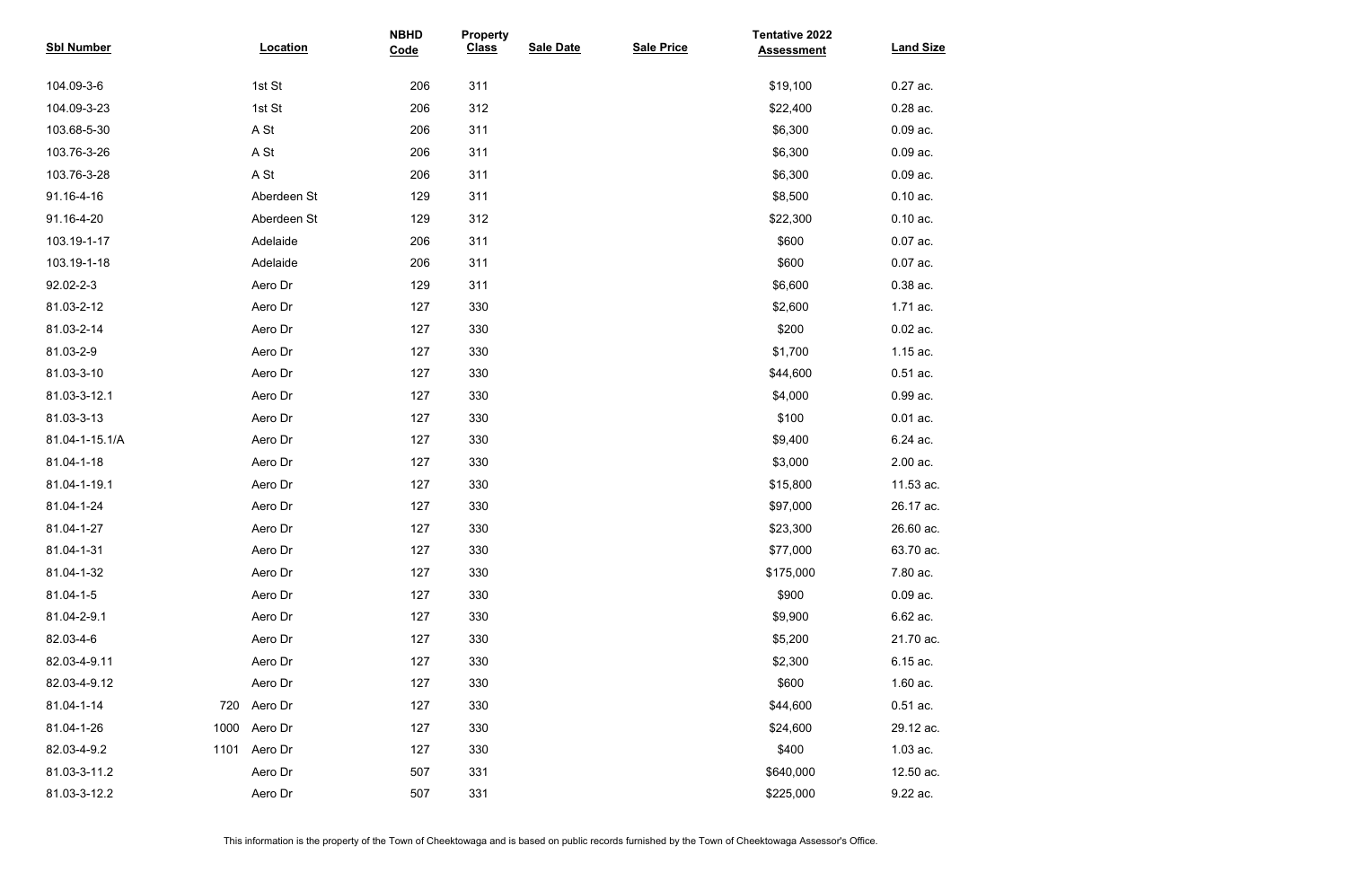| Sbl Number | Location | NBHD Code | Property Class | Sale Date | Sale Price | Tentative 2022 Assessment | Land Size |
|---|---|---|---|---|---|---|---|
| 104.09-3-6 | 1st St | 206 | 311 | | | $19,100 | 0.27 ac. |
| 104.09-3-23 | 1st St | 206 | 312 | | | $22,400 | 0.28 ac. |
| 103.68-5-30 | A St | 206 | 311 | | | $6,300 | 0.09 ac. |
| 103.76-3-26 | A St | 206 | 311 | | | $6,300 | 0.09 ac. |
| 103.76-3-28 | A St | 206 | 311 | | | $6,300 | 0.09 ac. |
| 91.16-4-16 | Aberdeen St | 129 | 311 | | | $8,500 | 0.10 ac. |
| 91.16-4-20 | Aberdeen St | 129 | 312 | | | $22,300 | 0.10 ac. |
| 103.19-1-17 | Adelaide | 206 | 311 | | | $600 | 0.07 ac. |
| 103.19-1-18 | Adelaide | 206 | 311 | | | $600 | 0.07 ac. |
| 92.02-2-3 | Aero Dr | 129 | 311 | | | $6,600 | 0.38 ac. |
| 81.03-2-12 | Aero Dr | 127 | 330 | | | $2,600 | 1.71 ac. |
| 81.03-2-14 | Aero Dr | 127 | 330 | | | $200 | 0.02 ac. |
| 81.03-2-9 | Aero Dr | 127 | 330 | | | $1,700 | 1.15 ac. |
| 81.03-3-10 | Aero Dr | 127 | 330 | | | $44,600 | 0.51 ac. |
| 81.03-3-12.1 | Aero Dr | 127 | 330 | | | $4,000 | 0.99 ac. |
| 81.03-3-13 | Aero Dr | 127 | 330 | | | $100 | 0.01 ac. |
| 81.04-1-15.1/A | Aero Dr | 127 | 330 | | | $9,400 | 6.24 ac. |
| 81.04-1-18 | Aero Dr | 127 | 330 | | | $3,000 | 2.00 ac. |
| 81.04-1-19.1 | Aero Dr | 127 | 330 | | | $15,800 | 11.53 ac. |
| 81.04-1-24 | Aero Dr | 127 | 330 | | | $97,000 | 26.17 ac. |
| 81.04-1-27 | Aero Dr | 127 | 330 | | | $23,300 | 26.60 ac. |
| 81.04-1-31 | Aero Dr | 127 | 330 | | | $77,000 | 63.70 ac. |
| 81.04-1-32 | Aero Dr | 127 | 330 | | | $175,000 | 7.80 ac. |
| 81.04-1-5 | Aero Dr | 127 | 330 | | | $900 | 0.09 ac. |
| 81.04-2-9.1 | Aero Dr | 127 | 330 | | | $9,900 | 6.62 ac. |
| 82.03-4-6 | Aero Dr | 127 | 330 | | | $5,200 | 21.70 ac. |
| 82.03-4-9.11 | Aero Dr | 127 | 330 | | | $2,300 | 6.15 ac. |
| 82.03-4-9.12 | Aero Dr | 127 | 330 | | | $600 | 1.60 ac. |
| 81.04-1-14 | 720 Aero Dr | 127 | 330 | | | $44,600 | 0.51 ac. |
| 81.04-1-26 | 1000 Aero Dr | 127 | 330 | | | $24,600 | 29.12 ac. |
| 82.03-4-9.2 | 1101 Aero Dr | 127 | 330 | | | $400 | 1.03 ac. |
| 81.03-3-11.2 | Aero Dr | 507 | 331 | | | $640,000 | 12.50 ac. |
| 81.03-3-12.2 | Aero Dr | 507 | 331 | | | $225,000 | 9.22 ac. |

This information is the property of the Town of Cheektowaga and is based on public records furnished by the Town of Cheektowaga Assessor's Office.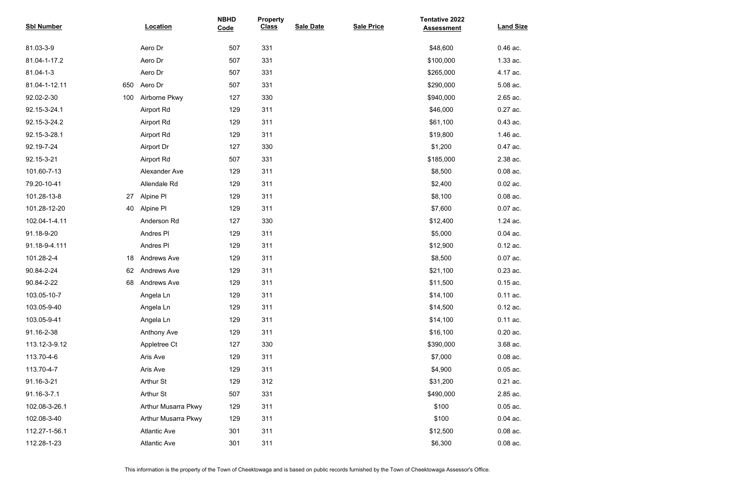| Sbl Number | Location | NBHD Code | Property Class | Sale Date | Sale Price | Tentative 2022 Assessment | Land Size |
|---|---|---|---|---|---|---|---|
| 81.03-3-9 | Aero Dr | 507 | 331 | | | $48,600 | 0.46 ac. |
| 81.04-1-17.2 | Aero Dr | 507 | 331 | | | $100,000 | 1.33 ac. |
| 81.04-1-3 | Aero Dr | 507 | 331 | | | $265,000 | 4.17 ac. |
| 81.04-1-12.11 | 650 Aero Dr | 507 | 331 | | | $290,000 | 5.08 ac. |
| 92.02-2-30 | 100 Airborne Pkwy | 127 | 330 | | | $940,000 | 2.65 ac. |
| 92.15-3-24.1 | Airport Rd | 129 | 311 | | | $46,000 | 0.27 ac. |
| 92.15-3-24.2 | Airport Rd | 129 | 311 | | | $61,100 | 0.43 ac. |
| 92.15-3-28.1 | Airport Rd | 129 | 311 | | | $19,800 | 1.46 ac. |
| 92.19-7-24 | Airport Dr | 127 | 330 | | | $1,200 | 0.47 ac. |
| 92.15-3-21 | Airport Rd | 507 | 331 | | | $185,000 | 2.38 ac. |
| 101.60-7-13 | Alexander Ave | 129 | 311 | | | $8,500 | 0.08 ac. |
| 79.20-10-41 | Allendale Rd | 129 | 311 | | | $2,400 | 0.02 ac. |
| 101.28-13-8 | 27 Alpine Pl | 129 | 311 | | | $8,100 | 0.08 ac. |
| 101.28-12-20 | 40 Alpine Pl | 129 | 311 | | | $7,600 | 0.07 ac. |
| 102.04-1-4.11 | Anderson Rd | 127 | 330 | | | $12,400 | 1.24 ac. |
| 91.18-9-20 | Andres Pl | 129 | 311 | | | $5,000 | 0.04 ac. |
| 91.18-9-4.111 | Andres Pl | 129 | 311 | | | $12,900 | 0.12 ac. |
| 101.28-2-4 | 18 Andrews Ave | 129 | 311 | | | $8,500 | 0.07 ac. |
| 90.84-2-24 | 62 Andrews Ave | 129 | 311 | | | $21,100 | 0.23 ac. |
| 90.84-2-22 | 68 Andrews Ave | 129 | 311 | | | $11,500 | 0.15 ac. |
| 103.05-10-7 | Angela Ln | 129 | 311 | | | $14,100 | 0.11 ac. |
| 103.05-9-40 | Angela Ln | 129 | 311 | | | $14,500 | 0.12 ac. |
| 103.05-9-41 | Angela Ln | 129 | 311 | | | $14,100 | 0.11 ac. |
| 91.16-2-38 | Anthony Ave | 129 | 311 | | | $16,100 | 0.20 ac. |
| 113.12-3-9.12 | Appletree Ct | 127 | 330 | | | $390,000 | 3.68 ac. |
| 113.70-4-6 | Aris Ave | 129 | 311 | | | $7,000 | 0.08 ac. |
| 113.70-4-7 | Aris Ave | 129 | 311 | | | $4,900 | 0.05 ac. |
| 91.16-3-21 | Arthur St | 129 | 312 | | | $31,200 | 0.21 ac. |
| 91.16-3-7.1 | Arthur St | 507 | 331 | | | $490,000 | 2.85 ac. |
| 102.08-3-26.1 | Arthur Musarra Pkwy | 129 | 311 | | | $100 | 0.05 ac. |
| 102.08-3-40 | Arthur Musarra Pkwy | 129 | 311 | | | $100 | 0.04 ac. |
| 112.27-1-56.1 | Atlantic Ave | 301 | 311 | | | $12,500 | 0.08 ac. |
| 112.28-1-23 | Atlantic Ave | 301 | 311 | | | $6,300 | 0.08 ac. |

This information is the property of the Town of Cheektowaga and is based on public records furnished by the Town of Cheektowaga Assessor's Office.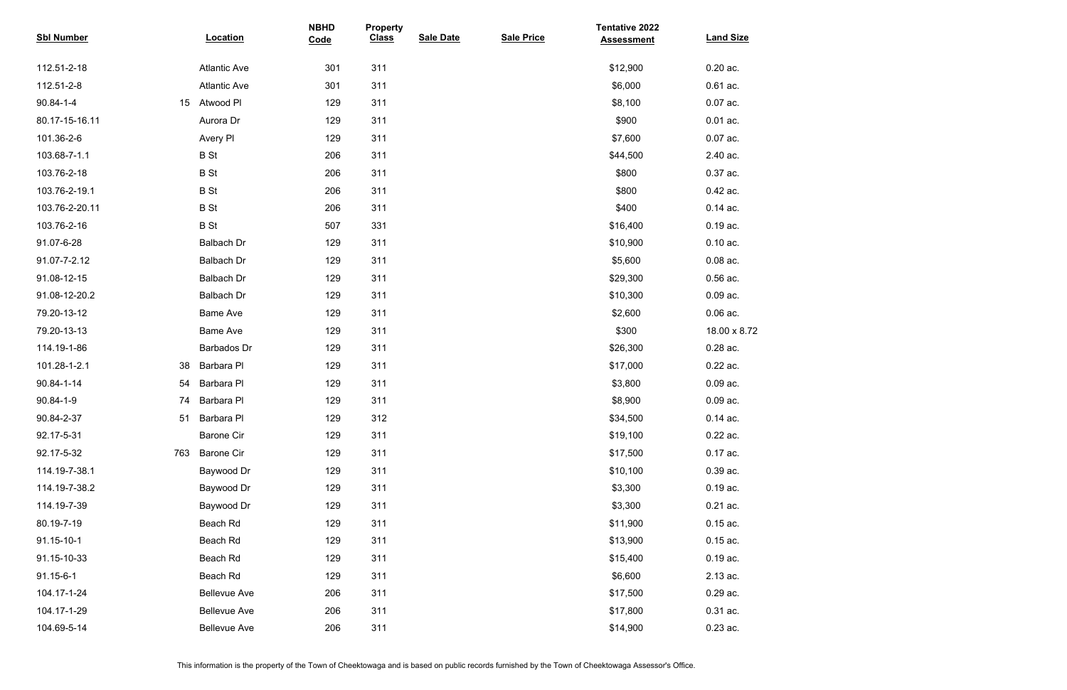| Sbl Number | Location | NBHD Code | Property Class | Sale Date | Sale Price | Tentative 2022 Assessment | Land Size |
|---|---|---|---|---|---|---|---|
| 112.51-2-18 | Atlantic Ave | 301 | 311 | | | $12,900 | 0.20 ac. |
| 112.51-2-8 | Atlantic Ave | 301 | 311 | | | $6,000 | 0.61 ac. |
| 90.84-1-4 | 15 Atwood Pl | 129 | 311 | | | $8,100 | 0.07 ac. |
| 80.17-15-16.11 | Aurora Dr | 129 | 311 | | | $900 | 0.01 ac. |
| 101.36-2-6 | Avery Pl | 129 | 311 | | | $7,600 | 0.07 ac. |
| 103.68-7-1.1 | B St | 206 | 311 | | | $44,500 | 2.40 ac. |
| 103.76-2-18 | B St | 206 | 311 | | | $800 | 0.37 ac. |
| 103.76-2-19.1 | B St | 206 | 311 | | | $800 | 0.42 ac. |
| 103.76-2-20.11 | B St | 206 | 311 | | | $400 | 0.14 ac. |
| 103.76-2-16 | B St | 507 | 331 | | | $16,400 | 0.19 ac. |
| 91.07-6-28 | Balbach Dr | 129 | 311 | | | $10,900 | 0.10 ac. |
| 91.07-7-2.12 | Balbach Dr | 129 | 311 | | | $5,600 | 0.08 ac. |
| 91.08-12-15 | Balbach Dr | 129 | 311 | | | $29,300 | 0.56 ac. |
| 91.08-12-20.2 | Balbach Dr | 129 | 311 | | | $10,300 | 0.09 ac. |
| 79.20-13-12 | Bame Ave | 129 | 311 | | | $2,600 | 0.06 ac. |
| 79.20-13-13 | Bame Ave | 129 | 311 | | | $300 | 18.00 x 8.72 |
| 114.19-1-86 | Barbados Dr | 129 | 311 | | | $26,300 | 0.28 ac. |
| 101.28-1-2.1 | 38 Barbara Pl | 129 | 311 | | | $17,000 | 0.22 ac. |
| 90.84-1-14 | 54 Barbara Pl | 129 | 311 | | | $3,800 | 0.09 ac. |
| 90.84-1-9 | 74 Barbara Pl | 129 | 311 | | | $8,900 | 0.09 ac. |
| 90.84-2-37 | 51 Barbara Pl | 129 | 312 | | | $34,500 | 0.14 ac. |
| 92.17-5-31 | Barone Cir | 129 | 311 | | | $19,100 | 0.22 ac. |
| 92.17-5-32 | 763 Barone Cir | 129 | 311 | | | $17,500 | 0.17 ac. |
| 114.19-7-38.1 | Baywood Dr | 129 | 311 | | | $10,100 | 0.39 ac. |
| 114.19-7-38.2 | Baywood Dr | 129 | 311 | | | $3,300 | 0.19 ac. |
| 114.19-7-39 | Baywood Dr | 129 | 311 | | | $3,300 | 0.21 ac. |
| 80.19-7-19 | Beach Rd | 129 | 311 | | | $11,900 | 0.15 ac. |
| 91.15-10-1 | Beach Rd | 129 | 311 | | | $13,900 | 0.15 ac. |
| 91.15-10-33 | Beach Rd | 129 | 311 | | | $15,400 | 0.19 ac. |
| 91.15-6-1 | Beach Rd | 129 | 311 | | | $6,600 | 2.13 ac. |
| 104.17-1-24 | Bellevue Ave | 206 | 311 | | | $17,500 | 0.29 ac. |
| 104.17-1-29 | Bellevue Ave | 206 | 311 | | | $17,800 | 0.31 ac. |
| 104.69-5-14 | Bellevue Ave | 206 | 311 | | | $14,900 | 0.23 ac. |

This information is the property of the Town of Cheektowaga and is based on public records furnished by the Town of Cheektowaga Assessor's Office.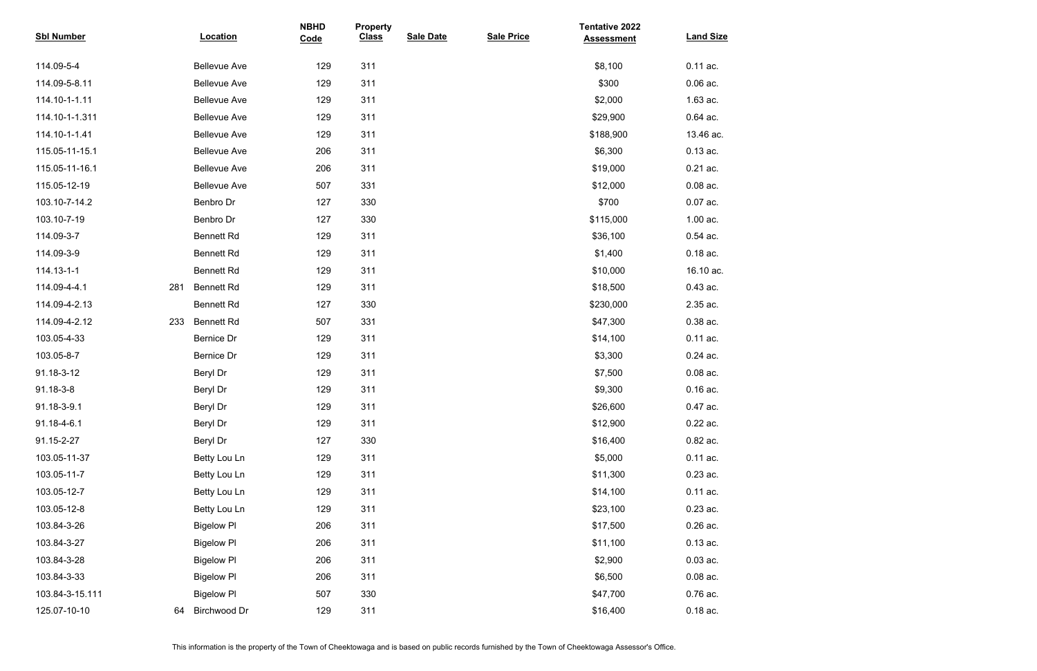| Sbl Number | Location | NBHD Code | Property Class | Sale Date | Sale Price | Tentative 2022 Assessment | Land Size |
|---|---|---|---|---|---|---|---|
| 114.09-5-4 | Bellevue Ave | 129 | 311 | | | $8,100 | 0.11 ac. |
| 114.09-5-8.11 | Bellevue Ave | 129 | 311 | | | $300 | 0.06 ac. |
| 114.10-1-1.11 | Bellevue Ave | 129 | 311 | | | $2,000 | 1.63 ac. |
| 114.10-1-1.311 | Bellevue Ave | 129 | 311 | | | $29,900 | 0.64 ac. |
| 114.10-1-1.41 | Bellevue Ave | 129 | 311 | | | $188,900 | 13.46 ac. |
| 115.05-11-15.1 | Bellevue Ave | 206 | 311 | | | $6,300 | 0.13 ac. |
| 115.05-11-16.1 | Bellevue Ave | 206 | 311 | | | $19,000 | 0.21 ac. |
| 115.05-12-19 | Bellevue Ave | 507 | 331 | | | $12,000 | 0.08 ac. |
| 103.10-7-14.2 | Benbro Dr | 127 | 330 | | | $700 | 0.07 ac. |
| 103.10-7-19 | Benbro Dr | 127 | 330 | | | $115,000 | 1.00 ac. |
| 114.09-3-7 | Bennett Rd | 129 | 311 | | | $36,100 | 0.54 ac. |
| 114.09-3-9 | Bennett Rd | 129 | 311 | | | $1,400 | 0.18 ac. |
| 114.13-1-1 | Bennett Rd | 129 | 311 | | | $10,000 | 16.10 ac. |
| 114.09-4-4.1 | 281 Bennett Rd | 129 | 311 | | | $18,500 | 0.43 ac. |
| 114.09-4-2.13 | Bennett Rd | 127 | 330 | | | $230,000 | 2.35 ac. |
| 114.09-4-2.12 | 233 Bennett Rd | 507 | 331 | | | $47,300 | 0.38 ac. |
| 103.05-4-33 | Bernice Dr | 129 | 311 | | | $14,100 | 0.11 ac. |
| 103.05-8-7 | Bernice Dr | 129 | 311 | | | $3,300 | 0.24 ac. |
| 91.18-3-12 | Beryl Dr | 129 | 311 | | | $7,500 | 0.08 ac. |
| 91.18-3-8 | Beryl Dr | 129 | 311 | | | $9,300 | 0.16 ac. |
| 91.18-3-9.1 | Beryl Dr | 129 | 311 | | | $26,600 | 0.47 ac. |
| 91.18-4-6.1 | Beryl Dr | 129 | 311 | | | $12,900 | 0.22 ac. |
| 91.15-2-27 | Beryl Dr | 127 | 330 | | | $16,400 | 0.82 ac. |
| 103.05-11-37 | Betty Lou Ln | 129 | 311 | | | $5,000 | 0.11 ac. |
| 103.05-11-7 | Betty Lou Ln | 129 | 311 | | | $11,300 | 0.23 ac. |
| 103.05-12-7 | Betty Lou Ln | 129 | 311 | | | $14,100 | 0.11 ac. |
| 103.05-12-8 | Betty Lou Ln | 129 | 311 | | | $23,100 | 0.23 ac. |
| 103.84-3-26 | Bigelow Pl | 206 | 311 | | | $17,500 | 0.26 ac. |
| 103.84-3-27 | Bigelow Pl | 206 | 311 | | | $11,100 | 0.13 ac. |
| 103.84-3-28 | Bigelow Pl | 206 | 311 | | | $2,900 | 0.03 ac. |
| 103.84-3-33 | Bigelow Pl | 206 | 311 | | | $6,500 | 0.08 ac. |
| 103.84-3-15.111 | Bigelow Pl | 507 | 330 | | | $47,700 | 0.76 ac. |
| 125.07-10-10 | 64 Birchwood Dr | 129 | 311 | | | $16,400 | 0.18 ac. |

This information is the property of the Town of Cheektowaga and is based on public records furnished by the Town of Cheektowaga Assessor's Office.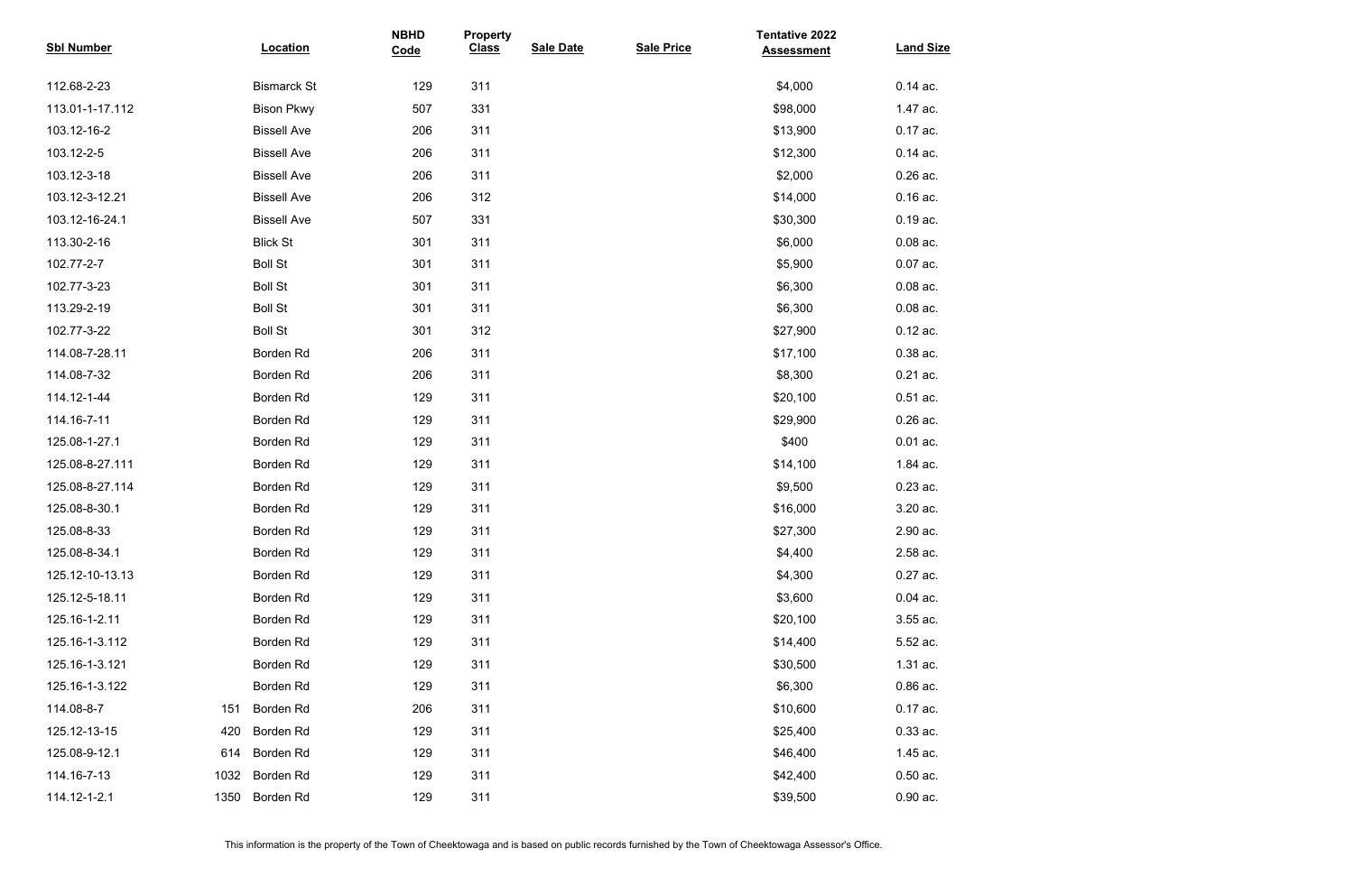| Sbl Number | Location | NBHD Code | Property Class | Sale Date | Sale Price | Tentative 2022 Assessment | Land Size |
|---|---|---|---|---|---|---|---|
| 112.68-2-23 | Bismarck St | 129 | 311 | | | $4,000 | 0.14 ac. |
| 113.01-1-17.112 | Bison Pkwy | 507 | 331 | | | $98,000 | 1.47 ac. |
| 103.12-16-2 | Bissell Ave | 206 | 311 | | | $13,900 | 0.17 ac. |
| 103.12-2-5 | Bissell Ave | 206 | 311 | | | $12,300 | 0.14 ac. |
| 103.12-3-18 | Bissell Ave | 206 | 311 | | | $2,000 | 0.26 ac. |
| 103.12-3-12.21 | Bissell Ave | 206 | 312 | | | $14,000 | 0.16 ac. |
| 103.12-16-24.1 | Bissell Ave | 507 | 331 | | | $30,300 | 0.19 ac. |
| 113.30-2-16 | Blick St | 301 | 311 | | | $6,000 | 0.08 ac. |
| 102.77-2-7 | Boll St | 301 | 311 | | | $5,900 | 0.07 ac. |
| 102.77-3-23 | Boll St | 301 | 311 | | | $6,300 | 0.08 ac. |
| 113.29-2-19 | Boll St | 301 | 311 | | | $6,300 | 0.08 ac. |
| 102.77-3-22 | Boll St | 301 | 312 | | | $27,900 | 0.12 ac. |
| 114.08-7-28.11 | Borden Rd | 206 | 311 | | | $17,100 | 0.38 ac. |
| 114.08-7-32 | Borden Rd | 206 | 311 | | | $8,300 | 0.21 ac. |
| 114.12-1-44 | Borden Rd | 129 | 311 | | | $20,100 | 0.51 ac. |
| 114.16-7-11 | Borden Rd | 129 | 311 | | | $29,900 | 0.26 ac. |
| 125.08-1-27.1 | Borden Rd | 129 | 311 | | | $400 | 0.01 ac. |
| 125.08-8-27.111 | Borden Rd | 129 | 311 | | | $14,100 | 1.84 ac. |
| 125.08-8-27.114 | Borden Rd | 129 | 311 | | | $9,500 | 0.23 ac. |
| 125.08-8-30.1 | Borden Rd | 129 | 311 | | | $16,000 | 3.20 ac. |
| 125.08-8-33 | Borden Rd | 129 | 311 | | | $27,300 | 2.90 ac. |
| 125.08-8-34.1 | Borden Rd | 129 | 311 | | | $4,400 | 2.58 ac. |
| 125.12-10-13.13 | Borden Rd | 129 | 311 | | | $4,300 | 0.27 ac. |
| 125.12-5-18.11 | Borden Rd | 129 | 311 | | | $3,600 | 0.04 ac. |
| 125.16-1-2.11 | Borden Rd | 129 | 311 | | | $20,100 | 3.55 ac. |
| 125.16-1-3.112 | Borden Rd | 129 | 311 | | | $14,400 | 5.52 ac. |
| 125.16-1-3.121 | Borden Rd | 129 | 311 | | | $30,500 | 1.31 ac. |
| 125.16-1-3.122 | Borden Rd | 129 | 311 | | | $6,300 | 0.86 ac. |
| 114.08-8-7 | 151 Borden Rd | 206 | 311 | | | $10,600 | 0.17 ac. |
| 125.12-13-15 | 420 Borden Rd | 129 | 311 | | | $25,400 | 0.33 ac. |
| 125.08-9-12.1 | 614 Borden Rd | 129 | 311 | | | $46,400 | 1.45 ac. |
| 114.16-7-13 | 1032 Borden Rd | 129 | 311 | | | $42,400 | 0.50 ac. |
| 114.12-1-2.1 | 1350 Borden Rd | 129 | 311 | | | $39,500 | 0.90 ac. |

This information is the property of the Town of Cheektowaga and is based on public records furnished by the Town of Cheektowaga Assessor's Office.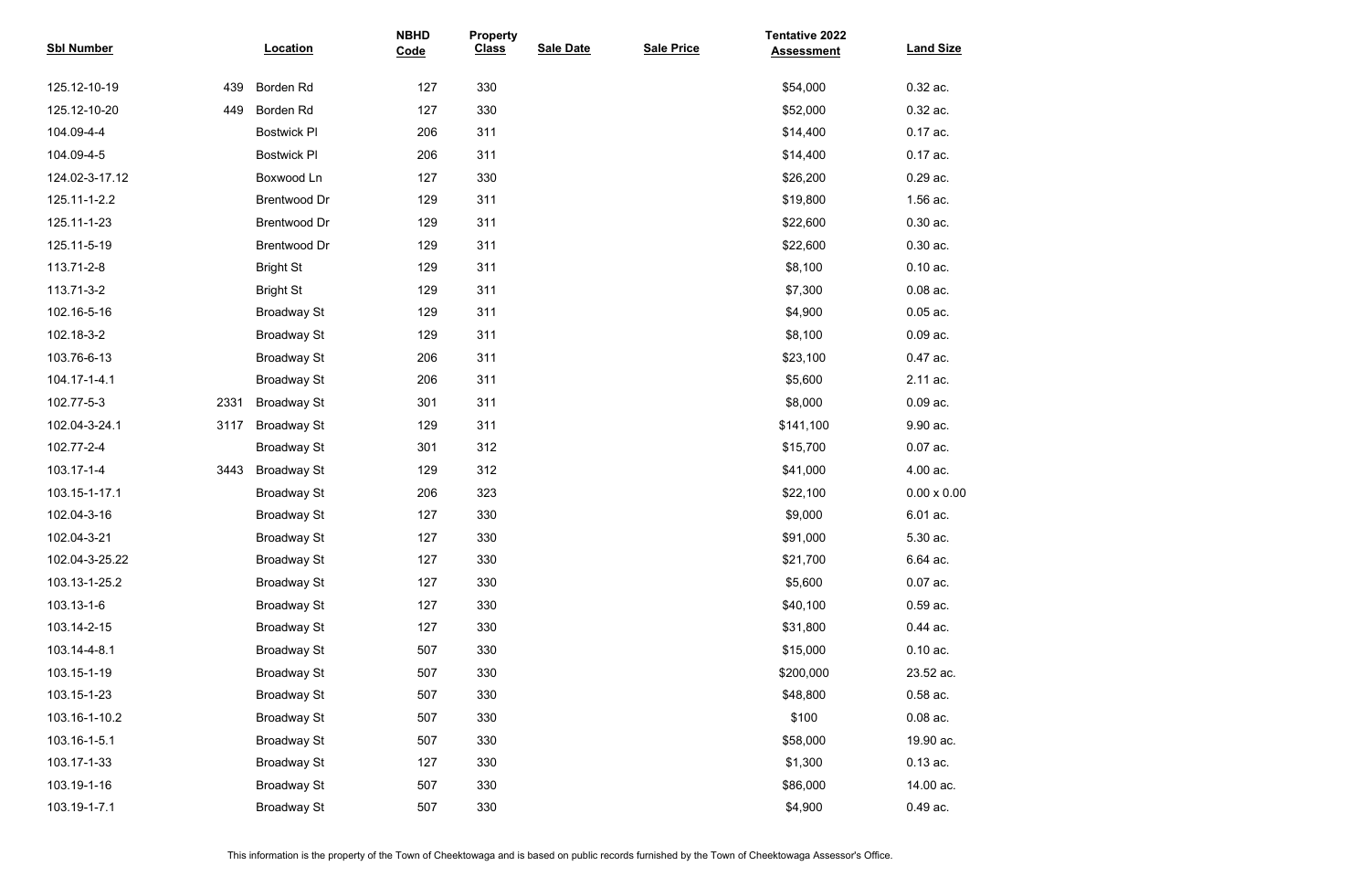| Sbl Number | Location | | NBHD Code | Property Class | Sale Date | Sale Price | Tentative 2022 Assessment | Land Size |
|---|---|---|---|---|---|---|---|---|
| 125.12-10-19 | 439 | Borden Rd | 127 | 330 | | | $54,000 | 0.32 ac. |
| 125.12-10-20 | 449 | Borden Rd | 127 | 330 | | | $52,000 | 0.32 ac. |
| 104.09-4-4 | | Bostwick Pl | 206 | 311 | | | $14,400 | 0.17 ac. |
| 104.09-4-5 | | Bostwick Pl | 206 | 311 | | | $14,400 | 0.17 ac. |
| 124.02-3-17.12 | | Boxwood Ln | 127 | 330 | | | $26,200 | 0.29 ac. |
| 125.11-1-2.2 | | Brentwood Dr | 129 | 311 | | | $19,800 | 1.56 ac. |
| 125.11-1-23 | | Brentwood Dr | 129 | 311 | | | $22,600 | 0.30 ac. |
| 125.11-5-19 | | Brentwood Dr | 129 | 311 | | | $22,600 | 0.30 ac. |
| 113.71-2-8 | | Bright St | 129 | 311 | | | $8,100 | 0.10 ac. |
| 113.71-3-2 | | Bright St | 129 | 311 | | | $7,300 | 0.08 ac. |
| 102.16-5-16 | | Broadway St | 129 | 311 | | | $4,900 | 0.05 ac. |
| 102.18-3-2 | | Broadway St | 129 | 311 | | | $8,100 | 0.09 ac. |
| 103.76-6-13 | | Broadway St | 206 | 311 | | | $23,100 | 0.47 ac. |
| 104.17-1-4.1 | | Broadway St | 206 | 311 | | | $5,600 | 2.11 ac. |
| 102.77-5-3 | 2331 | Broadway St | 301 | 311 | | | $8,000 | 0.09 ac. |
| 102.04-3-24.1 | 3117 | Broadway St | 129 | 311 | | | $141,100 | 9.90 ac. |
| 102.77-2-4 | | Broadway St | 301 | 312 | | | $15,700 | 0.07 ac. |
| 103.17-1-4 | 3443 | Broadway St | 129 | 312 | | | $41,000 | 4.00 ac. |
| 103.15-1-17.1 | | Broadway St | 206 | 323 | | | $22,100 | 0.00 x 0.00 |
| 102.04-3-16 | | Broadway St | 127 | 330 | | | $9,000 | 6.01 ac. |
| 102.04-3-21 | | Broadway St | 127 | 330 | | | $91,000 | 5.30 ac. |
| 102.04-3-25.22 | | Broadway St | 127 | 330 | | | $21,700 | 6.64 ac. |
| 103.13-1-25.2 | | Broadway St | 127 | 330 | | | $5,600 | 0.07 ac. |
| 103.13-1-6 | | Broadway St | 127 | 330 | | | $40,100 | 0.59 ac. |
| 103.14-2-15 | | Broadway St | 127 | 330 | | | $31,800 | 0.44 ac. |
| 103.14-4-8.1 | | Broadway St | 507 | 330 | | | $15,000 | 0.10 ac. |
| 103.15-1-19 | | Broadway St | 507 | 330 | | | $200,000 | 23.52 ac. |
| 103.15-1-23 | | Broadway St | 507 | 330 | | | $48,800 | 0.58 ac. |
| 103.16-1-10.2 | | Broadway St | 507 | 330 | | | $100 | 0.08 ac. |
| 103.16-1-5.1 | | Broadway St | 507 | 330 | | | $58,000 | 19.90 ac. |
| 103.17-1-33 | | Broadway St | 127 | 330 | | | $1,300 | 0.13 ac. |
| 103.19-1-16 | | Broadway St | 507 | 330 | | | $86,000 | 14.00 ac. |
| 103.19-1-7.1 | | Broadway St | 507 | 330 | | | $4,900 | 0.49 ac. |

This information is the property of the Town of Cheektowaga and is based on public records furnished by the Town of Cheektowaga Assessor's Office.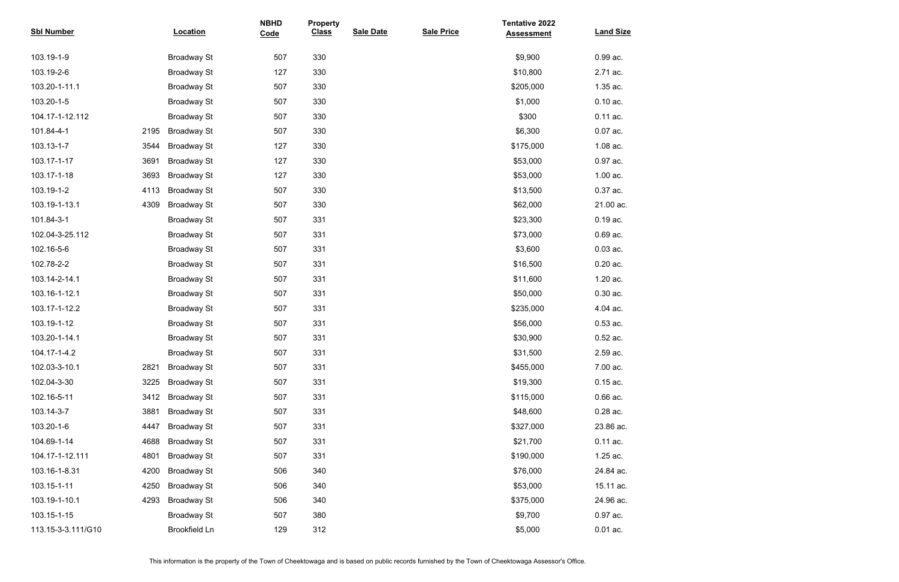| Sbl Number | | Location | NBHD Code | Property Class | Sale Date | Sale Price | Tentative 2022 Assessment | Land Size |
|---|---|---|---|---|---|---|---|---|
| 103.19-1-9 | | Broadway St | 507 | 330 | | | $9,900 | 0.99 ac. |
| 103.19-2-6 | | Broadway St | 127 | 330 | | | $10,800 | 2.71 ac. |
| 103.20-1-11.1 | | Broadway St | 507 | 330 | | | $205,000 | 1.35 ac. |
| 103.20-1-5 | | Broadway St | 507 | 330 | | | $1,000 | 0.10 ac. |
| 104.17-1-12.112 | | Broadway St | 507 | 330 | | | $300 | 0.11 ac. |
| 101.84-4-1 | 2195 | Broadway St | 507 | 330 | | | $6,300 | 0.07 ac. |
| 103.13-1-7 | 3544 | Broadway St | 127 | 330 | | | $175,000 | 1.08 ac. |
| 103.17-1-17 | 3691 | Broadway St | 127 | 330 | | | $53,000 | 0.97 ac. |
| 103.17-1-18 | 3693 | Broadway St | 127 | 330 | | | $53,000 | 1.00 ac. |
| 103.19-1-2 | 4113 | Broadway St | 507 | 330 | | | $13,500 | 0.37 ac. |
| 103.19-1-13.1 | 4309 | Broadway St | 507 | 330 | | | $62,000 | 21.00 ac. |
| 101.84-3-1 | | Broadway St | 507 | 331 | | | $23,300 | 0.19 ac. |
| 102.04-3-25.112 | | Broadway St | 507 | 331 | | | $73,000 | 0.69 ac. |
| 102.16-5-6 | | Broadway St | 507 | 331 | | | $3,600 | 0.03 ac. |
| 102.78-2-2 | | Broadway St | 507 | 331 | | | $16,500 | 0.20 ac. |
| 103.14-2-14.1 | | Broadway St | 507 | 331 | | | $11,600 | 1.20 ac. |
| 103.16-1-12.1 | | Broadway St | 507 | 331 | | | $50,000 | 0.30 ac. |
| 103.17-1-12.2 | | Broadway St | 507 | 331 | | | $235,000 | 4.04 ac. |
| 103.19-1-12 | | Broadway St | 507 | 331 | | | $56,000 | 0.53 ac. |
| 103.20-1-14.1 | | Broadway St | 507 | 331 | | | $30,900 | 0.52 ac. |
| 104.17-1-4.2 | | Broadway St | 507 | 331 | | | $31,500 | 2.59 ac. |
| 102.03-3-10.1 | 2821 | Broadway St | 507 | 331 | | | $455,000 | 7.00 ac. |
| 102.04-3-30 | 3225 | Broadway St | 507 | 331 | | | $19,300 | 0.15 ac. |
| 102.16-5-11 | 3412 | Broadway St | 507 | 331 | | | $115,000 | 0.66 ac. |
| 103.14-3-7 | 3881 | Broadway St | 507 | 331 | | | $48,600 | 0.28 ac. |
| 103.20-1-6 | 4447 | Broadway St | 507 | 331 | | | $327,000 | 23.86 ac. |
| 104.69-1-14 | 4688 | Broadway St | 507 | 331 | | | $21,700 | 0.11 ac. |
| 104.17-1-12.111 | 4801 | Broadway St | 507 | 331 | | | $190,000 | 1.25 ac. |
| 103.16-1-8.31 | 4200 | Broadway St | 506 | 340 | | | $76,000 | 24.84 ac. |
| 103.15-1-11 | 4250 | Broadway St | 506 | 340 | | | $53,000 | 15.11 ac. |
| 103.19-1-10.1 | 4293 | Broadway St | 506 | 340 | | | $375,000 | 24.96 ac. |
| 103.15-1-15 | | Broadway St | 507 | 380 | | | $9,700 | 0.97 ac. |
| 113.15-3-3.111/G10 | | Brookfield Ln | 129 | 312 | | | $5,000 | 0.01 ac. |

This information is the property of the Town of Cheektowaga and is based on public records furnished by the Town of Cheektowaga Assessor's Office.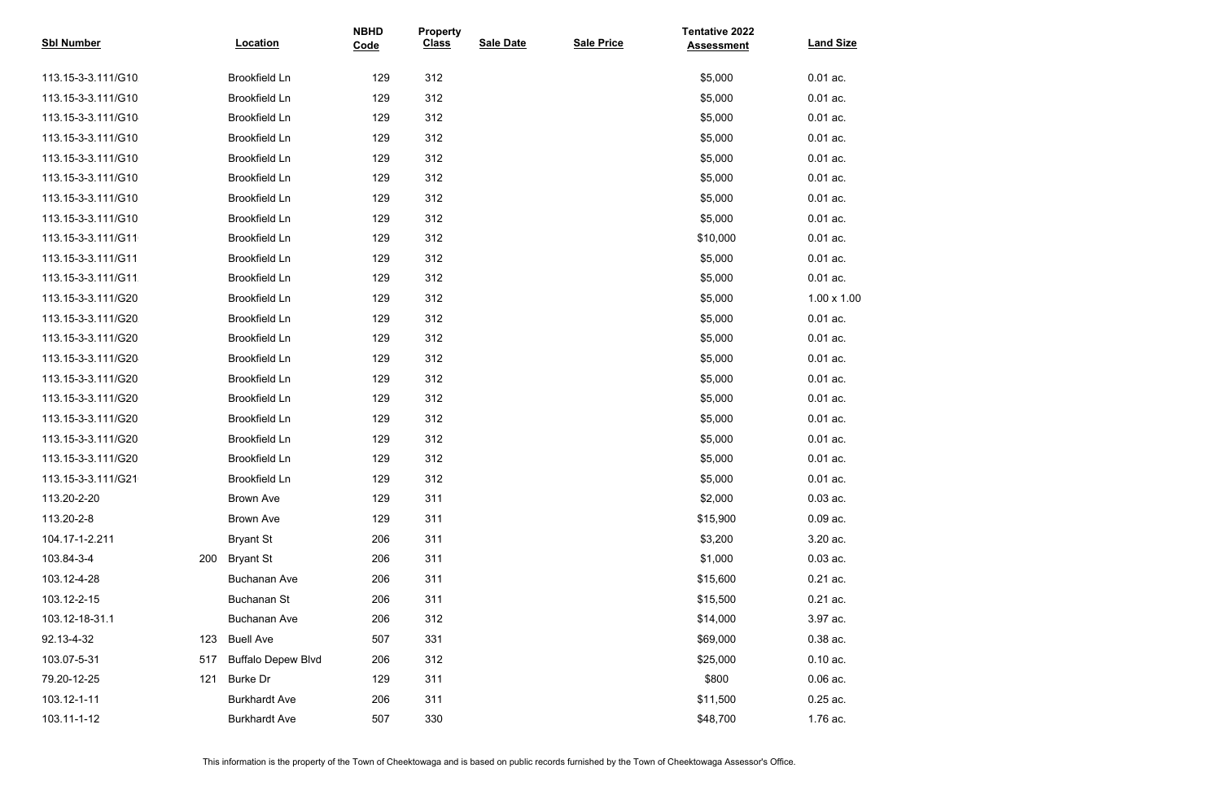| Sbl Number | | Location | NBHD Code | Property Class | Sale Date | Sale Price | Tentative 2022 Assessment | Land Size |
|---|---|---|---|---|---|---|---|---|
| 113.15-3-3.111/G10 | | Brookfield Ln | 129 | 312 | | | $5,000 | 0.01 ac. |
| 113.15-3-3.111/G10 | | Brookfield Ln | 129 | 312 | | | $5,000 | 0.01 ac. |
| 113.15-3-3.111/G10 | | Brookfield Ln | 129 | 312 | | | $5,000 | 0.01 ac. |
| 113.15-3-3.111/G10 | | Brookfield Ln | 129 | 312 | | | $5,000 | 0.01 ac. |
| 113.15-3-3.111/G10 | | Brookfield Ln | 129 | 312 | | | $5,000 | 0.01 ac. |
| 113.15-3-3.111/G10 | | Brookfield Ln | 129 | 312 | | | $5,000 | 0.01 ac. |
| 113.15-3-3.111/G10 | | Brookfield Ln | 129 | 312 | | | $5,000 | 0.01 ac. |
| 113.15-3-3.111/G10 | | Brookfield Ln | 129 | 312 | | | $5,000 | 0.01 ac. |
| 113.15-3-3.111/G11 | | Brookfield Ln | 129 | 312 | | | $10,000 | 0.01 ac. |
| 113.15-3-3.111/G11 | | Brookfield Ln | 129 | 312 | | | $5,000 | 0.01 ac. |
| 113.15-3-3.111/G11 | | Brookfield Ln | 129 | 312 | | | $5,000 | 0.01 ac. |
| 113.15-3-3.111/G20 | | Brookfield Ln | 129 | 312 | | | $5,000 | 1.00 x 1.00 |
| 113.15-3-3.111/G20 | | Brookfield Ln | 129 | 312 | | | $5,000 | 0.01 ac. |
| 113.15-3-3.111/G20 | | Brookfield Ln | 129 | 312 | | | $5,000 | 0.01 ac. |
| 113.15-3-3.111/G20 | | Brookfield Ln | 129 | 312 | | | $5,000 | 0.01 ac. |
| 113.15-3-3.111/G20 | | Brookfield Ln | 129 | 312 | | | $5,000 | 0.01 ac. |
| 113.15-3-3.111/G20 | | Brookfield Ln | 129 | 312 | | | $5,000 | 0.01 ac. |
| 113.15-3-3.111/G20 | | Brookfield Ln | 129 | 312 | | | $5,000 | 0.01 ac. |
| 113.15-3-3.111/G20 | | Brookfield Ln | 129 | 312 | | | $5,000 | 0.01 ac. |
| 113.15-3-3.111/G20 | | Brookfield Ln | 129 | 312 | | | $5,000 | 0.01 ac. |
| 113.15-3-3.111/G21 | | Brookfield Ln | 129 | 312 | | | $5,000 | 0.01 ac. |
| 113.20-2-20 | | Brown Ave | 129 | 311 | | | $2,000 | 0.03 ac. |
| 113.20-2-8 | | Brown Ave | 129 | 311 | | | $15,900 | 0.09 ac. |
| 104.17-1-2.211 | | Bryant St | 206 | 311 | | | $3,200 | 3.20 ac. |
| 103.84-3-4 | 200 | Bryant St | 206 | 311 | | | $1,000 | 0.03 ac. |
| 103.12-4-28 | | Buchanan Ave | 206 | 311 | | | $15,600 | 0.21 ac. |
| 103.12-2-15 | | Buchanan St | 206 | 311 | | | $15,500 | 0.21 ac. |
| 103.12-18-31.1 | | Buchanan Ave | 206 | 312 | | | $14,000 | 3.97 ac. |
| 92.13-4-32 | 123 | Buell Ave | 507 | 331 | | | $69,000 | 0.38 ac. |
| 103.07-5-31 | 517 | Buffalo Depew Blvd | 206 | 312 | | | $25,000 | 0.10 ac. |
| 79.20-12-25 | 121 | Burke Dr | 129 | 311 | | | $800 | 0.06 ac. |
| 103.12-1-11 | | Burkhardt Ave | 206 | 311 | | | $11,500 | 0.25 ac. |
| 103.11-1-12 | | Burkhardt Ave | 507 | 330 | | | $48,700 | 1.76 ac. |

This information is the property of the Town of Cheektowaga and is based on public records furnished by the Town of Cheektowaga Assessor's Office.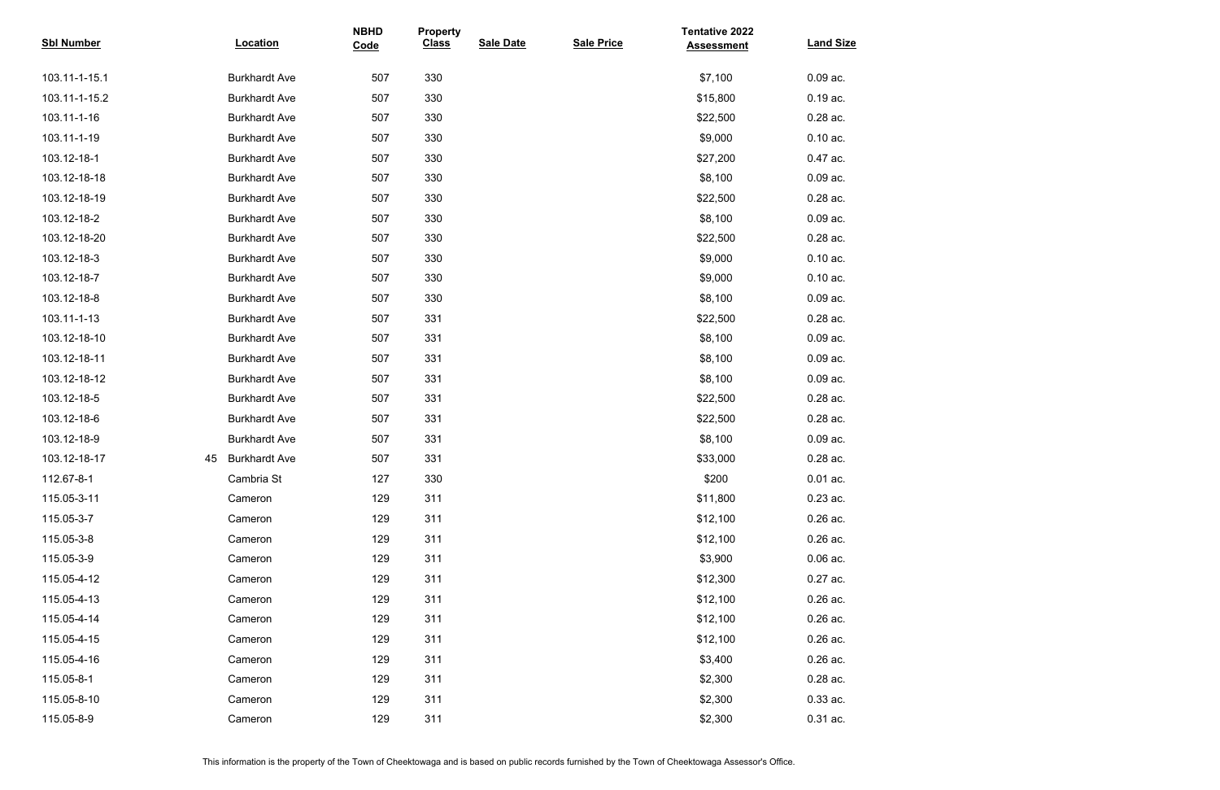| Sbl Number | Location | NBHD Code | Property Class | Sale Date | Sale Price | Tentative 2022 Assessment | Land Size |
|---|---|---|---|---|---|---|---|
| 103.11-1-15.1 | Burkhardt Ave | 507 | 330 | | | $7,100 | 0.09 ac. |
| 103.11-1-15.2 | Burkhardt Ave | 507 | 330 | | | $15,800 | 0.19 ac. |
| 103.11-1-16 | Burkhardt Ave | 507 | 330 | | | $22,500 | 0.28 ac. |
| 103.11-1-19 | Burkhardt Ave | 507 | 330 | | | $9,000 | 0.10 ac. |
| 103.12-18-1 | Burkhardt Ave | 507 | 330 | | | $27,200 | 0.47 ac. |
| 103.12-18-18 | Burkhardt Ave | 507 | 330 | | | $8,100 | 0.09 ac. |
| 103.12-18-19 | Burkhardt Ave | 507 | 330 | | | $22,500 | 0.28 ac. |
| 103.12-18-2 | Burkhardt Ave | 507 | 330 | | | $8,100 | 0.09 ac. |
| 103.12-18-20 | Burkhardt Ave | 507 | 330 | | | $22,500 | 0.28 ac. |
| 103.12-18-3 | Burkhardt Ave | 507 | 330 | | | $9,000 | 0.10 ac. |
| 103.12-18-7 | Burkhardt Ave | 507 | 330 | | | $9,000 | 0.10 ac. |
| 103.12-18-8 | Burkhardt Ave | 507 | 330 | | | $8,100 | 0.09 ac. |
| 103.11-1-13 | Burkhardt Ave | 507 | 331 | | | $22,500 | 0.28 ac. |
| 103.12-18-10 | Burkhardt Ave | 507 | 331 | | | $8,100 | 0.09 ac. |
| 103.12-18-11 | Burkhardt Ave | 507 | 331 | | | $8,100 | 0.09 ac. |
| 103.12-18-12 | Burkhardt Ave | 507 | 331 | | | $8,100 | 0.09 ac. |
| 103.12-18-5 | Burkhardt Ave | 507 | 331 | | | $22,500 | 0.28 ac. |
| 103.12-18-6 | Burkhardt Ave | 507 | 331 | | | $22,500 | 0.28 ac. |
| 103.12-18-9 | Burkhardt Ave | 507 | 331 | | | $8,100 | 0.09 ac. |
| 103.12-18-17 | 45 Burkhardt Ave | 507 | 331 | | | $33,000 | 0.28 ac. |
| 112.67-8-1 | Cambria St | 127 | 330 | | | $200 | 0.01 ac. |
| 115.05-3-11 | Cameron | 129 | 311 | | | $11,800 | 0.23 ac. |
| 115.05-3-7 | Cameron | 129 | 311 | | | $12,100 | 0.26 ac. |
| 115.05-3-8 | Cameron | 129 | 311 | | | $12,100 | 0.26 ac. |
| 115.05-3-9 | Cameron | 129 | 311 | | | $3,900 | 0.06 ac. |
| 115.05-4-12 | Cameron | 129 | 311 | | | $12,300 | 0.27 ac. |
| 115.05-4-13 | Cameron | 129 | 311 | | | $12,100 | 0.26 ac. |
| 115.05-4-14 | Cameron | 129 | 311 | | | $12,100 | 0.26 ac. |
| 115.05-4-15 | Cameron | 129 | 311 | | | $12,100 | 0.26 ac. |
| 115.05-4-16 | Cameron | 129 | 311 | | | $3,400 | 0.26 ac. |
| 115.05-8-1 | Cameron | 129 | 311 | | | $2,300 | 0.28 ac. |
| 115.05-8-10 | Cameron | 129 | 311 | | | $2,300 | 0.33 ac. |
| 115.05-8-9 | Cameron | 129 | 311 | | | $2,300 | 0.31 ac. |

This information is the property of the Town of Cheektowaga and is based on public records furnished by the Town of Cheektowaga Assessor's Office.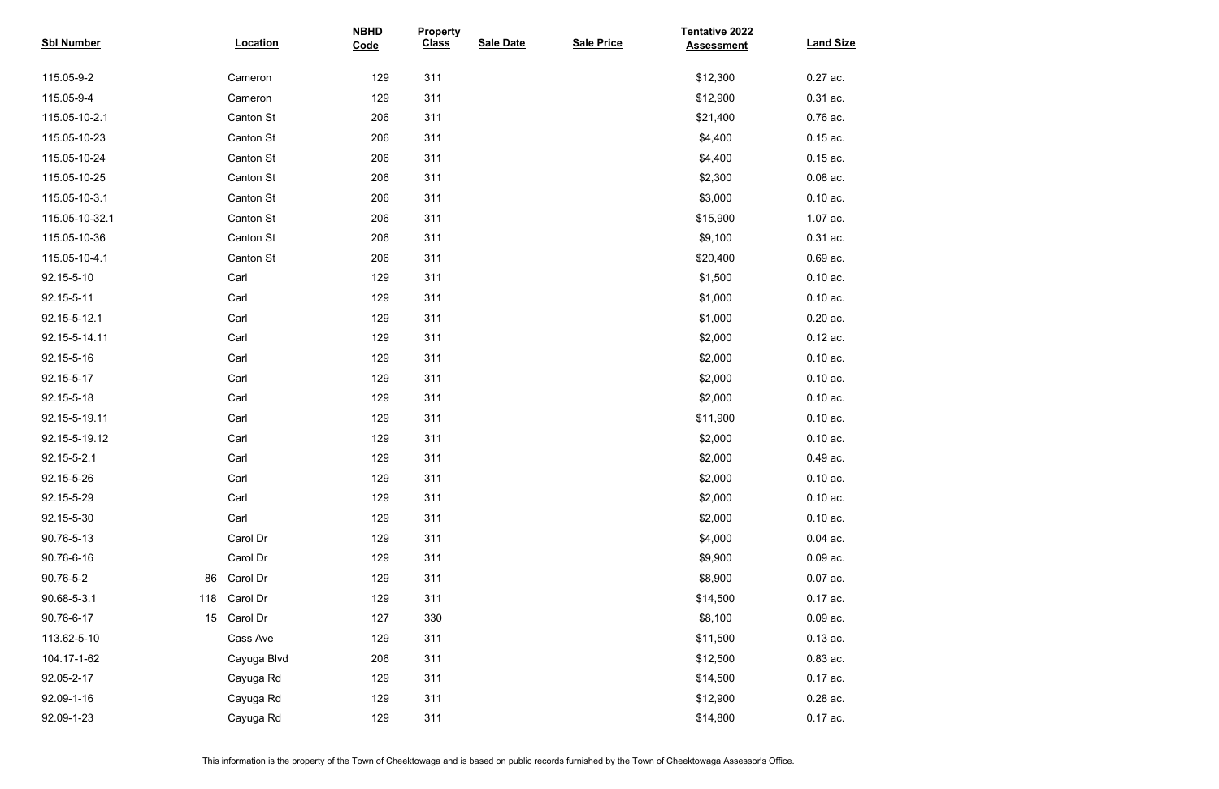| Sbl Number | Location | NBHD Code | Property Class | Sale Date | Sale Price | Tentative 2022 Assessment | Land Size |
|---|---|---|---|---|---|---|---|
| 115.05-9-2 | Cameron | 129 | 311 | | | $12,300 | 0.27 ac. |
| 115.05-9-4 | Cameron | 129 | 311 | | | $12,900 | 0.31 ac. |
| 115.05-10-2.1 | Canton St | 206 | 311 | | | $21,400 | 0.76 ac. |
| 115.05-10-23 | Canton St | 206 | 311 | | | $4,400 | 0.15 ac. |
| 115.05-10-24 | Canton St | 206 | 311 | | | $4,400 | 0.15 ac. |
| 115.05-10-25 | Canton St | 206 | 311 | | | $2,300 | 0.08 ac. |
| 115.05-10-3.1 | Canton St | 206 | 311 | | | $3,000 | 0.10 ac. |
| 115.05-10-32.1 | Canton St | 206 | 311 | | | $15,900 | 1.07 ac. |
| 115.05-10-36 | Canton St | 206 | 311 | | | $9,100 | 0.31 ac. |
| 115.05-10-4.1 | Canton St | 206 | 311 | | | $20,400 | 0.69 ac. |
| 92.15-5-10 | Carl | 129 | 311 | | | $1,500 | 0.10 ac. |
| 92.15-5-11 | Carl | 129 | 311 | | | $1,000 | 0.10 ac. |
| 92.15-5-12.1 | Carl | 129 | 311 | | | $1,000 | 0.20 ac. |
| 92.15-5-14.11 | Carl | 129 | 311 | | | $2,000 | 0.12 ac. |
| 92.15-5-16 | Carl | 129 | 311 | | | $2,000 | 0.10 ac. |
| 92.15-5-17 | Carl | 129 | 311 | | | $2,000 | 0.10 ac. |
| 92.15-5-18 | Carl | 129 | 311 | | | $2,000 | 0.10 ac. |
| 92.15-5-19.11 | Carl | 129 | 311 | | | $11,900 | 0.10 ac. |
| 92.15-5-19.12 | Carl | 129 | 311 | | | $2,000 | 0.10 ac. |
| 92.15-5-2.1 | Carl | 129 | 311 | | | $2,000 | 0.49 ac. |
| 92.15-5-26 | Carl | 129 | 311 | | | $2,000 | 0.10 ac. |
| 92.15-5-29 | Carl | 129 | 311 | | | $2,000 | 0.10 ac. |
| 92.15-5-30 | Carl | 129 | 311 | | | $2,000 | 0.10 ac. |
| 90.76-5-13 | Carol Dr | 129 | 311 | | | $4,000 | 0.04 ac. |
| 90.76-6-16 | Carol Dr | 129 | 311 | | | $9,900 | 0.09 ac. |
| 90.76-5-2 | 86 Carol Dr | 129 | 311 | | | $8,900 | 0.07 ac. |
| 90.68-5-3.1 | 118 Carol Dr | 129 | 311 | | | $14,500 | 0.17 ac. |
| 90.76-6-17 | 15 Carol Dr | 127 | 330 | | | $8,100 | 0.09 ac. |
| 113.62-5-10 | Cass Ave | 129 | 311 | | | $11,500 | 0.13 ac. |
| 104.17-1-62 | Cayuga Blvd | 206 | 311 | | | $12,500 | 0.83 ac. |
| 92.05-2-17 | Cayuga Rd | 129 | 311 | | | $14,500 | 0.17 ac. |
| 92.09-1-16 | Cayuga Rd | 129 | 311 | | | $12,900 | 0.28 ac. |
| 92.09-1-23 | Cayuga Rd | 129 | 311 | | | $14,800 | 0.17 ac. |

This information is the property of the Town of Cheektowaga and is based on public records furnished by the Town of Cheektowaga Assessor's Office.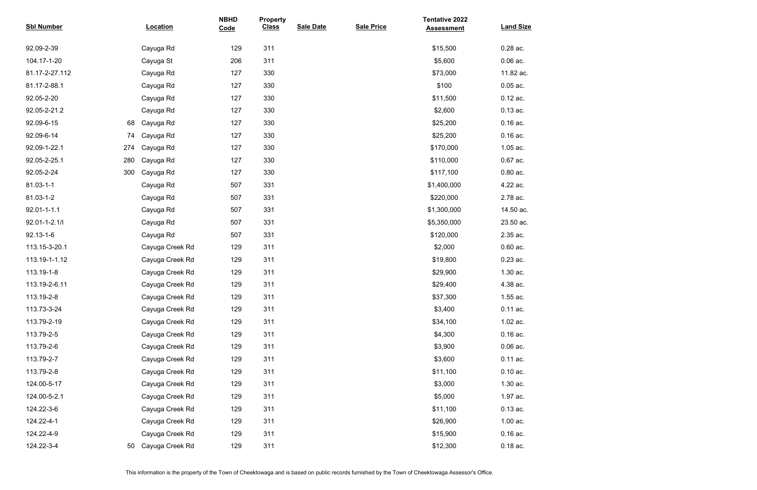| Sbl Number | Location | NBHD Code | Property Class | Sale Date | Sale Price | Tentative 2022 Assessment | Land Size |
|---|---|---|---|---|---|---|---|
| 92.09-2-39 | Cayuga Rd | 129 | 311 | | | $15,500 | 0.28 ac. |
| 104.17-1-20 | Cayuga St | 206 | 311 | | | $5,600 | 0.06 ac. |
| 81.17-2-27.112 | Cayuga Rd | 127 | 330 | | | $73,000 | 11.82 ac. |
| 81.17-2-88.1 | Cayuga Rd | 127 | 330 | | | $100 | 0.05 ac. |
| 92.05-2-20 | Cayuga Rd | 127 | 330 | | | $11,500 | 0.12 ac. |
| 92.05-2-21.2 | Cayuga Rd | 127 | 330 | | | $2,600 | 0.13 ac. |
| 92.09-6-15 | 68 Cayuga Rd | 127 | 330 | | | $25,200 | 0.16 ac. |
| 92.09-6-14 | 74 Cayuga Rd | 127 | 330 | | | $25,200 | 0.16 ac. |
| 92.09-1-22.1 | 274 Cayuga Rd | 127 | 330 | | | $170,000 | 1.05 ac. |
| 92.05-2-25.1 | 280 Cayuga Rd | 127 | 330 | | | $110,000 | 0.67 ac. |
| 92.05-2-24 | 300 Cayuga Rd | 127 | 330 | | | $117,100 | 0.80 ac. |
| 81.03-1-1 | Cayuga Rd | 507 | 331 | | | $1,400,000 | 4.22 ac. |
| 81.03-1-2 | Cayuga Rd | 507 | 331 | | | $220,000 | 2.78 ac. |
| 92.01-1-1.1 | Cayuga Rd | 507 | 331 | | | $1,300,000 | 14.50 ac. |
| 92.01-1-2.1/l | Cayuga Rd | 507 | 331 | | | $5,350,000 | 23.50 ac. |
| 92.13-1-6 | Cayuga Rd | 507 | 331 | | | $120,000 | 2.35 ac. |
| 113.15-3-20.1 | Cayuga Creek Rd | 129 | 311 | | | $2,000 | 0.60 ac. |
| 113.19-1-1.12 | Cayuga Creek Rd | 129 | 311 | | | $19,800 | 0.23 ac. |
| 113.19-1-8 | Cayuga Creek Rd | 129 | 311 | | | $29,900 | 1.30 ac. |
| 113.19-2-6.11 | Cayuga Creek Rd | 129 | 311 | | | $29,400 | 4.38 ac. |
| 113.19-2-8 | Cayuga Creek Rd | 129 | 311 | | | $37,300 | 1.55 ac. |
| 113.73-3-24 | Cayuga Creek Rd | 129 | 311 | | | $3,400 | 0.11 ac. |
| 113.79-2-19 | Cayuga Creek Rd | 129 | 311 | | | $34,100 | 1.02 ac. |
| 113.79-2-5 | Cayuga Creek Rd | 129 | 311 | | | $4,300 | 0.16 ac. |
| 113.79-2-6 | Cayuga Creek Rd | 129 | 311 | | | $3,900 | 0.06 ac. |
| 113.79-2-7 | Cayuga Creek Rd | 129 | 311 | | | $3,600 | 0.11 ac. |
| 113.79-2-8 | Cayuga Creek Rd | 129 | 311 | | | $11,100 | 0.10 ac. |
| 124.00-5-17 | Cayuga Creek Rd | 129 | 311 | | | $3,000 | 1.30 ac. |
| 124.00-5-2.1 | Cayuga Creek Rd | 129 | 311 | | | $5,000 | 1.97 ac. |
| 124.22-3-6 | Cayuga Creek Rd | 129 | 311 | | | $11,100 | 0.13 ac. |
| 124.22-4-1 | Cayuga Creek Rd | 129 | 311 | | | $26,900 | 1.00 ac. |
| 124.22-4-9 | Cayuga Creek Rd | 129 | 311 | | | $15,900 | 0.16 ac. |
| 124.22-3-4 | 50 Cayuga Creek Rd | 129 | 311 | | | $12,300 | 0.18 ac. |

This information is the property of the Town of Cheektowaga and is based on public records furnished by the Town of Cheektowaga Assessor's Office.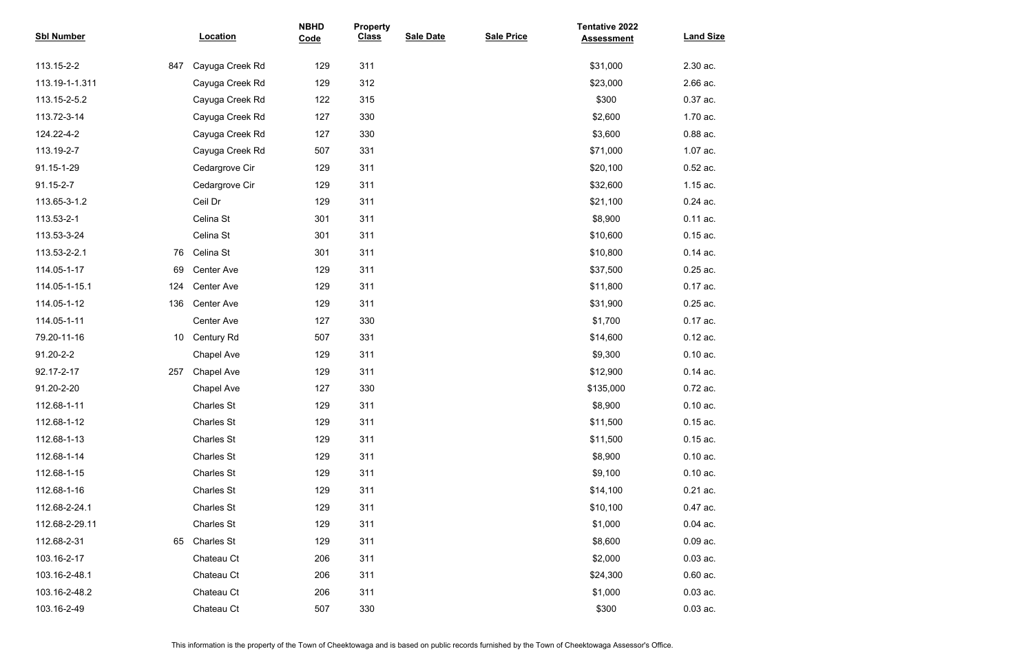| Sbl Number | Location | | NBHD Code | Property Class | Sale Date | Sale Price | Tentative 2022 Assessment | Land Size |
|---|---|---|---|---|---|---|---|---|
| 113.15-2-2 | 847 | Cayuga Creek Rd | 129 | 311 | | | $31,000 | 2.30 ac. |
| 113.19-1-1.311 | | Cayuga Creek Rd | 129 | 312 | | | $23,000 | 2.66 ac. |
| 113.15-2-5.2 | | Cayuga Creek Rd | 122 | 315 | | | $300 | 0.37 ac. |
| 113.72-3-14 | | Cayuga Creek Rd | 127 | 330 | | | $2,600 | 1.70 ac. |
| 124.22-4-2 | | Cayuga Creek Rd | 127 | 330 | | | $3,600 | 0.88 ac. |
| 113.19-2-7 | | Cayuga Creek Rd | 507 | 331 | | | $71,000 | 1.07 ac. |
| 91.15-1-29 | | Cedargrove Cir | 129 | 311 | | | $20,100 | 0.52 ac. |
| 91.15-2-7 | | Cedargrove Cir | 129 | 311 | | | $32,600 | 1.15 ac. |
| 113.65-3-1.2 | | Ceil Dr | 129 | 311 | | | $21,100 | 0.24 ac. |
| 113.53-2-1 | | Celina St | 301 | 311 | | | $8,900 | 0.11 ac. |
| 113.53-3-24 | | Celina St | 301 | 311 | | | $10,600 | 0.15 ac. |
| 113.53-2-2.1 | 76 | Celina St | 301 | 311 | | | $10,800 | 0.14 ac. |
| 114.05-1-17 | 69 | Center Ave | 129 | 311 | | | $37,500 | 0.25 ac. |
| 114.05-1-15.1 | 124 | Center Ave | 129 | 311 | | | $11,800 | 0.17 ac. |
| 114.05-1-12 | 136 | Center Ave | 129 | 311 | | | $31,900 | 0.25 ac. |
| 114.05-1-11 | | Center Ave | 127 | 330 | | | $1,700 | 0.17 ac. |
| 79.20-11-16 | 10 | Century Rd | 507 | 331 | | | $14,600 | 0.12 ac. |
| 91.20-2-2 | | Chapel Ave | 129 | 311 | | | $9,300 | 0.10 ac. |
| 92.17-2-17 | 257 | Chapel Ave | 129 | 311 | | | $12,900 | 0.14 ac. |
| 91.20-2-20 | | Chapel Ave | 127 | 330 | | | $135,000 | 0.72 ac. |
| 112.68-1-11 | | Charles St | 129 | 311 | | | $8,900 | 0.10 ac. |
| 112.68-1-12 | | Charles St | 129 | 311 | | | $11,500 | 0.15 ac. |
| 112.68-1-13 | | Charles St | 129 | 311 | | | $11,500 | 0.15 ac. |
| 112.68-1-14 | | Charles St | 129 | 311 | | | $8,900 | 0.10 ac. |
| 112.68-1-15 | | Charles St | 129 | 311 | | | $9,100 | 0.10 ac. |
| 112.68-1-16 | | Charles St | 129 | 311 | | | $14,100 | 0.21 ac. |
| 112.68-2-24.1 | | Charles St | 129 | 311 | | | $10,100 | 0.47 ac. |
| 112.68-2-29.11 | | Charles St | 129 | 311 | | | $1,000 | 0.04 ac. |
| 112.68-2-31 | 65 | Charles St | 129 | 311 | | | $8,600 | 0.09 ac. |
| 103.16-2-17 | | Chateau Ct | 206 | 311 | | | $2,000 | 0.03 ac. |
| 103.16-2-48.1 | | Chateau Ct | 206 | 311 | | | $24,300 | 0.60 ac. |
| 103.16-2-48.2 | | Chateau Ct | 206 | 311 | | | $1,000 | 0.03 ac. |
| 103.16-2-49 | | Chateau Ct | 507 | 330 | | | $300 | 0.03 ac. |

This information is the property of the Town of Cheektowaga and is based on public records furnished by the Town of Cheektowaga Assessor's Office.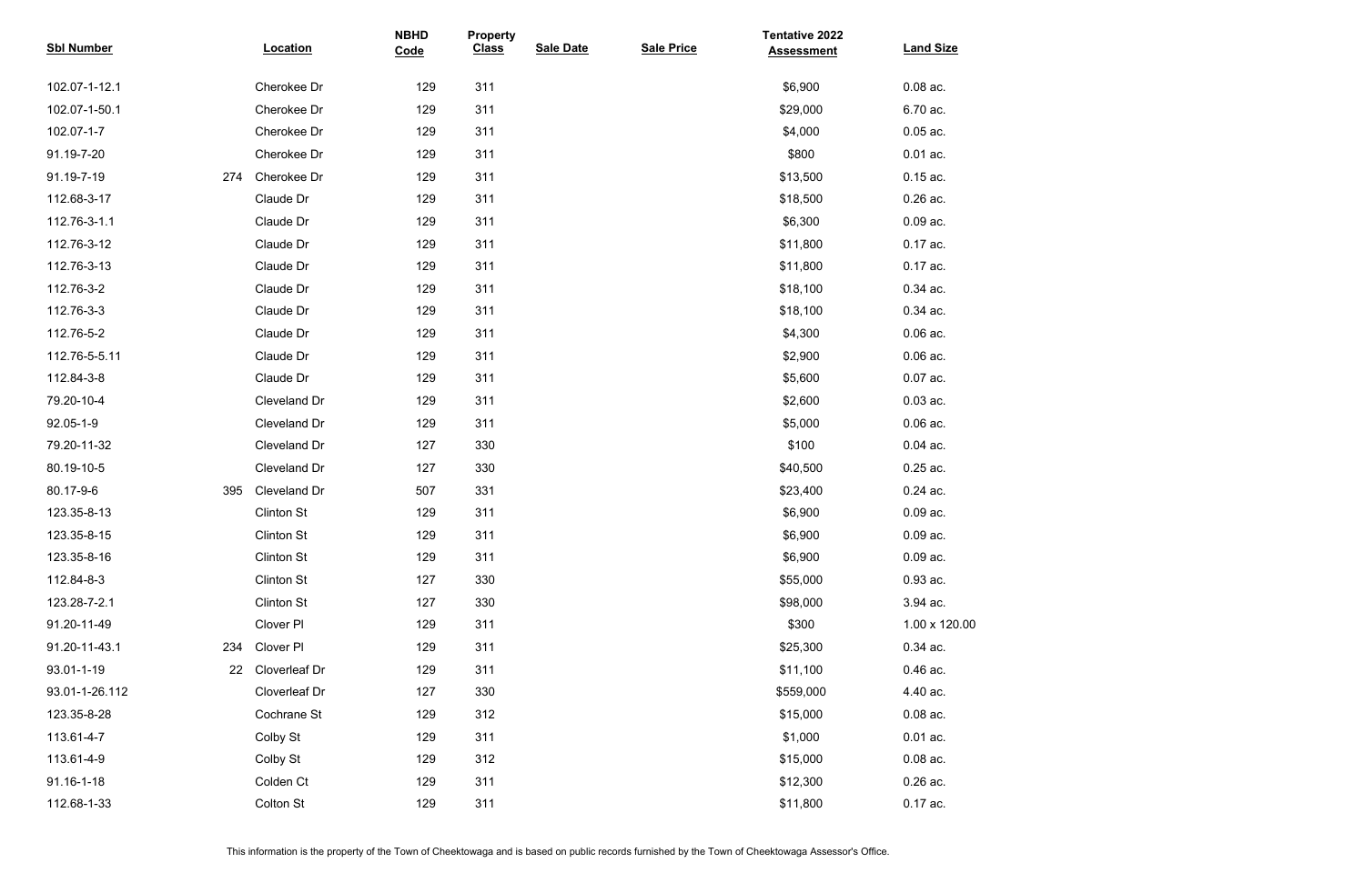| Sbl Number | Location | NBHD Code | Property Class | Sale Date | Sale Price | Tentative 2022 Assessment | Land Size |
|---|---|---|---|---|---|---|---|
| 102.07-1-12.1 | Cherokee Dr | 129 | 311 | | | $6,900 | 0.08 ac. |
| 102.07-1-50.1 | Cherokee Dr | 129 | 311 | | | $29,000 | 6.70 ac. |
| 102.07-1-7 | Cherokee Dr | 129 | 311 | | | $4,000 | 0.05 ac. |
| 91.19-7-20 | Cherokee Dr | 129 | 311 | | | $800 | 0.01 ac. |
| 91.19-7-19 | 274 Cherokee Dr | 129 | 311 | | | $13,500 | 0.15 ac. |
| 112.68-3-17 | Claude Dr | 129 | 311 | | | $18,500 | 0.26 ac. |
| 112.76-3-1.1 | Claude Dr | 129 | 311 | | | $6,300 | 0.09 ac. |
| 112.76-3-12 | Claude Dr | 129 | 311 | | | $11,800 | 0.17 ac. |
| 112.76-3-13 | Claude Dr | 129 | 311 | | | $11,800 | 0.17 ac. |
| 112.76-3-2 | Claude Dr | 129 | 311 | | | $18,100 | 0.34 ac. |
| 112.76-3-3 | Claude Dr | 129 | 311 | | | $18,100 | 0.34 ac. |
| 112.76-5-2 | Claude Dr | 129 | 311 | | | $4,300 | 0.06 ac. |
| 112.76-5-5.11 | Claude Dr | 129 | 311 | | | $2,900 | 0.06 ac. |
| 112.84-3-8 | Claude Dr | 129 | 311 | | | $5,600 | 0.07 ac. |
| 79.20-10-4 | Cleveland Dr | 129 | 311 | | | $2,600 | 0.03 ac. |
| 92.05-1-9 | Cleveland Dr | 129 | 311 | | | $5,000 | 0.06 ac. |
| 79.20-11-32 | Cleveland Dr | 127 | 330 | | | $100 | 0.04 ac. |
| 80.19-10-5 | Cleveland Dr | 127 | 330 | | | $40,500 | 0.25 ac. |
| 80.17-9-6 | 395 Cleveland Dr | 507 | 331 | | | $23,400 | 0.24 ac. |
| 123.35-8-13 | Clinton St | 129 | 311 | | | $6,900 | 0.09 ac. |
| 123.35-8-15 | Clinton St | 129 | 311 | | | $6,900 | 0.09 ac. |
| 123.35-8-16 | Clinton St | 129 | 311 | | | $6,900 | 0.09 ac. |
| 112.84-8-3 | Clinton St | 127 | 330 | | | $55,000 | 0.93 ac. |
| 123.28-7-2.1 | Clinton St | 127 | 330 | | | $98,000 | 3.94 ac. |
| 91.20-11-49 | Clover Pl | 129 | 311 | | | $300 | 1.00 x 120.00 |
| 91.20-11-43.1 | 234 Clover Pl | 129 | 311 | | | $25,300 | 0.34 ac. |
| 93.01-1-19 | 22 Cloverleaf Dr | 129 | 311 | | | $11,100 | 0.46 ac. |
| 93.01-1-26.112 | Cloverleaf Dr | 127 | 330 | | | $559,000 | 4.40 ac. |
| 123.35-8-28 | Cochrane St | 129 | 312 | | | $15,000 | 0.08 ac. |
| 113.61-4-7 | Colby St | 129 | 311 | | | $1,000 | 0.01 ac. |
| 113.61-4-9 | Colby St | 129 | 312 | | | $15,000 | 0.08 ac. |
| 91.16-1-18 | Colden Ct | 129 | 311 | | | $12,300 | 0.26 ac. |
| 112.68-1-33 | Colton St | 129 | 311 | | | $11,800 | 0.17 ac. |

This information is the property of the Town of Cheektowaga and is based on public records furnished by the Town of Cheektowaga Assessor's Office.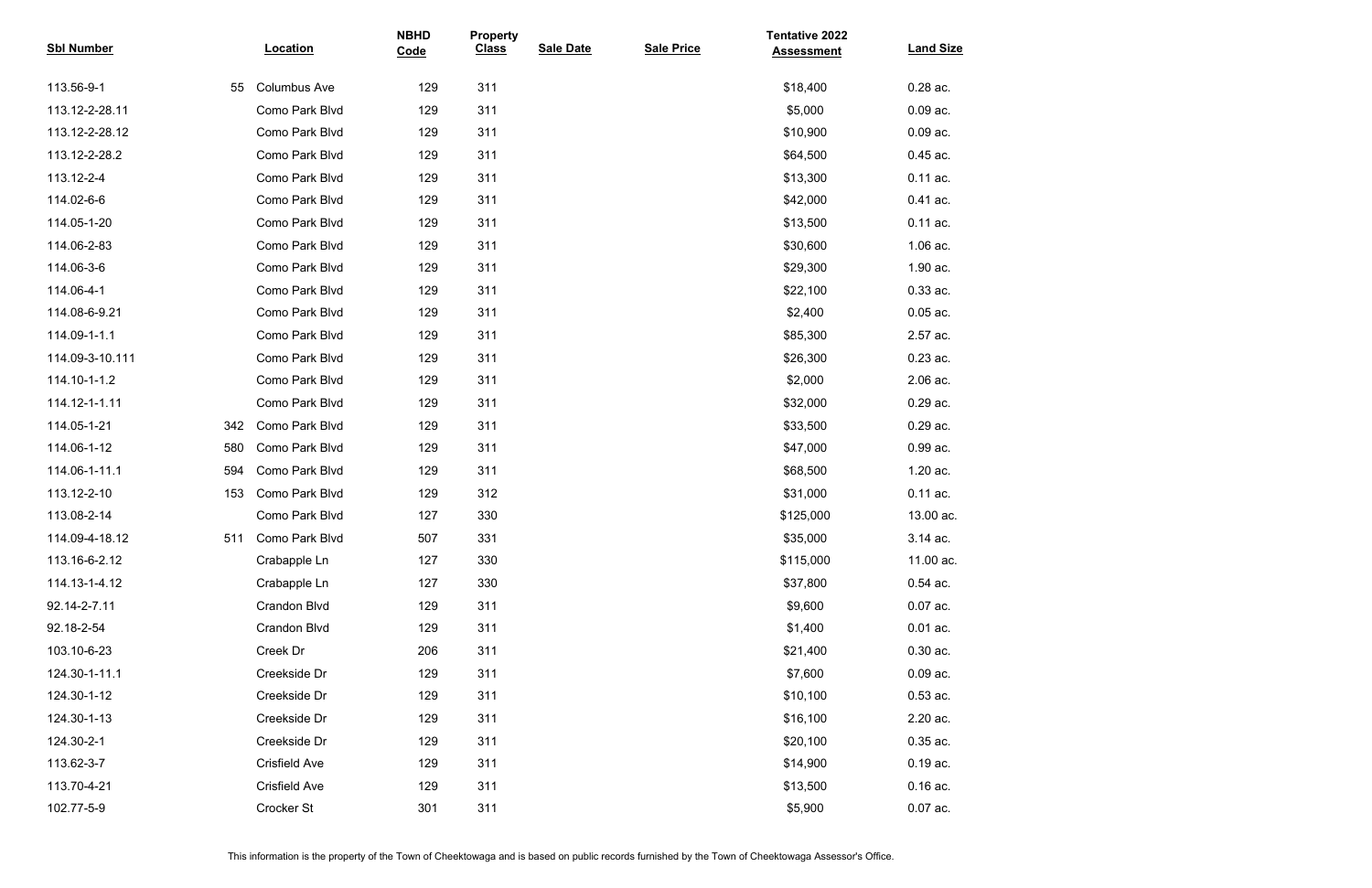| Sbl Number | Location | NBHD Code | Property Class | Sale Date | Sale Price | Tentative 2022 Assessment | Land Size |
|---|---|---|---|---|---|---|---|
| 113.56-9-1 | 55 Columbus Ave | 129 | 311 | | | $18,400 | 0.28 ac. |
| 113.12-2-28.11 | Como Park Blvd | 129 | 311 | | | $5,000 | 0.09 ac. |
| 113.12-2-28.12 | Como Park Blvd | 129 | 311 | | | $10,900 | 0.09 ac. |
| 113.12-2-28.2 | Como Park Blvd | 129 | 311 | | | $64,500 | 0.45 ac. |
| 113.12-2-4 | Como Park Blvd | 129 | 311 | | | $13,300 | 0.11 ac. |
| 114.02-6-6 | Como Park Blvd | 129 | 311 | | | $42,000 | 0.41 ac. |
| 114.05-1-20 | Como Park Blvd | 129 | 311 | | | $13,500 | 0.11 ac. |
| 114.06-2-83 | Como Park Blvd | 129 | 311 | | | $30,600 | 1.06 ac. |
| 114.06-3-6 | Como Park Blvd | 129 | 311 | | | $29,300 | 1.90 ac. |
| 114.06-4-1 | Como Park Blvd | 129 | 311 | | | $22,100 | 0.33 ac. |
| 114.08-6-9.21 | Como Park Blvd | 129 | 311 | | | $2,400 | 0.05 ac. |
| 114.09-1-1.1 | Como Park Blvd | 129 | 311 | | | $85,300 | 2.57 ac. |
| 114.09-3-10.111 | Como Park Blvd | 129 | 311 | | | $26,300 | 0.23 ac. |
| 114.10-1-1.2 | Como Park Blvd | 129 | 311 | | | $2,000 | 2.06 ac. |
| 114.12-1-1.11 | Como Park Blvd | 129 | 311 | | | $32,000 | 0.29 ac. |
| 114.05-1-21 | 342 Como Park Blvd | 129 | 311 | | | $33,500 | 0.29 ac. |
| 114.06-1-12 | 580 Como Park Blvd | 129 | 311 | | | $47,000 | 0.99 ac. |
| 114.06-1-11.1 | 594 Como Park Blvd | 129 | 311 | | | $68,500 | 1.20 ac. |
| 113.12-2-10 | 153 Como Park Blvd | 129 | 312 | | | $31,000 | 0.11 ac. |
| 113.08-2-14 | Como Park Blvd | 127 | 330 | | | $125,000 | 13.00 ac. |
| 114.09-4-18.12 | 511 Como Park Blvd | 507 | 331 | | | $35,000 | 3.14 ac. |
| 113.16-6-2.12 | Crabapple Ln | 127 | 330 | | | $115,000 | 11.00 ac. |
| 114.13-1-4.12 | Crabapple Ln | 127 | 330 | | | $37,800 | 0.54 ac. |
| 92.14-2-7.11 | Crandon Blvd | 129 | 311 | | | $9,600 | 0.07 ac. |
| 92.18-2-54 | Crandon Blvd | 129 | 311 | | | $1,400 | 0.01 ac. |
| 103.10-6-23 | Creek Dr | 206 | 311 | | | $21,400 | 0.30 ac. |
| 124.30-1-11.1 | Creekside Dr | 129 | 311 | | | $7,600 | 0.09 ac. |
| 124.30-1-12 | Creekside Dr | 129 | 311 | | | $10,100 | 0.53 ac. |
| 124.30-1-13 | Creekside Dr | 129 | 311 | | | $16,100 | 2.20 ac. |
| 124.30-2-1 | Creekside Dr | 129 | 311 | | | $20,100 | 0.35 ac. |
| 113.62-3-7 | Crisfield Ave | 129 | 311 | | | $14,900 | 0.19 ac. |
| 113.70-4-21 | Crisfield Ave | 129 | 311 | | | $13,500 | 0.16 ac. |
| 102.77-5-9 | Crocker St | 301 | 311 | | | $5,900 | 0.07 ac. |

This information is the property of the Town of Cheektowaga and is based on public records furnished by the Town of Cheektowaga Assessor's Office.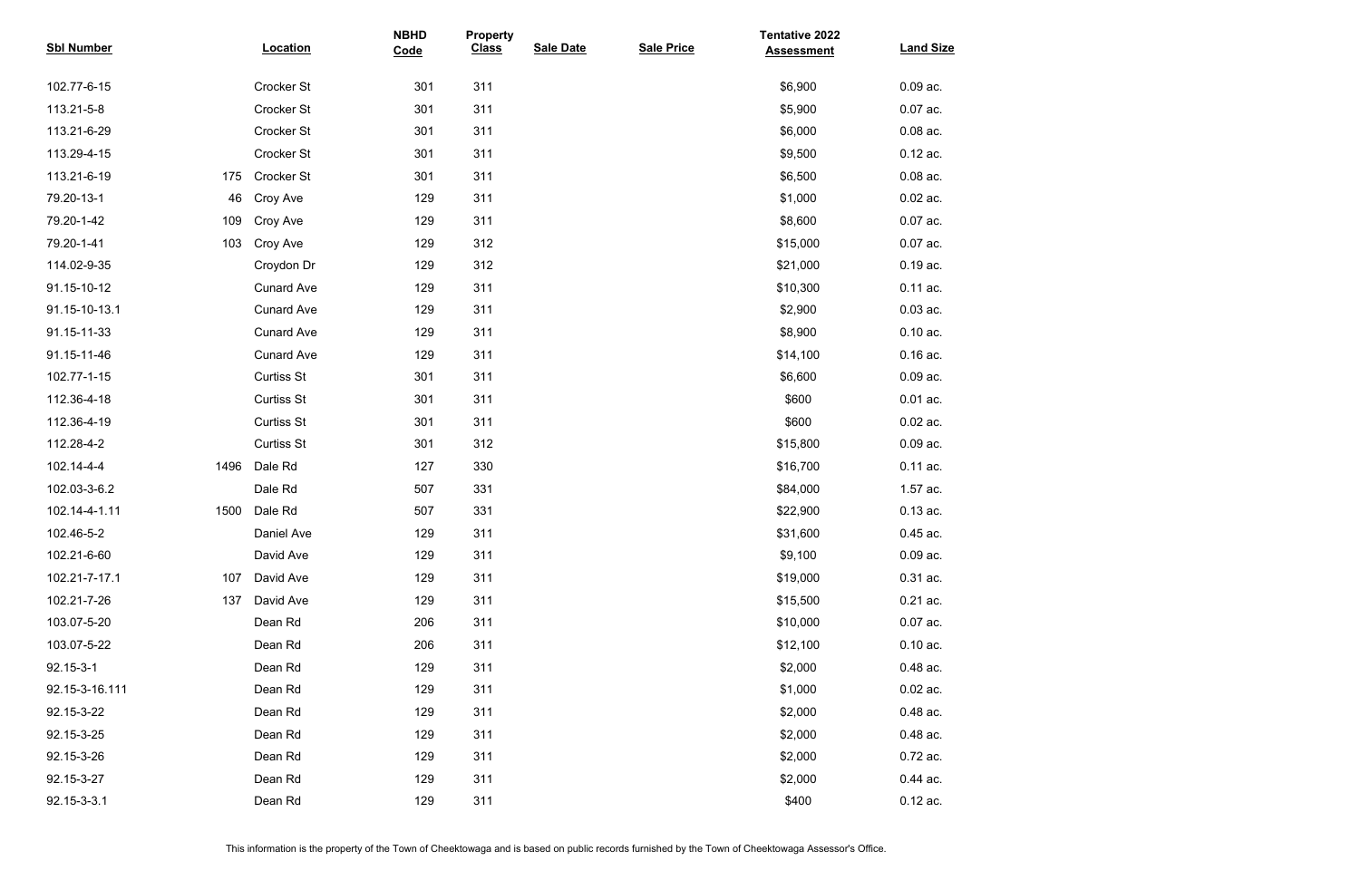| Sbl Number | | Location | NBHD Code | Property Class | Sale Date | Sale Price | Tentative 2022 Assessment | Land Size |
|---|---|---|---|---|---|---|---|---|
| 102.77-6-15 | | Crocker St | 301 | 311 | | | $6,900 | 0.09 ac. |
| 113.21-5-8 | | Crocker St | 301 | 311 | | | $5,900 | 0.07 ac. |
| 113.21-6-29 | | Crocker St | 301 | 311 | | | $6,000 | 0.08 ac. |
| 113.29-4-15 | | Crocker St | 301 | 311 | | | $9,500 | 0.12 ac. |
| 113.21-6-19 | 175 | Crocker St | 301 | 311 | | | $6,500 | 0.08 ac. |
| 79.20-13-1 | 46 | Croy Ave | 129 | 311 | | | $1,000 | 0.02 ac. |
| 79.20-1-42 | 109 | Croy Ave | 129 | 311 | | | $8,600 | 0.07 ac. |
| 79.20-1-41 | 103 | Croy Ave | 129 | 312 | | | $15,000 | 0.07 ac. |
| 114.02-9-35 | | Croydon Dr | 129 | 312 | | | $21,000 | 0.19 ac. |
| 91.15-10-12 | | Cunard Ave | 129 | 311 | | | $10,300 | 0.11 ac. |
| 91.15-10-13.1 | | Cunard Ave | 129 | 311 | | | $2,900 | 0.03 ac. |
| 91.15-11-33 | | Cunard Ave | 129 | 311 | | | $8,900 | 0.10 ac. |
| 91.15-11-46 | | Cunard Ave | 129 | 311 | | | $14,100 | 0.16 ac. |
| 102.77-1-15 | | Curtiss St | 301 | 311 | | | $6,600 | 0.09 ac. |
| 112.36-4-18 | | Curtiss St | 301 | 311 | | | $600 | 0.01 ac. |
| 112.36-4-19 | | Curtiss St | 301 | 311 | | | $600 | 0.02 ac. |
| 112.28-4-2 | | Curtiss St | 301 | 312 | | | $15,800 | 0.09 ac. |
| 102.14-4-4 | 1496 | Dale Rd | 127 | 330 | | | $16,700 | 0.11 ac. |
| 102.03-3-6.2 | | Dale Rd | 507 | 331 | | | $84,000 | 1.57 ac. |
| 102.14-4-1.11 | 1500 | Dale Rd | 507 | 331 | | | $22,900 | 0.13 ac. |
| 102.46-5-2 | | Daniel Ave | 129 | 311 | | | $31,600 | 0.45 ac. |
| 102.21-6-60 | | David Ave | 129 | 311 | | | $9,100 | 0.09 ac. |
| 102.21-7-17.1 | 107 | David Ave | 129 | 311 | | | $19,000 | 0.31 ac. |
| 102.21-7-26 | 137 | David Ave | 129 | 311 | | | $15,500 | 0.21 ac. |
| 103.07-5-20 | | Dean Rd | 206 | 311 | | | $10,000 | 0.07 ac. |
| 103.07-5-22 | | Dean Rd | 206 | 311 | | | $12,100 | 0.10 ac. |
| 92.15-3-1 | | Dean Rd | 129 | 311 | | | $2,000 | 0.48 ac. |
| 92.15-3-16.111 | | Dean Rd | 129 | 311 | | | $1,000 | 0.02 ac. |
| 92.15-3-22 | | Dean Rd | 129 | 311 | | | $2,000 | 0.48 ac. |
| 92.15-3-25 | | Dean Rd | 129 | 311 | | | $2,000 | 0.48 ac. |
| 92.15-3-26 | | Dean Rd | 129 | 311 | | | $2,000 | 0.72 ac. |
| 92.15-3-27 | | Dean Rd | 129 | 311 | | | $2,000 | 0.44 ac. |
| 92.15-3-3.1 | | Dean Rd | 129 | 311 | | | $400 | 0.12 ac. |

This information is the property of the Town of Cheektowaga and is based on public records furnished by the Town of Cheektowaga Assessor's Office.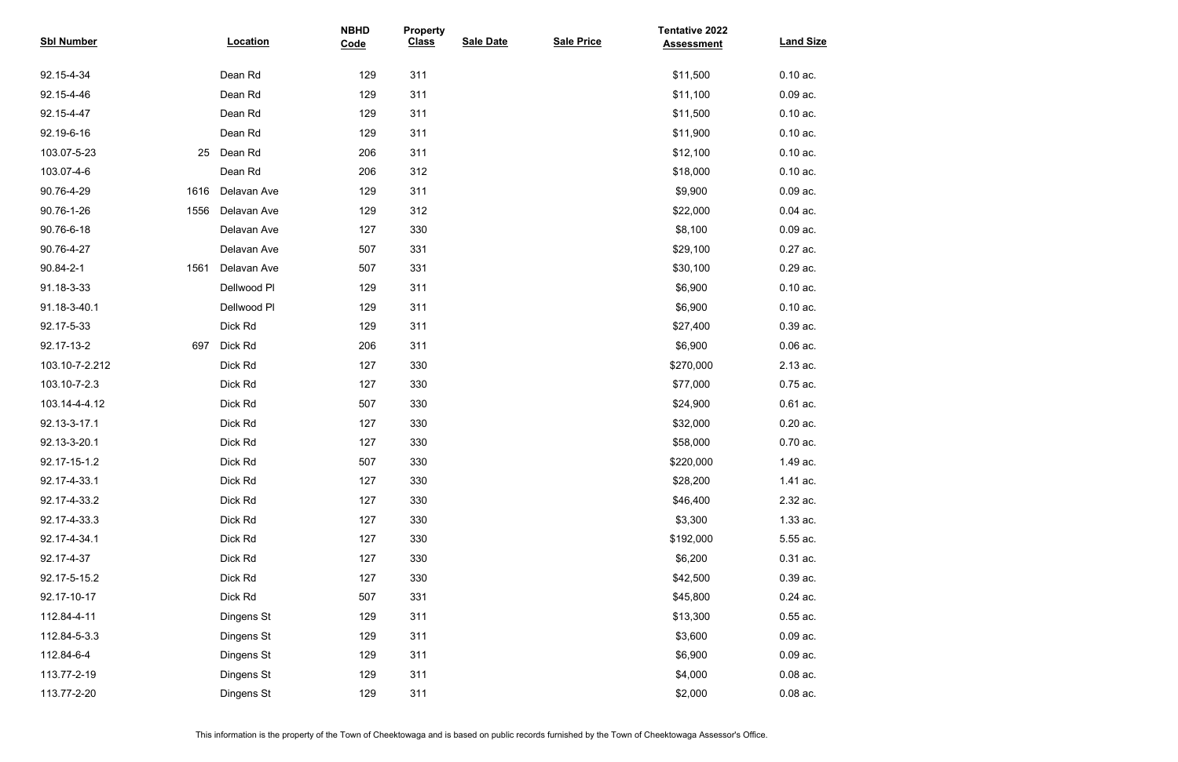| Sbl Number | | Location | NBHD Code | Property Class | Sale Date | Sale Price | Tentative 2022 Assessment | Land Size |
|---|---|---|---|---|---|---|---|---|
| 92.15-4-34 | | Dean Rd | 129 | 311 | | | $11,500 | 0.10 ac. |
| 92.15-4-46 | | Dean Rd | 129 | 311 | | | $11,100 | 0.09 ac. |
| 92.15-4-47 | | Dean Rd | 129 | 311 | | | $11,500 | 0.10 ac. |
| 92.19-6-16 | | Dean Rd | 129 | 311 | | | $11,900 | 0.10 ac. |
| 103.07-5-23 | 25 | Dean Rd | 206 | 311 | | | $12,100 | 0.10 ac. |
| 103.07-4-6 | | Dean Rd | 206 | 312 | | | $18,000 | 0.10 ac. |
| 90.76-4-29 | 1616 | Delavan Ave | 129 | 311 | | | $9,900 | 0.09 ac. |
| 90.76-1-26 | 1556 | Delavan Ave | 129 | 312 | | | $22,000 | 0.04 ac. |
| 90.76-6-18 | | Delavan Ave | 127 | 330 | | | $8,100 | 0.09 ac. |
| 90.76-4-27 | | Delavan Ave | 507 | 331 | | | $29,100 | 0.27 ac. |
| 90.84-2-1 | 1561 | Delavan Ave | 507 | 331 | | | $30,100 | 0.29 ac. |
| 91.18-3-33 | | Dellwood Pl | 129 | 311 | | | $6,900 | 0.10 ac. |
| 91.18-3-40.1 | | Dellwood Pl | 129 | 311 | | | $6,900 | 0.10 ac. |
| 92.17-5-33 | | Dick Rd | 129 | 311 | | | $27,400 | 0.39 ac. |
| 92.17-13-2 | 697 | Dick Rd | 206 | 311 | | | $6,900 | 0.06 ac. |
| 103.10-7-2.212 | | Dick Rd | 127 | 330 | | | $270,000 | 2.13 ac. |
| 103.10-7-2.3 | | Dick Rd | 127 | 330 | | | $77,000 | 0.75 ac. |
| 103.14-4-4.12 | | Dick Rd | 507 | 330 | | | $24,900 | 0.61 ac. |
| 92.13-3-17.1 | | Dick Rd | 127 | 330 | | | $32,000 | 0.20 ac. |
| 92.13-3-20.1 | | Dick Rd | 127 | 330 | | | $58,000 | 0.70 ac. |
| 92.17-15-1.2 | | Dick Rd | 507 | 330 | | | $220,000 | 1.49 ac. |
| 92.17-4-33.1 | | Dick Rd | 127 | 330 | | | $28,200 | 1.41 ac. |
| 92.17-4-33.2 | | Dick Rd | 127 | 330 | | | $46,400 | 2.32 ac. |
| 92.17-4-33.3 | | Dick Rd | 127 | 330 | | | $3,300 | 1.33 ac. |
| 92.17-4-34.1 | | Dick Rd | 127 | 330 | | | $192,000 | 5.55 ac. |
| 92.17-4-37 | | Dick Rd | 127 | 330 | | | $6,200 | 0.31 ac. |
| 92.17-5-15.2 | | Dick Rd | 127 | 330 | | | $42,500 | 0.39 ac. |
| 92.17-10-17 | | Dick Rd | 507 | 331 | | | $45,800 | 0.24 ac. |
| 112.84-4-11 | | Dingens St | 129 | 311 | | | $13,300 | 0.55 ac. |
| 112.84-5-3.3 | | Dingens St | 129 | 311 | | | $3,600 | 0.09 ac. |
| 112.84-6-4 | | Dingens St | 129 | 311 | | | $6,900 | 0.09 ac. |
| 113.77-2-19 | | Dingens St | 129 | 311 | | | $4,000 | 0.08 ac. |
| 113.77-2-20 | | Dingens St | 129 | 311 | | | $2,000 | 0.08 ac. |

This information is the property of the Town of Cheektowaga and is based on public records furnished by the Town of Cheektowaga Assessor's Office.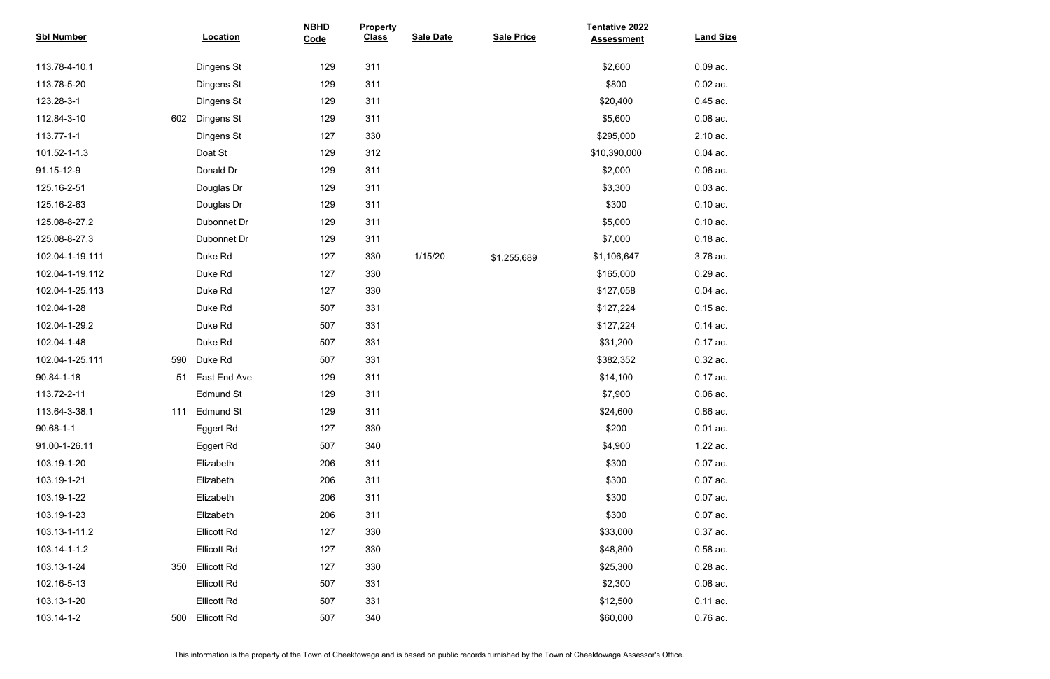| Sbl Number | Location | NBHD Code | Property Class | Sale Date | Sale Price | Tentative 2022 Assessment | Land Size |
|---|---|---|---|---|---|---|---|
| 113.78-4-10.1 | Dingens St | 129 | 311 | | | $2,600 | 0.09 ac. |
| 113.78-5-20 | Dingens St | 129 | 311 | | | $800 | 0.02 ac. |
| 123.28-3-1 | Dingens St | 129 | 311 | | | $20,400 | 0.45 ac. |
| 112.84-3-10 | 602 Dingens St | 129 | 311 | | | $5,600 | 0.08 ac. |
| 113.77-1-1 | Dingens St | 127 | 330 | | | $295,000 | 2.10 ac. |
| 101.52-1-1.3 | Doat St | 129 | 312 | | | $10,390,000 | 0.04 ac. |
| 91.15-12-9 | Donald Dr | 129 | 311 | | | $2,000 | 0.06 ac. |
| 125.16-2-51 | Douglas Dr | 129 | 311 | | | $3,300 | 0.03 ac. |
| 125.16-2-63 | Douglas Dr | 129 | 311 | | | $300 | 0.10 ac. |
| 125.08-8-27.2 | Dubonnet Dr | 129 | 311 | | | $5,000 | 0.10 ac. |
| 125.08-8-27.3 | Dubonnet Dr | 129 | 311 | | | $7,000 | 0.18 ac. |
| 102.04-1-19.111 | Duke Rd | 127 | 330 | 1/15/20 | $1,255,689 | $1,106,647 | 3.76 ac. |
| 102.04-1-19.112 | Duke Rd | 127 | 330 | | | $165,000 | 0.29 ac. |
| 102.04-1-25.113 | Duke Rd | 127 | 330 | | | $127,058 | 0.04 ac. |
| 102.04-1-28 | Duke Rd | 507 | 331 | | | $127,224 | 0.15 ac. |
| 102.04-1-29.2 | Duke Rd | 507 | 331 | | | $127,224 | 0.14 ac. |
| 102.04-1-48 | Duke Rd | 507 | 331 | | | $31,200 | 0.17 ac. |
| 102.04-1-25.111 | 590 Duke Rd | 507 | 331 | | | $382,352 | 0.32 ac. |
| 90.84-1-18 | 51 East End Ave | 129 | 311 | | | $14,100 | 0.17 ac. |
| 113.72-2-11 | Edmund St | 129 | 311 | | | $7,900 | 0.06 ac. |
| 113.64-3-38.1 | 111 Edmund St | 129 | 311 | | | $24,600 | 0.86 ac. |
| 90.68-1-1 | Eggert Rd | 127 | 330 | | | $200 | 0.01 ac. |
| 91.00-1-26.11 | Eggert Rd | 507 | 340 | | | $4,900 | 1.22 ac. |
| 103.19-1-20 | Elizabeth | 206 | 311 | | | $300 | 0.07 ac. |
| 103.19-1-21 | Elizabeth | 206 | 311 | | | $300 | 0.07 ac. |
| 103.19-1-22 | Elizabeth | 206 | 311 | | | $300 | 0.07 ac. |
| 103.19-1-23 | Elizabeth | 206 | 311 | | | $300 | 0.07 ac. |
| 103.13-1-11.2 | Ellicott Rd | 127 | 330 | | | $33,000 | 0.37 ac. |
| 103.14-1-1.2 | Ellicott Rd | 127 | 330 | | | $48,800 | 0.58 ac. |
| 103.13-1-24 | 350 Ellicott Rd | 127 | 330 | | | $25,300 | 0.28 ac. |
| 102.16-5-13 | Ellicott Rd | 507 | 331 | | | $2,300 | 0.08 ac. |
| 103.13-1-20 | Ellicott Rd | 507 | 331 | | | $12,500 | 0.11 ac. |
| 103.14-1-2 | 500 Ellicott Rd | 507 | 340 | | | $60,000 | 0.76 ac. |

This information is the property of the Town of Cheektowaga and is based on public records furnished by the Town of Cheektowaga Assessor's Office.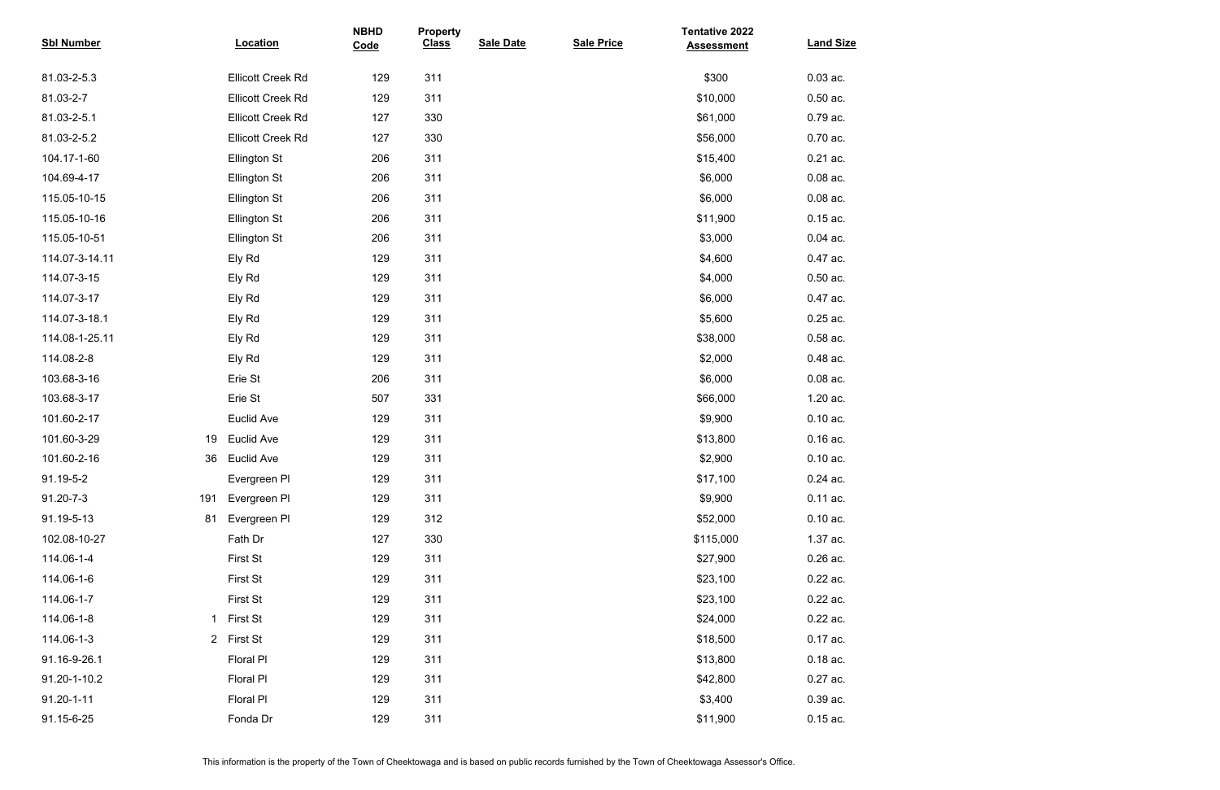| Sbl Number | Location | NBHD Code | Property Class | Sale Date | Sale Price | Tentative 2022 Assessment | Land Size |
|---|---|---|---|---|---|---|---|
| 81.03-2-5.3 | Ellicott Creek Rd | 129 | 311 | | | $300 | 0.03 ac. |
| 81.03-2-7 | Ellicott Creek Rd | 129 | 311 | | | $10,000 | 0.50 ac. |
| 81.03-2-5.1 | Ellicott Creek Rd | 127 | 330 | | | $61,000 | 0.79 ac. |
| 81.03-2-5.2 | Ellicott Creek Rd | 127 | 330 | | | $56,000 | 0.70 ac. |
| 104.17-1-60 | Ellington St | 206 | 311 | | | $15,400 | 0.21 ac. |
| 104.69-4-17 | Ellington St | 206 | 311 | | | $6,000 | 0.08 ac. |
| 115.05-10-15 | Ellington St | 206 | 311 | | | $6,000 | 0.08 ac. |
| 115.05-10-16 | Ellington St | 206 | 311 | | | $11,900 | 0.15 ac. |
| 115.05-10-51 | Ellington St | 206 | 311 | | | $3,000 | 0.04 ac. |
| 114.07-3-14.11 | Ely Rd | 129 | 311 | | | $4,600 | 0.47 ac. |
| 114.07-3-15 | Ely Rd | 129 | 311 | | | $4,000 | 0.50 ac. |
| 114.07-3-17 | Ely Rd | 129 | 311 | | | $6,000 | 0.47 ac. |
| 114.07-3-18.1 | Ely Rd | 129 | 311 | | | $5,600 | 0.25 ac. |
| 114.08-1-25.11 | Ely Rd | 129 | 311 | | | $38,000 | 0.58 ac. |
| 114.08-2-8 | Ely Rd | 129 | 311 | | | $2,000 | 0.48 ac. |
| 103.68-3-16 | Erie St | 206 | 311 | | | $6,000 | 0.08 ac. |
| 103.68-3-17 | Erie St | 507 | 331 | | | $66,000 | 1.20 ac. |
| 101.60-2-17 | Euclid Ave | 129 | 311 | | | $9,900 | 0.10 ac. |
| 101.60-3-29 | 19 Euclid Ave | 129 | 311 | | | $13,800 | 0.16 ac. |
| 101.60-2-16 | 36 Euclid Ave | 129 | 311 | | | $2,900 | 0.10 ac. |
| 91.19-5-2 | Evergreen Pl | 129 | 311 | | | $17,100 | 0.24 ac. |
| 91.20-7-3 | 191 Evergreen Pl | 129 | 311 | | | $9,900 | 0.11 ac. |
| 91.19-5-13 | 81 Evergreen Pl | 129 | 312 | | | $52,000 | 0.10 ac. |
| 102.08-10-27 | Fath Dr | 127 | 330 | | | $115,000 | 1.37 ac. |
| 114.06-1-4 | First St | 129 | 311 | | | $27,900 | 0.26 ac. |
| 114.06-1-6 | First St | 129 | 311 | | | $23,100 | 0.22 ac. |
| 114.06-1-7 | First St | 129 | 311 | | | $23,100 | 0.22 ac. |
| 114.06-1-8 | 1 First St | 129 | 311 | | | $24,000 | 0.22 ac. |
| 114.06-1-3 | 2 First St | 129 | 311 | | | $18,500 | 0.17 ac. |
| 91.16-9-26.1 | Floral Pl | 129 | 311 | | | $13,800 | 0.18 ac. |
| 91.20-1-10.2 | Floral Pl | 129 | 311 | | | $42,800 | 0.27 ac. |
| 91.20-1-11 | Floral Pl | 129 | 311 | | | $3,400 | 0.39 ac. |
| 91.15-6-25 | Fonda Dr | 129 | 311 | | | $11,900 | 0.15 ac. |

This information is the property of the Town of Cheektowaga and is based on public records furnished by the Town of Cheektowaga Assessor's Office.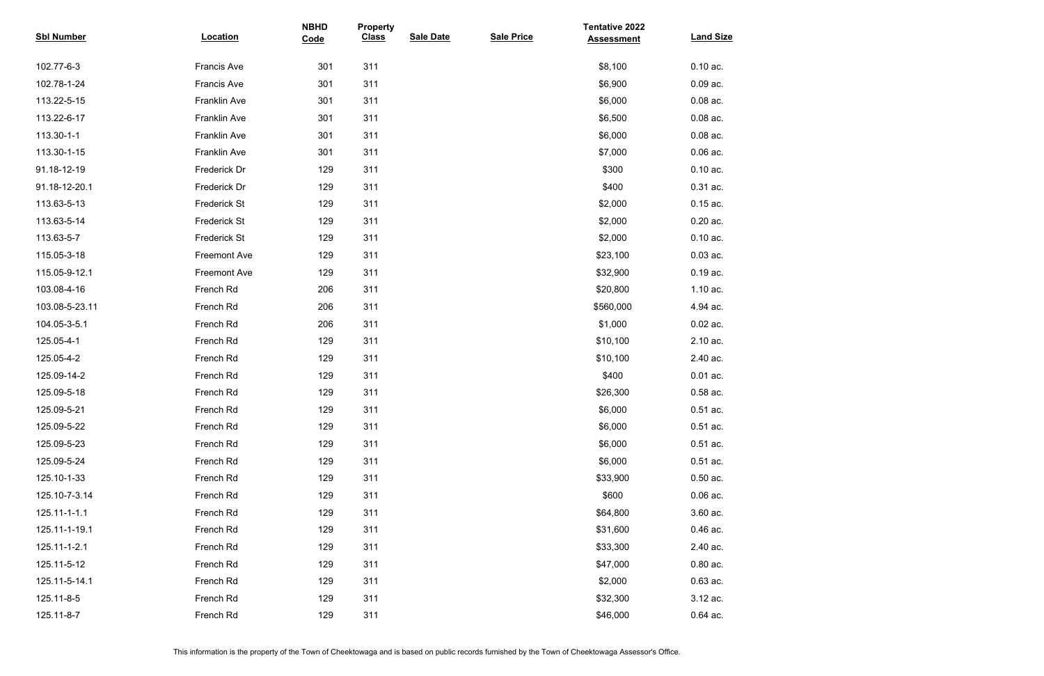| Sbl Number | Location | NBHD Code | Property Class | Sale Date | Sale Price | Tentative 2022 Assessment | Land Size |
|---|---|---|---|---|---|---|---|
| 102.77-6-3 | Francis Ave | 301 | 311 | | | $8,100 | 0.10 ac. |
| 102.78-1-24 | Francis Ave | 301 | 311 | | | $6,900 | 0.09 ac. |
| 113.22-5-15 | Franklin Ave | 301 | 311 | | | $6,000 | 0.08 ac. |
| 113.22-6-17 | Franklin Ave | 301 | 311 | | | $6,500 | 0.08 ac. |
| 113.30-1-1 | Franklin Ave | 301 | 311 | | | $6,000 | 0.08 ac. |
| 113.30-1-15 | Franklin Ave | 301 | 311 | | | $7,000 | 0.06 ac. |
| 91.18-12-19 | Frederick Dr | 129 | 311 | | | $300 | 0.10 ac. |
| 91.18-12-20.1 | Frederick Dr | 129 | 311 | | | $400 | 0.31 ac. |
| 113.63-5-13 | Frederick St | 129 | 311 | | | $2,000 | 0.15 ac. |
| 113.63-5-14 | Frederick St | 129 | 311 | | | $2,000 | 0.20 ac. |
| 113.63-5-7 | Frederick St | 129 | 311 | | | $2,000 | 0.10 ac. |
| 115.05-3-18 | Freemont Ave | 129 | 311 | | | $23,100 | 0.03 ac. |
| 115.05-9-12.1 | Freemont Ave | 129 | 311 | | | $32,900 | 0.19 ac. |
| 103.08-4-16 | French Rd | 206 | 311 | | | $20,800 | 1.10 ac. |
| 103.08-5-23.11 | French Rd | 206 | 311 | | | $560,000 | 4.94 ac. |
| 104.05-3-5.1 | French Rd | 206 | 311 | | | $1,000 | 0.02 ac. |
| 125.05-4-1 | French Rd | 129 | 311 | | | $10,100 | 2.10 ac. |
| 125.05-4-2 | French Rd | 129 | 311 | | | $10,100 | 2.40 ac. |
| 125.09-14-2 | French Rd | 129 | 311 | | | $400 | 0.01 ac. |
| 125.09-5-18 | French Rd | 129 | 311 | | | $26,300 | 0.58 ac. |
| 125.09-5-21 | French Rd | 129 | 311 | | | $6,000 | 0.51 ac. |
| 125.09-5-22 | French Rd | 129 | 311 | | | $6,000 | 0.51 ac. |
| 125.09-5-23 | French Rd | 129 | 311 | | | $6,000 | 0.51 ac. |
| 125.09-5-24 | French Rd | 129 | 311 | | | $6,000 | 0.51 ac. |
| 125.10-1-33 | French Rd | 129 | 311 | | | $33,900 | 0.50 ac. |
| 125.10-7-3.14 | French Rd | 129 | 311 | | | $600 | 0.06 ac. |
| 125.11-1-1.1 | French Rd | 129 | 311 | | | $64,800 | 3.60 ac. |
| 125.11-1-19.1 | French Rd | 129 | 311 | | | $31,600 | 0.46 ac. |
| 125.11-1-2.1 | French Rd | 129 | 311 | | | $33,300 | 2.40 ac. |
| 125.11-5-12 | French Rd | 129 | 311 | | | $47,000 | 0.80 ac. |
| 125.11-5-14.1 | French Rd | 129 | 311 | | | $2,000 | 0.63 ac. |
| 125.11-8-5 | French Rd | 129 | 311 | | | $32,300 | 3.12 ac. |
| 125.11-8-7 | French Rd | 129 | 311 | | | $46,000 | 0.64 ac. |

This information is the property of the Town of Cheektowaga and is based on public records furnished by the Town of Cheektowaga Assessor's Office.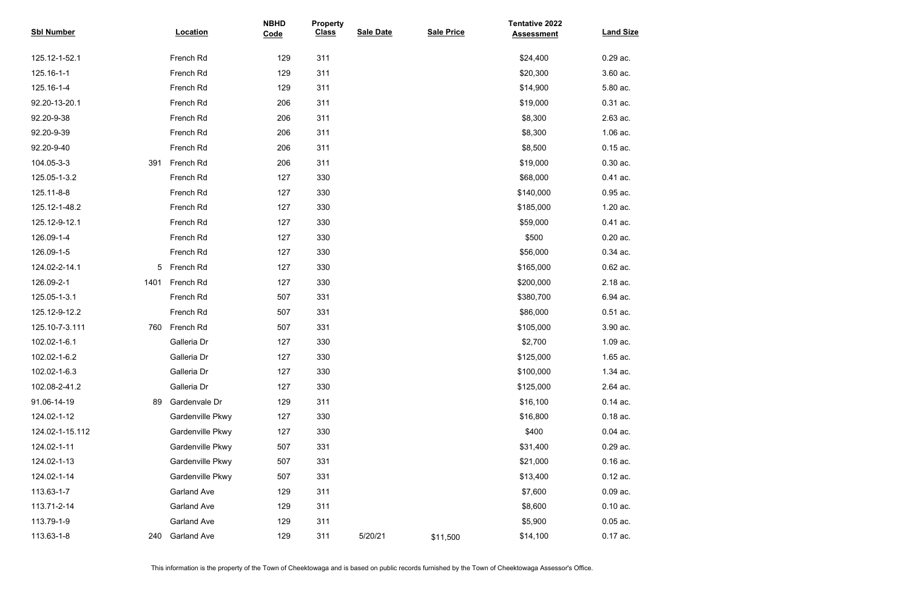| Sbl Number | Location | NBHD Code | Property Class | Sale Date | Sale Price | Tentative 2022 Assessment | Land Size |
|---|---|---|---|---|---|---|---|
| 125.12-1-52.1 | French Rd | 129 | 311 | | | $24,400 | 0.29 ac. |
| 125.16-1-1 | French Rd | 129 | 311 | | | $20,300 | 3.60 ac. |
| 125.16-1-4 | French Rd | 129 | 311 | | | $14,900 | 5.80 ac. |
| 92.20-13-20.1 | French Rd | 206 | 311 | | | $19,000 | 0.31 ac. |
| 92.20-9-38 | French Rd | 206 | 311 | | | $8,300 | 2.63 ac. |
| 92.20-9-39 | French Rd | 206 | 311 | | | $8,300 | 1.06 ac. |
| 92.20-9-40 | French Rd | 206 | 311 | | | $8,500 | 0.15 ac. |
| 104.05-3-3 | 391 French Rd | 206 | 311 | | | $19,000 | 0.30 ac. |
| 125.05-1-3.2 | French Rd | 127 | 330 | | | $68,000 | 0.41 ac. |
| 125.11-8-8 | French Rd | 127 | 330 | | | $140,000 | 0.95 ac. |
| 125.12-1-48.2 | French Rd | 127 | 330 | | | $185,000 | 1.20 ac. |
| 125.12-9-12.1 | French Rd | 127 | 330 | | | $59,000 | 0.41 ac. |
| 126.09-1-4 | French Rd | 127 | 330 | | | $500 | 0.20 ac. |
| 126.09-1-5 | French Rd | 127 | 330 | | | $56,000 | 0.34 ac. |
| 124.02-2-14.1 | 5 French Rd | 127 | 330 | | | $165,000 | 0.62 ac. |
| 126.09-2-1 | 1401 French Rd | 127 | 330 | | | $200,000 | 2.18 ac. |
| 125.05-1-3.1 | French Rd | 507 | 331 | | | $380,700 | 6.94 ac. |
| 125.12-9-12.2 | French Rd | 507 | 331 | | | $86,000 | 0.51 ac. |
| 125.10-7-3.111 | 760 French Rd | 507 | 331 | | | $105,000 | 3.90 ac. |
| 102.02-1-6.1 | Galleria Dr | 127 | 330 | | | $2,700 | 1.09 ac. |
| 102.02-1-6.2 | Galleria Dr | 127 | 330 | | | $125,000 | 1.65 ac. |
| 102.02-1-6.3 | Galleria Dr | 127 | 330 | | | $100,000 | 1.34 ac. |
| 102.08-2-41.2 | Galleria Dr | 127 | 330 | | | $125,000 | 2.64 ac. |
| 91.06-14-19 | 89 Gardenvale Dr | 129 | 311 | | | $16,100 | 0.14 ac. |
| 124.02-1-12 | Gardenville Pkwy | 127 | 330 | | | $16,800 | 0.18 ac. |
| 124.02-1-15.112 | Gardenville Pkwy | 127 | 330 | | | $400 | 0.04 ac. |
| 124.02-1-11 | Gardenville Pkwy | 507 | 331 | | | $31,400 | 0.29 ac. |
| 124.02-1-13 | Gardenville Pkwy | 507 | 331 | | | $21,000 | 0.16 ac. |
| 124.02-1-14 | Gardenville Pkwy | 507 | 331 | | | $13,400 | 0.12 ac. |
| 113.63-1-7 | Garland Ave | 129 | 311 | | | $7,600 | 0.09 ac. |
| 113.71-2-14 | Garland Ave | 129 | 311 | | | $8,600 | 0.10 ac. |
| 113.79-1-9 | Garland Ave | 129 | 311 | | | $5,900 | 0.05 ac. |
| 113.63-1-8 | 240 Garland Ave | 129 | 311 | 5/20/21 | $11,500 | $14,100 | 0.17 ac. |

This information is the property of the Town of Cheektowaga and is based on public records furnished by the Town of Cheektowaga Assessor's Office.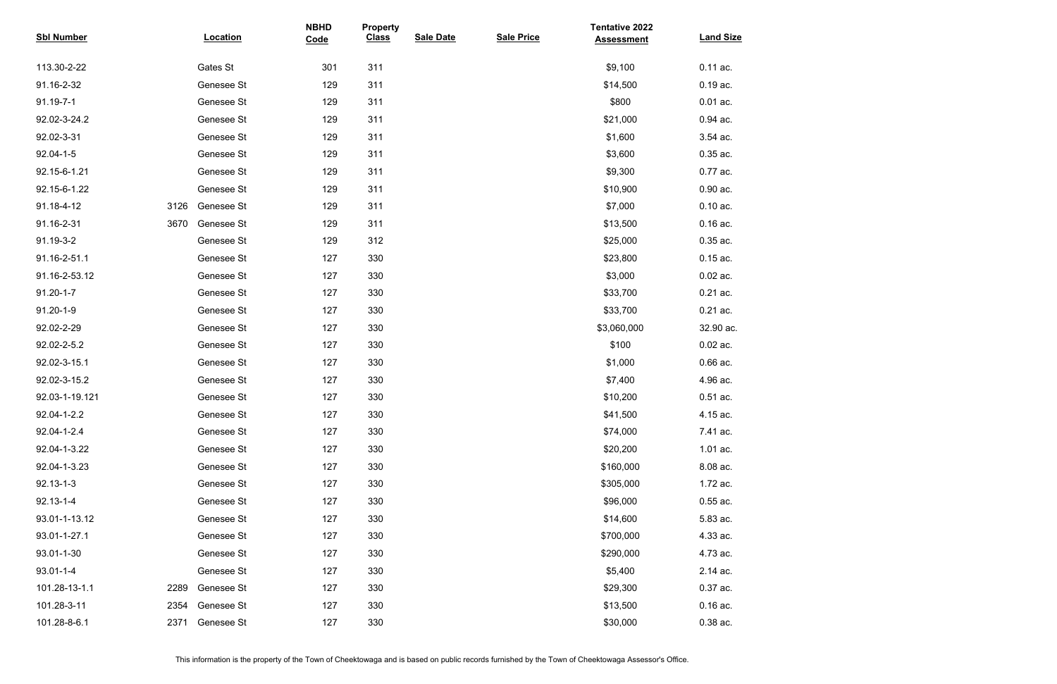| Sbl Number | Location | NBHD Code | Property Class | Sale Date | Sale Price | Tentative 2022 Assessment | Land Size |
|---|---|---|---|---|---|---|---|
| 113.30-2-22 | Gates St | 301 | 311 | | | $9,100 | 0.11 ac. |
| 91.16-2-32 | Genesee St | 129 | 311 | | | $14,500 | 0.19 ac. |
| 91.19-7-1 | Genesee St | 129 | 311 | | | $800 | 0.01 ac. |
| 92.02-3-24.2 | Genesee St | 129 | 311 | | | $21,000 | 0.94 ac. |
| 92.02-3-31 | Genesee St | 129 | 311 | | | $1,600 | 3.54 ac. |
| 92.04-1-5 | Genesee St | 129 | 311 | | | $3,600 | 0.35 ac. |
| 92.15-6-1.21 | Genesee St | 129 | 311 | | | $9,300 | 0.77 ac. |
| 92.15-6-1.22 | Genesee St | 129 | 311 | | | $10,900 | 0.90 ac. |
| 91.18-4-12 | 3126 Genesee St | 129 | 311 | | | $7,000 | 0.10 ac. |
| 91.16-2-31 | 3670 Genesee St | 129 | 311 | | | $13,500 | 0.16 ac. |
| 91.19-3-2 | Genesee St | 129 | 312 | | | $25,000 | 0.35 ac. |
| 91.16-2-51.1 | Genesee St | 127 | 330 | | | $23,800 | 0.15 ac. |
| 91.16-2-53.12 | Genesee St | 127 | 330 | | | $3,000 | 0.02 ac. |
| 91.20-1-7 | Genesee St | 127 | 330 | | | $33,700 | 0.21 ac. |
| 91.20-1-9 | Genesee St | 127 | 330 | | | $33,700 | 0.21 ac. |
| 92.02-2-29 | Genesee St | 127 | 330 | | | $3,060,000 | 32.90 ac. |
| 92.02-2-5.2 | Genesee St | 127 | 330 | | | $100 | 0.02 ac. |
| 92.02-3-15.1 | Genesee St | 127 | 330 | | | $1,000 | 0.66 ac. |
| 92.02-3-15.2 | Genesee St | 127 | 330 | | | $7,400 | 4.96 ac. |
| 92.03-1-19.121 | Genesee St | 127 | 330 | | | $10,200 | 0.51 ac. |
| 92.04-1-2.2 | Genesee St | 127 | 330 | | | $41,500 | 4.15 ac. |
| 92.04-1-2.4 | Genesee St | 127 | 330 | | | $74,000 | 7.41 ac. |
| 92.04-1-3.22 | Genesee St | 127 | 330 | | | $20,200 | 1.01 ac. |
| 92.04-1-3.23 | Genesee St | 127 | 330 | | | $160,000 | 8.08 ac. |
| 92.13-1-3 | Genesee St | 127 | 330 | | | $305,000 | 1.72 ac. |
| 92.13-1-4 | Genesee St | 127 | 330 | | | $96,000 | 0.55 ac. |
| 93.01-1-13.12 | Genesee St | 127 | 330 | | | $14,600 | 5.83 ac. |
| 93.01-1-27.1 | Genesee St | 127 | 330 | | | $700,000 | 4.33 ac. |
| 93.01-1-30 | Genesee St | 127 | 330 | | | $290,000 | 4.73 ac. |
| 93.01-1-4 | Genesee St | 127 | 330 | | | $5,400 | 2.14 ac. |
| 101.28-13-1.1 | 2289 Genesee St | 127 | 330 | | | $29,300 | 0.37 ac. |
| 101.28-3-11 | 2354 Genesee St | 127 | 330 | | | $13,500 | 0.16 ac. |
| 101.28-8-6.1 | 2371 Genesee St | 127 | 330 | | | $30,000 | 0.38 ac. |

This information is the property of the Town of Cheektowaga and is based on public records furnished by the Town of Cheektowaga Assessor's Office.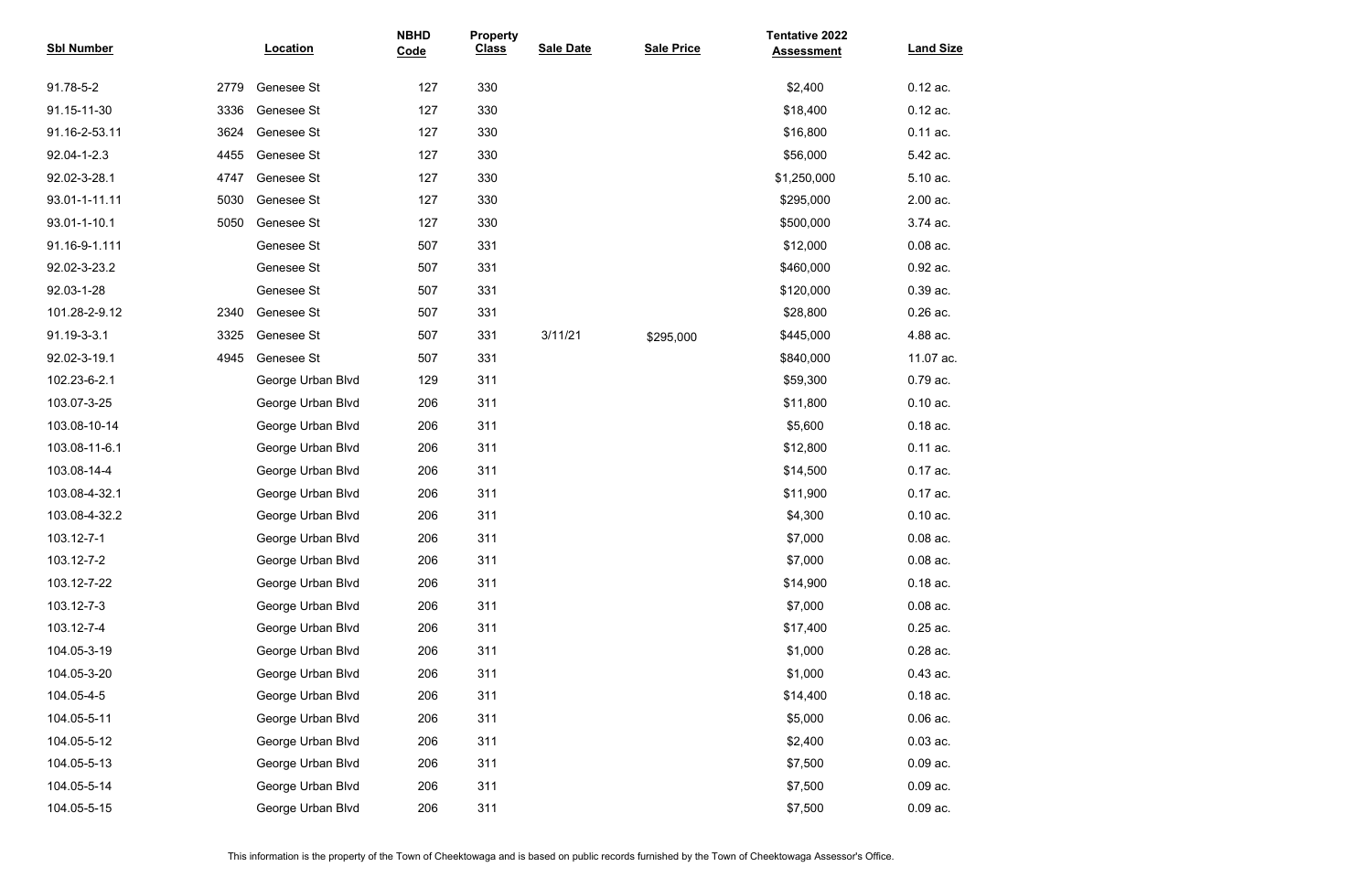| Sbl Number | Location | | NBHD Code | Property Class | Sale Date | Sale Price | Tentative 2022 Assessment | Land Size |
|---|---|---|---|---|---|---|---|---|
| 91.78-5-2 | 2779 | Genesee St | 127 | 330 | | | $2,400 | 0.12 ac. |
| 91.15-11-30 | 3336 | Genesee St | 127 | 330 | | | $18,400 | 0.12 ac. |
| 91.16-2-53.11 | 3624 | Genesee St | 127 | 330 | | | $16,800 | 0.11 ac. |
| 92.04-1-2.3 | 4455 | Genesee St | 127 | 330 | | | $56,000 | 5.42 ac. |
| 92.02-3-28.1 | 4747 | Genesee St | 127 | 330 | | | $1,250,000 | 5.10 ac. |
| 93.01-1-11.11 | 5030 | Genesee St | 127 | 330 | | | $295,000 | 2.00 ac. |
| 93.01-1-10.1 | 5050 | Genesee St | 127 | 330 | | | $500,000 | 3.74 ac. |
| 91.16-9-1.111 | | Genesee St | 507 | 331 | | | $12,000 | 0.08 ac. |
| 92.02-3-23.2 | | Genesee St | 507 | 331 | | | $460,000 | 0.92 ac. |
| 92.03-1-28 | | Genesee St | 507 | 331 | | | $120,000 | 0.39 ac. |
| 101.28-2-9.12 | 2340 | Genesee St | 507 | 331 | | | $28,800 | 0.26 ac. |
| 91.19-3-3.1 | 3325 | Genesee St | 507 | 331 | 3/11/21 | $295,000 | $445,000 | 4.88 ac. |
| 92.02-3-19.1 | 4945 | Genesee St | 507 | 331 | | | $840,000 | 11.07 ac. |
| 102.23-6-2.1 | | George Urban Blvd | 129 | 311 | | | $59,300 | 0.79 ac. |
| 103.07-3-25 | | George Urban Blvd | 206 | 311 | | | $11,800 | 0.10 ac. |
| 103.08-10-14 | | George Urban Blvd | 206 | 311 | | | $5,600 | 0.18 ac. |
| 103.08-11-6.1 | | George Urban Blvd | 206 | 311 | | | $12,800 | 0.11 ac. |
| 103.08-14-4 | | George Urban Blvd | 206 | 311 | | | $14,500 | 0.17 ac. |
| 103.08-4-32.1 | | George Urban Blvd | 206 | 311 | | | $11,900 | 0.17 ac. |
| 103.08-4-32.2 | | George Urban Blvd | 206 | 311 | | | $4,300 | 0.10 ac. |
| 103.12-7-1 | | George Urban Blvd | 206 | 311 | | | $7,000 | 0.08 ac. |
| 103.12-7-2 | | George Urban Blvd | 206 | 311 | | | $7,000 | 0.08 ac. |
| 103.12-7-22 | | George Urban Blvd | 206 | 311 | | | $14,900 | 0.18 ac. |
| 103.12-7-3 | | George Urban Blvd | 206 | 311 | | | $7,000 | 0.08 ac. |
| 103.12-7-4 | | George Urban Blvd | 206 | 311 | | | $17,400 | 0.25 ac. |
| 104.05-3-19 | | George Urban Blvd | 206 | 311 | | | $1,000 | 0.28 ac. |
| 104.05-3-20 | | George Urban Blvd | 206 | 311 | | | $1,000 | 0.43 ac. |
| 104.05-4-5 | | George Urban Blvd | 206 | 311 | | | $14,400 | 0.18 ac. |
| 104.05-5-11 | | George Urban Blvd | 206 | 311 | | | $5,000 | 0.06 ac. |
| 104.05-5-12 | | George Urban Blvd | 206 | 311 | | | $2,400 | 0.03 ac. |
| 104.05-5-13 | | George Urban Blvd | 206 | 311 | | | $7,500 | 0.09 ac. |
| 104.05-5-14 | | George Urban Blvd | 206 | 311 | | | $7,500 | 0.09 ac. |
| 104.05-5-15 | | George Urban Blvd | 206 | 311 | | | $7,500 | 0.09 ac. |

This information is the property of the Town of Cheektowaga and is based on public records furnished by the Town of Cheektowaga Assessor's Office.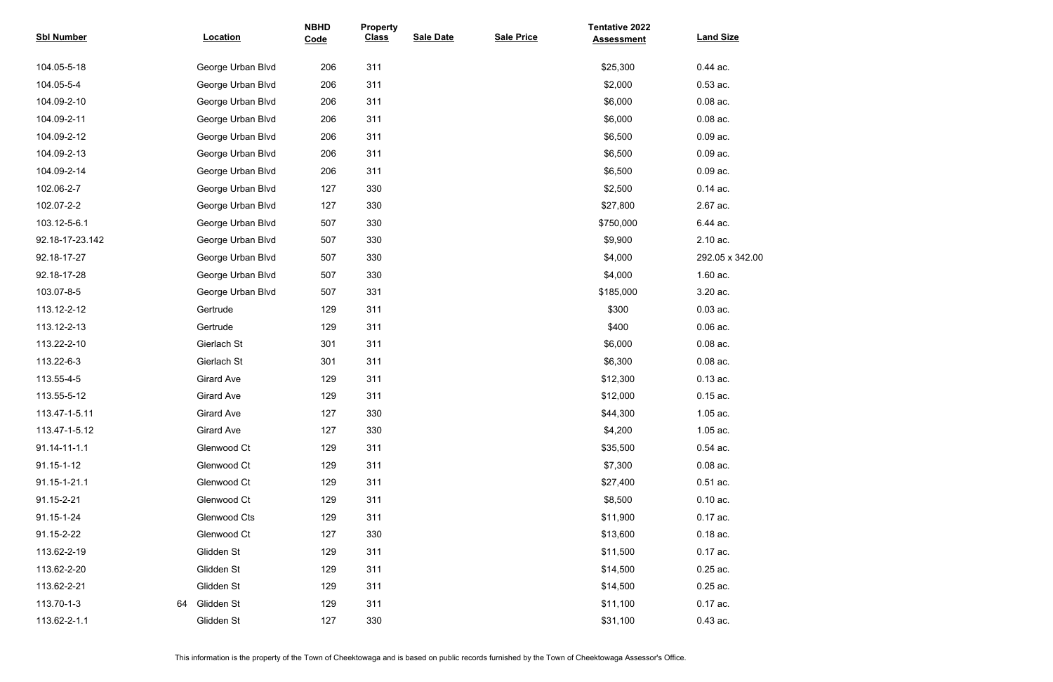| Sbl Number | Location | NBHD Code | Property Class | Sale Date | Sale Price | Tentative 2022 Assessment | Land Size |
|---|---|---|---|---|---|---|---|
| 104.05-5-18 | George Urban Blvd | 206 | 311 | | | $25,300 | 0.44 ac. |
| 104.05-5-4 | George Urban Blvd | 206 | 311 | | | $2,000 | 0.53 ac. |
| 104.09-2-10 | George Urban Blvd | 206 | 311 | | | $6,000 | 0.08 ac. |
| 104.09-2-11 | George Urban Blvd | 206 | 311 | | | $6,000 | 0.08 ac. |
| 104.09-2-12 | George Urban Blvd | 206 | 311 | | | $6,500 | 0.09 ac. |
| 104.09-2-13 | George Urban Blvd | 206 | 311 | | | $6,500 | 0.09 ac. |
| 104.09-2-14 | George Urban Blvd | 206 | 311 | | | $6,500 | 0.09 ac. |
| 102.06-2-7 | George Urban Blvd | 127 | 330 | | | $2,500 | 0.14 ac. |
| 102.07-2-2 | George Urban Blvd | 127 | 330 | | | $27,800 | 2.67 ac. |
| 103.12-5-6.1 | George Urban Blvd | 507 | 330 | | | $750,000 | 6.44 ac. |
| 92.18-17-23.142 | George Urban Blvd | 507 | 330 | | | $9,900 | 2.10 ac. |
| 92.18-17-27 | George Urban Blvd | 507 | 330 | | | $4,000 | 292.05 x 342.00 |
| 92.18-17-28 | George Urban Blvd | 507 | 330 | | | $4,000 | 1.60 ac. |
| 103.07-8-5 | George Urban Blvd | 507 | 331 | | | $185,000 | 3.20 ac. |
| 113.12-2-12 | Gertrude | 129 | 311 | | | $300 | 0.03 ac. |
| 113.12-2-13 | Gertrude | 129 | 311 | | | $400 | 0.06 ac. |
| 113.22-2-10 | Gierlach St | 301 | 311 | | | $6,000 | 0.08 ac. |
| 113.22-6-3 | Gierlach St | 301 | 311 | | | $6,300 | 0.08 ac. |
| 113.55-4-5 | Girard Ave | 129 | 311 | | | $12,300 | 0.13 ac. |
| 113.55-5-12 | Girard Ave | 129 | 311 | | | $12,000 | 0.15 ac. |
| 113.47-1-5.11 | Girard Ave | 127 | 330 | | | $44,300 | 1.05 ac. |
| 113.47-1-5.12 | Girard Ave | 127 | 330 | | | $4,200 | 1.05 ac. |
| 91.14-11-1.1 | Glenwood Ct | 129 | 311 | | | $35,500 | 0.54 ac. |
| 91.15-1-12 | Glenwood Ct | 129 | 311 | | | $7,300 | 0.08 ac. |
| 91.15-1-21.1 | Glenwood Ct | 129 | 311 | | | $27,400 | 0.51 ac. |
| 91.15-2-21 | Glenwood Ct | 129 | 311 | | | $8,500 | 0.10 ac. |
| 91.15-1-24 | Glenwood Cts | 129 | 311 | | | $11,900 | 0.17 ac. |
| 91.15-2-22 | Glenwood Ct | 127 | 330 | | | $13,600 | 0.18 ac. |
| 113.62-2-19 | Glidden St | 129 | 311 | | | $11,500 | 0.17 ac. |
| 113.62-2-20 | Glidden St | 129 | 311 | | | $14,500 | 0.25 ac. |
| 113.62-2-21 | Glidden St | 129 | 311 | | | $14,500 | 0.25 ac. |
| 113.70-1-3 | 64 Glidden St | 129 | 311 | | | $11,100 | 0.17 ac. |
| 113.62-2-1.1 | Glidden St | 127 | 330 | | | $31,100 | 0.43 ac. |

This information is the property of the Town of Cheektowaga and is based on public records furnished by the Town of Cheektowaga Assessor's Office.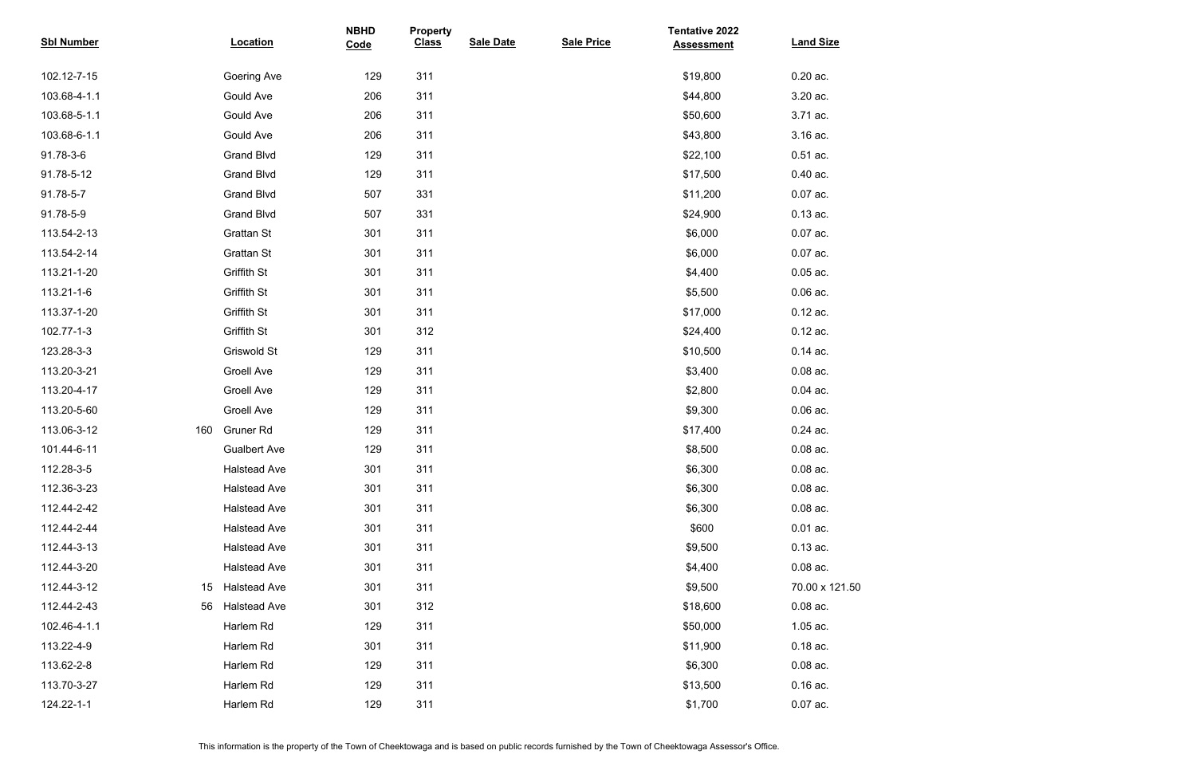| Sbl Number | Location | NBHD Code | Property Class | Sale Date | Sale Price | Tentative 2022 Assessment | Land Size |
|---|---|---|---|---|---|---|---|
| 102.12-7-15 | Goering Ave | 129 | 311 | | | $19,800 | 0.20 ac. |
| 103.68-4-1.1 | Gould Ave | 206 | 311 | | | $44,800 | 3.20 ac. |
| 103.68-5-1.1 | Gould Ave | 206 | 311 | | | $50,600 | 3.71 ac. |
| 103.68-6-1.1 | Gould Ave | 206 | 311 | | | $43,800 | 3.16 ac. |
| 91.78-3-6 | Grand Blvd | 129 | 311 | | | $22,100 | 0.51 ac. |
| 91.78-5-12 | Grand Blvd | 129 | 311 | | | $17,500 | 0.40 ac. |
| 91.78-5-7 | Grand Blvd | 507 | 331 | | | $11,200 | 0.07 ac. |
| 91.78-5-9 | Grand Blvd | 507 | 331 | | | $24,900 | 0.13 ac. |
| 113.54-2-13 | Grattan St | 301 | 311 | | | $6,000 | 0.07 ac. |
| 113.54-2-14 | Grattan St | 301 | 311 | | | $6,000 | 0.07 ac. |
| 113.21-1-20 | Griffith St | 301 | 311 | | | $4,400 | 0.05 ac. |
| 113.21-1-6 | Griffith St | 301 | 311 | | | $5,500 | 0.06 ac. |
| 113.37-1-20 | Griffith St | 301 | 311 | | | $17,000 | 0.12 ac. |
| 102.77-1-3 | Griffith St | 301 | 312 | | | $24,400 | 0.12 ac. |
| 123.28-3-3 | Griswold St | 129 | 311 | | | $10,500 | 0.14 ac. |
| 113.20-3-21 | Groell Ave | 129 | 311 | | | $3,400 | 0.08 ac. |
| 113.20-4-17 | Groell Ave | 129 | 311 | | | $2,800 | 0.04 ac. |
| 113.20-5-60 | Groell Ave | 129 | 311 | | | $9,300 | 0.06 ac. |
| 113.06-3-12 | 160 Gruner Rd | 129 | 311 | | | $17,400 | 0.24 ac. |
| 101.44-6-11 | Gualbert Ave | 129 | 311 | | | $8,500 | 0.08 ac. |
| 112.28-3-5 | Halstead Ave | 301 | 311 | | | $6,300 | 0.08 ac. |
| 112.36-3-23 | Halstead Ave | 301 | 311 | | | $6,300 | 0.08 ac. |
| 112.44-2-42 | Halstead Ave | 301 | 311 | | | $6,300 | 0.08 ac. |
| 112.44-2-44 | Halstead Ave | 301 | 311 | | | $600 | 0.01 ac. |
| 112.44-3-13 | Halstead Ave | 301 | 311 | | | $9,500 | 0.13 ac. |
| 112.44-3-20 | Halstead Ave | 301 | 311 | | | $4,400 | 0.08 ac. |
| 112.44-3-12 | 15 Halstead Ave | 301 | 311 | | | $9,500 | 70.00 x 121.50 |
| 112.44-2-43 | 56 Halstead Ave | 301 | 312 | | | $18,600 | 0.08 ac. |
| 102.46-4-1.1 | Harlem Rd | 129 | 311 | | | $50,000 | 1.05 ac. |
| 113.22-4-9 | Harlem Rd | 301 | 311 | | | $11,900 | 0.18 ac. |
| 113.62-2-8 | Harlem Rd | 129 | 311 | | | $6,300 | 0.08 ac. |
| 113.70-3-27 | Harlem Rd | 129 | 311 | | | $13,500 | 0.16 ac. |
| 124.22-1-1 | Harlem Rd | 129 | 311 | | | $1,700 | 0.07 ac. |

This information is the property of the Town of Cheektowaga and is based on public records furnished by the Town of Cheektowaga Assessor's Office.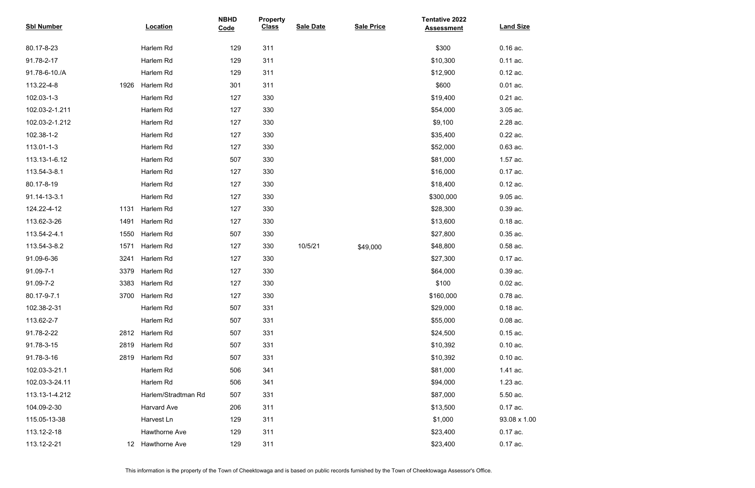| Sbl Number | Location | | NBHD Code | Property Class | Sale Date | Sale Price | Tentative 2022 Assessment | Land Size |
|---|---|---|---|---|---|---|---|---|
| 80.17-8-23 | | Harlem Rd | 129 | 311 | | | $300 | 0.16 ac. |
| 91.78-2-17 | | Harlem Rd | 129 | 311 | | | $10,300 | 0.11 ac. |
| 91.78-6-10./A | | Harlem Rd | 129 | 311 | | | $12,900 | 0.12 ac. |
| 113.22-4-8 | 1926 | Harlem Rd | 301 | 311 | | | $600 | 0.01 ac. |
| 102.03-1-3 | | Harlem Rd | 127 | 330 | | | $19,400 | 0.21 ac. |
| 102.03-2-1.211 | | Harlem Rd | 127 | 330 | | | $54,000 | 3.05 ac. |
| 102.03-2-1.212 | | Harlem Rd | 127 | 330 | | | $9,100 | 2.28 ac. |
| 102.38-1-2 | | Harlem Rd | 127 | 330 | | | $35,400 | 0.22 ac. |
| 113.01-1-3 | | Harlem Rd | 127 | 330 | | | $52,000 | 0.63 ac. |
| 113.13-1-6.12 | | Harlem Rd | 507 | 330 | | | $81,000 | 1.57 ac. |
| 113.54-3-8.1 | | Harlem Rd | 127 | 330 | | | $16,000 | 0.17 ac. |
| 80.17-8-19 | | Harlem Rd | 127 | 330 | | | $18,400 | 0.12 ac. |
| 91.14-13-3.1 | | Harlem Rd | 127 | 330 | | | $300,000 | 9.05 ac. |
| 124.22-4-12 | 1131 | Harlem Rd | 127 | 330 | | | $28,300 | 0.39 ac. |
| 113.62-3-26 | 1491 | Harlem Rd | 127 | 330 | | | $13,600 | 0.18 ac. |
| 113.54-2-4.1 | 1550 | Harlem Rd | 507 | 330 | | | $27,800 | 0.35 ac. |
| 113.54-3-8.2 | 1571 | Harlem Rd | 127 | 330 | 10/5/21 | $49,000 | $48,800 | 0.58 ac. |
| 91.09-6-36 | 3241 | Harlem Rd | 127 | 330 | | | $27,300 | 0.17 ac. |
| 91.09-7-1 | 3379 | Harlem Rd | 127 | 330 | | | $64,000 | 0.39 ac. |
| 91.09-7-2 | 3383 | Harlem Rd | 127 | 330 | | | $100 | 0.02 ac. |
| 80.17-9-7.1 | 3700 | Harlem Rd | 127 | 330 | | | $160,000 | 0.78 ac. |
| 102.38-2-31 | | Harlem Rd | 507 | 331 | | | $29,000 | 0.18 ac. |
| 113.62-2-7 | | Harlem Rd | 507 | 331 | | | $55,000 | 0.08 ac. |
| 91.78-2-22 | 2812 | Harlem Rd | 507 | 331 | | | $24,500 | 0.15 ac. |
| 91.78-3-15 | 2819 | Harlem Rd | 507 | 331 | | | $10,392 | 0.10 ac. |
| 91.78-3-16 | 2819 | Harlem Rd | 507 | 331 | | | $10,392 | 0.10 ac. |
| 102.03-3-21.1 | | Harlem Rd | 506 | 341 | | | $81,000 | 1.41 ac. |
| 102.03-3-24.11 | | Harlem Rd | 506 | 341 | | | $94,000 | 1.23 ac. |
| 113.13-1-4.212 | | Harlem/Stradtman Rd | 507 | 331 | | | $87,000 | 5.50 ac. |
| 104.09-2-30 | | Harvard Ave | 206 | 311 | | | $13,500 | 0.17 ac. |
| 115.05-13-38 | | Harvest Ln | 129 | 311 | | | $1,000 | 93.08 x 1.00 |
| 113.12-2-18 | | Hawthorne Ave | 129 | 311 | | | $23,400 | 0.17 ac. |
| 113.12-2-21 | 12 | Hawthorne Ave | 129 | 311 | | | $23,400 | 0.17 ac. |

This information is the property of the Town of Cheektowaga and is based on public records furnished by the Town of Cheektowaga Assessor's Office.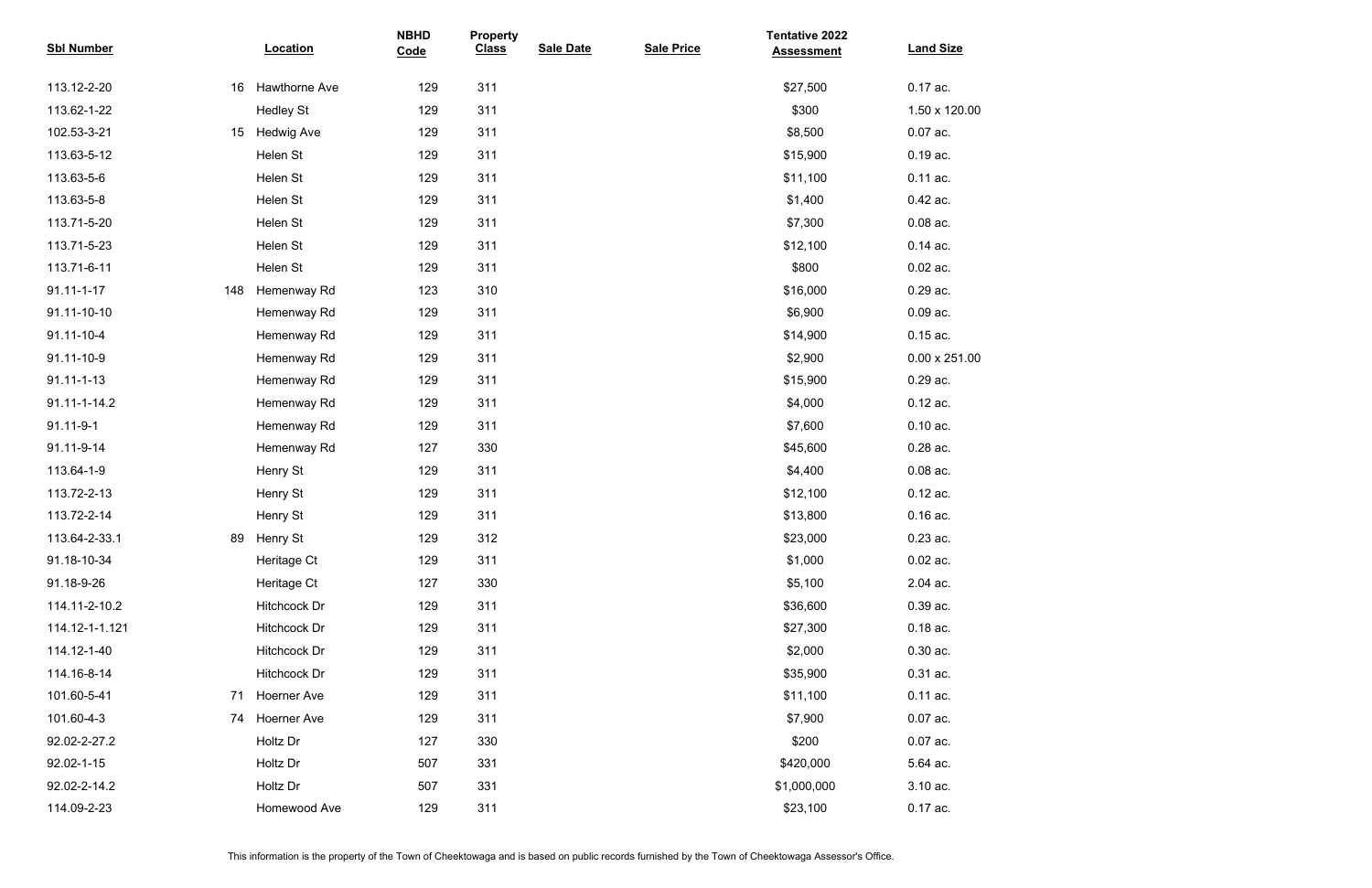| Sbl Number | Location | NBHD Code | Property Class | Sale Date | Sale Price | Tentative 2022 Assessment | Land Size |
|---|---|---|---|---|---|---|---|
| 113.12-2-20 | 16 Hawthorne Ave | 129 | 311 | | | $27,500 | 0.17 ac. |
| 113.62-1-22 | Hedley St | 129 | 311 | | | $300 | 1.50 x 120.00 |
| 102.53-3-21 | 15 Hedwig Ave | 129 | 311 | | | $8,500 | 0.07 ac. |
| 113.63-5-12 | Helen St | 129 | 311 | | | $15,900 | 0.19 ac. |
| 113.63-5-6 | Helen St | 129 | 311 | | | $11,100 | 0.11 ac. |
| 113.63-5-8 | Helen St | 129 | 311 | | | $1,400 | 0.42 ac. |
| 113.71-5-20 | Helen St | 129 | 311 | | | $7,300 | 0.08 ac. |
| 113.71-5-23 | Helen St | 129 | 311 | | | $12,100 | 0.14 ac. |
| 113.71-6-11 | Helen St | 129 | 311 | | | $800 | 0.02 ac. |
| 91.11-1-17 | 148 Hemenway Rd | 123 | 310 | | | $16,000 | 0.29 ac. |
| 91.11-10-10 | Hemenway Rd | 129 | 311 | | | $6,900 | 0.09 ac. |
| 91.11-10-4 | Hemenway Rd | 129 | 311 | | | $14,900 | 0.15 ac. |
| 91.11-10-9 | Hemenway Rd | 129 | 311 | | | $2,900 | 0.00 x 251.00 |
| 91.11-1-13 | Hemenway Rd | 129 | 311 | | | $15,900 | 0.29 ac. |
| 91.11-1-14.2 | Hemenway Rd | 129 | 311 | | | $4,000 | 0.12 ac. |
| 91.11-9-1 | Hemenway Rd | 129 | 311 | | | $7,600 | 0.10 ac. |
| 91.11-9-14 | Hemenway Rd | 127 | 330 | | | $45,600 | 0.28 ac. |
| 113.64-1-9 | Henry St | 129 | 311 | | | $4,400 | 0.08 ac. |
| 113.72-2-13 | Henry St | 129 | 311 | | | $12,100 | 0.12 ac. |
| 113.72-2-14 | Henry St | 129 | 311 | | | $13,800 | 0.16 ac. |
| 113.64-2-33.1 | 89 Henry St | 129 | 312 | | | $23,000 | 0.23 ac. |
| 91.18-10-34 | Heritage Ct | 129 | 311 | | | $1,000 | 0.02 ac. |
| 91.18-9-26 | Heritage Ct | 127 | 330 | | | $5,100 | 2.04 ac. |
| 114.11-2-10.2 | Hitchcock Dr | 129 | 311 | | | $36,600 | 0.39 ac. |
| 114.12-1-1.121 | Hitchcock Dr | 129 | 311 | | | $27,300 | 0.18 ac. |
| 114.12-1-40 | Hitchcock Dr | 129 | 311 | | | $2,000 | 0.30 ac. |
| 114.16-8-14 | Hitchcock Dr | 129 | 311 | | | $35,900 | 0.31 ac. |
| 101.60-5-41 | 71 Hoerner Ave | 129 | 311 | | | $11,100 | 0.11 ac. |
| 101.60-4-3 | 74 Hoerner Ave | 129 | 311 | | | $7,900 | 0.07 ac. |
| 92.02-2-27.2 | Holtz Dr | 127 | 330 | | | $200 | 0.07 ac. |
| 92.02-1-15 | Holtz Dr | 507 | 331 | | | $420,000 | 5.64 ac. |
| 92.02-2-14.2 | Holtz Dr | 507 | 331 | | | $1,000,000 | 3.10 ac. |
| 114.09-2-23 | Homewood Ave | 129 | 311 | | | $23,100 | 0.17 ac. |

This information is the property of the Town of Cheektowaga and is based on public records furnished by the Town of Cheektowaga Assessor's Office.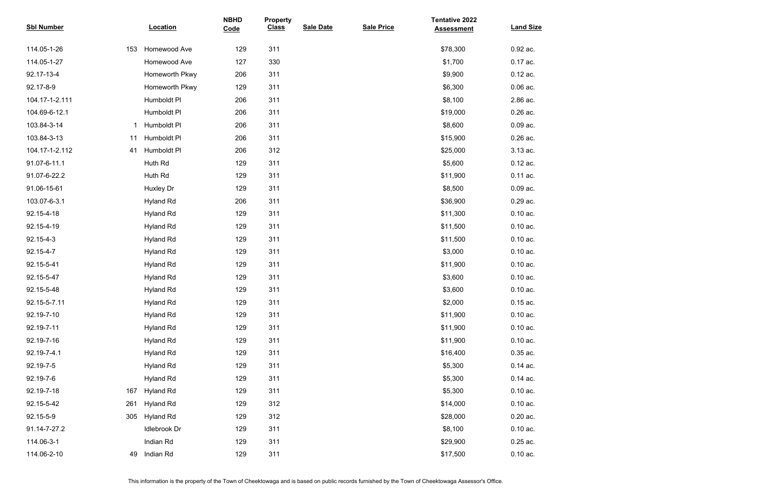| Sbl Number | Location | NBHD Code | Property Class | Sale Date | Sale Price | Tentative 2022 Assessment | Land Size |
|---|---|---|---|---|---|---|---|
| 114.05-1-26 | 153 Homewood Ave | 129 | 311 | | | $78,300 | 0.92 ac. |
| 114.05-1-27 | Homewood Ave | 127 | 330 | | | $1,700 | 0.17 ac. |
| 92.17-13-4 | Homeworth Pkwy | 206 | 311 | | | $9,900 | 0.12 ac. |
| 92.17-8-9 | Homeworth Pkwy | 129 | 311 | | | $6,300 | 0.06 ac. |
| 104.17-1-2.111 | Humboldt Pl | 206 | 311 | | | $8,100 | 2.86 ac. |
| 104.69-6-12.1 | Humboldt Pl | 206 | 311 | | | $19,000 | 0.26 ac. |
| 103.84-3-14 | 1 Humboldt Pl | 206 | 311 | | | $8,600 | 0.09 ac. |
| 103.84-3-13 | 11 Humboldt Pl | 206 | 311 | | | $15,900 | 0.26 ac. |
| 104.17-1-2.112 | 41 Humboldt Pl | 206 | 312 | | | $25,000 | 3.13 ac. |
| 91.07-6-11.1 | Huth Rd | 129 | 311 | | | $5,600 | 0.12 ac. |
| 91.07-6-22.2 | Huth Rd | 129 | 311 | | | $11,900 | 0.11 ac. |
| 91.06-15-61 | Huxley Dr | 129 | 311 | | | $8,500 | 0.09 ac. |
| 103.07-6-3.1 | Hyland Rd | 206 | 311 | | | $36,900 | 0.29 ac. |
| 92.15-4-18 | Hyland Rd | 129 | 311 | | | $11,300 | 0.10 ac. |
| 92.15-4-19 | Hyland Rd | 129 | 311 | | | $11,500 | 0.10 ac. |
| 92.15-4-3 | Hyland Rd | 129 | 311 | | | $11,500 | 0.10 ac. |
| 92.15-4-7 | Hyland Rd | 129 | 311 | | | $3,000 | 0.10 ac. |
| 92.15-5-41 | Hyland Rd | 129 | 311 | | | $11,900 | 0.10 ac. |
| 92.15-5-47 | Hyland Rd | 129 | 311 | | | $3,600 | 0.10 ac. |
| 92.15-5-48 | Hyland Rd | 129 | 311 | | | $3,600 | 0.10 ac. |
| 92.15-5-7.11 | Hyland Rd | 129 | 311 | | | $2,000 | 0.15 ac. |
| 92.19-7-10 | Hyland Rd | 129 | 311 | | | $11,900 | 0.10 ac. |
| 92.19-7-11 | Hyland Rd | 129 | 311 | | | $11,900 | 0.10 ac. |
| 92.19-7-16 | Hyland Rd | 129 | 311 | | | $11,900 | 0.10 ac. |
| 92.19-7-4.1 | Hyland Rd | 129 | 311 | | | $16,400 | 0.35 ac. |
| 92.19-7-5 | Hyland Rd | 129 | 311 | | | $5,300 | 0.14 ac. |
| 92.19-7-6 | Hyland Rd | 129 | 311 | | | $5,300 | 0.14 ac. |
| 92.19-7-18 | 167 Hyland Rd | 129 | 311 | | | $5,300 | 0.10 ac. |
| 92.15-5-42 | 261 Hyland Rd | 129 | 312 | | | $14,000 | 0.10 ac. |
| 92.15-5-9 | 305 Hyland Rd | 129 | 312 | | | $28,000 | 0.20 ac. |
| 91.14-7-27.2 | Idlebrook Dr | 129 | 311 | | | $8,100 | 0.10 ac. |
| 114.06-3-1 | Indian Rd | 129 | 311 | | | $29,900 | 0.25 ac. |
| 114.06-2-10 | 49 Indian Rd | 129 | 311 | | | $17,500 | 0.10 ac. |

This information is the property of the Town of Cheektowaga and is based on public records furnished by the Town of Cheektowaga Assessor's Office.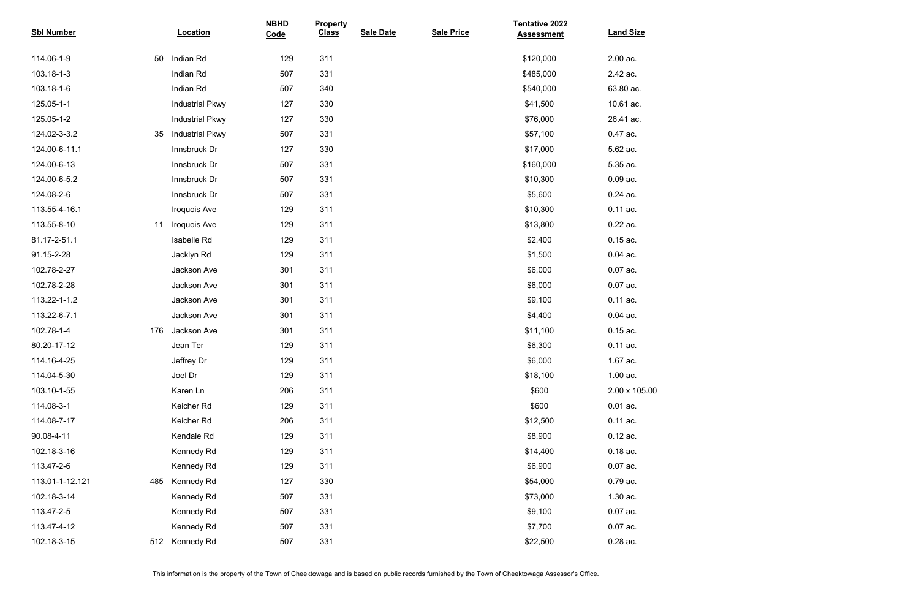| Sbl Number | Location | NBHD Code | Property Class | Sale Date | Sale Price | Tentative 2022 Assessment | Land Size |
|---|---|---|---|---|---|---|---|
| 114.06-1-9 | 50 Indian Rd | 129 | 311 | | | $120,000 | 2.00 ac. |
| 103.18-1-3 | Indian Rd | 507 | 331 | | | $485,000 | 2.42 ac. |
| 103.18-1-6 | Indian Rd | 507 | 340 | | | $540,000 | 63.80 ac. |
| 125.05-1-1 | Industrial Pkwy | 127 | 330 | | | $41,500 | 10.61 ac. |
| 125.05-1-2 | Industrial Pkwy | 127 | 330 | | | $76,000 | 26.41 ac. |
| 124.02-3-3.2 | 35 Industrial Pkwy | 507 | 331 | | | $57,100 | 0.47 ac. |
| 124.00-6-11.1 | Innsbruck Dr | 127 | 330 | | | $17,000 | 5.62 ac. |
| 124.00-6-13 | Innsbruck Dr | 507 | 331 | | | $160,000 | 5.35 ac. |
| 124.00-6-5.2 | Innsbruck Dr | 507 | 331 | | | $10,300 | 0.09 ac. |
| 124.08-2-6 | Innsbruck Dr | 507 | 331 | | | $5,600 | 0.24 ac. |
| 113.55-4-16.1 | Iroquois Ave | 129 | 311 | | | $10,300 | 0.11 ac. |
| 113.55-8-10 | 11 Iroquois Ave | 129 | 311 | | | $13,800 | 0.22 ac. |
| 81.17-2-51.1 | Isabelle Rd | 129 | 311 | | | $2,400 | 0.15 ac. |
| 91.15-2-28 | Jacklyn Rd | 129 | 311 | | | $1,500 | 0.04 ac. |
| 102.78-2-27 | Jackson Ave | 301 | 311 | | | $6,000 | 0.07 ac. |
| 102.78-2-28 | Jackson Ave | 301 | 311 | | | $6,000 | 0.07 ac. |
| 113.22-1-1.2 | Jackson Ave | 301 | 311 | | | $9,100 | 0.11 ac. |
| 113.22-6-7.1 | Jackson Ave | 301 | 311 | | | $4,400 | 0.04 ac. |
| 102.78-1-4 | 176 Jackson Ave | 301 | 311 | | | $11,100 | 0.15 ac. |
| 80.20-17-12 | Jean Ter | 129 | 311 | | | $6,300 | 0.11 ac. |
| 114.16-4-25 | Jeffrey Dr | 129 | 311 | | | $6,000 | 1.67 ac. |
| 114.04-5-30 | Joel Dr | 129 | 311 | | | $18,100 | 1.00 ac. |
| 103.10-1-55 | Karen Ln | 206 | 311 | | | $600 | 2.00 x 105.00 |
| 114.08-3-1 | Keicher Rd | 129 | 311 | | | $600 | 0.01 ac. |
| 114.08-7-17 | Keicher Rd | 206 | 311 | | | $12,500 | 0.11 ac. |
| 90.08-4-11 | Kendale Rd | 129 | 311 | | | $8,900 | 0.12 ac. |
| 102.18-3-16 | Kennedy Rd | 129 | 311 | | | $14,400 | 0.18 ac. |
| 113.47-2-6 | Kennedy Rd | 129 | 311 | | | $6,900 | 0.07 ac. |
| 113.01-1-12.121 | 485 Kennedy Rd | 127 | 330 | | | $54,000 | 0.79 ac. |
| 102.18-3-14 | Kennedy Rd | 507 | 331 | | | $73,000 | 1.30 ac. |
| 113.47-2-5 | Kennedy Rd | 507 | 331 | | | $9,100 | 0.07 ac. |
| 113.47-4-12 | Kennedy Rd | 507 | 331 | | | $7,700 | 0.07 ac. |
| 102.18-3-15 | 512 Kennedy Rd | 507 | 331 | | | $22,500 | 0.28 ac. |

This information is the property of the Town of Cheektowaga and is based on public records furnished by the Town of Cheektowaga Assessor's Office.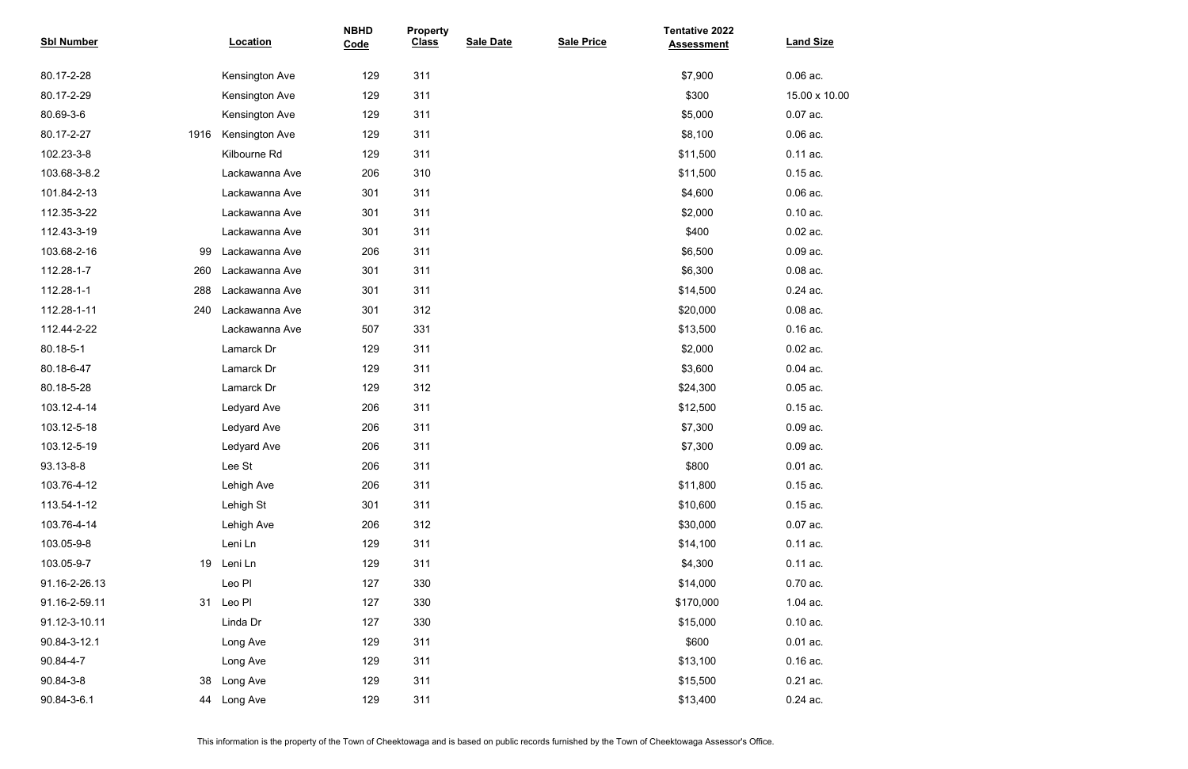| Sbl Number | | Location | NBHD Code | Property Class | Sale Date | Sale Price | Tentative 2022 Assessment | Land Size |
|---|---|---|---|---|---|---|---|---|
| 80.17-2-28 | | Kensington Ave | 129 | 311 | | | $7,900 | 0.06 ac. |
| 80.17-2-29 | | Kensington Ave | 129 | 311 | | | $300 | 15.00 x 10.00 |
| 80.69-3-6 | | Kensington Ave | 129 | 311 | | | $5,000 | 0.07 ac. |
| 80.17-2-27 | 1916 | Kensington Ave | 129 | 311 | | | $8,100 | 0.06 ac. |
| 102.23-3-8 | | Kilbourne Rd | 129 | 311 | | | $11,500 | 0.11 ac. |
| 103.68-3-8.2 | | Lackawanna Ave | 206 | 310 | | | $11,500 | 0.15 ac. |
| 101.84-2-13 | | Lackawanna Ave | 301 | 311 | | | $4,600 | 0.06 ac. |
| 112.35-3-22 | | Lackawanna Ave | 301 | 311 | | | $2,000 | 0.10 ac. |
| 112.43-3-19 | | Lackawanna Ave | 301 | 311 | | | $400 | 0.02 ac. |
| 103.68-2-16 | 99 | Lackawanna Ave | 206 | 311 | | | $6,500 | 0.09 ac. |
| 112.28-1-7 | 260 | Lackawanna Ave | 301 | 311 | | | $6,300 | 0.08 ac. |
| 112.28-1-1 | 288 | Lackawanna Ave | 301 | 311 | | | $14,500 | 0.24 ac. |
| 112.28-1-11 | 240 | Lackawanna Ave | 301 | 312 | | | $20,000 | 0.08 ac. |
| 112.44-2-22 | | Lackawanna Ave | 507 | 331 | | | $13,500 | 0.16 ac. |
| 80.18-5-1 | | Lamarck Dr | 129 | 311 | | | $2,000 | 0.02 ac. |
| 80.18-6-47 | | Lamarck Dr | 129 | 311 | | | $3,600 | 0.04 ac. |
| 80.18-5-28 | | Lamarck Dr | 129 | 312 | | | $24,300 | 0.05 ac. |
| 103.12-4-14 | | Ledyard Ave | 206 | 311 | | | $12,500 | 0.15 ac. |
| 103.12-5-18 | | Ledyard Ave | 206 | 311 | | | $7,300 | 0.09 ac. |
| 103.12-5-19 | | Ledyard Ave | 206 | 311 | | | $7,300 | 0.09 ac. |
| 93.13-8-8 | | Lee St | 206 | 311 | | | $800 | 0.01 ac. |
| 103.76-4-12 | | Lehigh Ave | 206 | 311 | | | $11,800 | 0.15 ac. |
| 113.54-1-12 | | Lehigh St | 301 | 311 | | | $10,600 | 0.15 ac. |
| 103.76-4-14 | | Lehigh Ave | 206 | 312 | | | $30,000 | 0.07 ac. |
| 103.05-9-8 | | Leni Ln | 129 | 311 | | | $14,100 | 0.11 ac. |
| 103.05-9-7 | 19 | Leni Ln | 129 | 311 | | | $4,300 | 0.11 ac. |
| 91.16-2-26.13 | | Leo Pl | 127 | 330 | | | $14,000 | 0.70 ac. |
| 91.16-2-59.11 | 31 | Leo Pl | 127 | 330 | | | $170,000 | 1.04 ac. |
| 91.12-3-10.11 | | Linda Dr | 127 | 330 | | | $15,000 | 0.10 ac. |
| 90.84-3-12.1 | | Long Ave | 129 | 311 | | | $600 | 0.01 ac. |
| 90.84-4-7 | | Long Ave | 129 | 311 | | | $13,100 | 0.16 ac. |
| 90.84-3-8 | 38 | Long Ave | 129 | 311 | | | $15,500 | 0.21 ac. |
| 90.84-3-6.1 | 44 | Long Ave | 129 | 311 | | | $13,400 | 0.24 ac. |

This information is the property of the Town of Cheektowaga and is based on public records furnished by the Town of Cheektowaga Assessor's Office.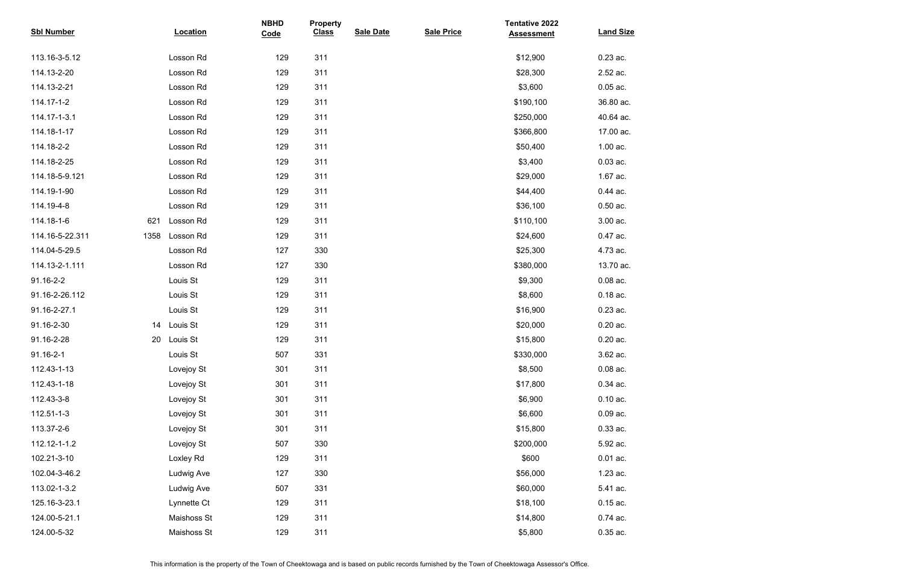| Sbl Number | Location | | NBHD Code | Property Class | Sale Date | Sale Price | Tentative 2022 Assessment | Land Size |
|---|---|---|---|---|---|---|---|---|
| 113.16-3-5.12 | | Losson Rd | 129 | 311 | | | $12,900 | 0.23 ac. |
| 114.13-2-20 | | Losson Rd | 129 | 311 | | | $28,300 | 2.52 ac. |
| 114.13-2-21 | | Losson Rd | 129 | 311 | | | $3,600 | 0.05 ac. |
| 114.17-1-2 | | Losson Rd | 129 | 311 | | | $190,100 | 36.80 ac. |
| 114.17-1-3.1 | | Losson Rd | 129 | 311 | | | $250,000 | 40.64 ac. |
| 114.18-1-17 | | Losson Rd | 129 | 311 | | | $366,800 | 17.00 ac. |
| 114.18-2-2 | | Losson Rd | 129 | 311 | | | $50,400 | 1.00 ac. |
| 114.18-2-25 | | Losson Rd | 129 | 311 | | | $3,400 | 0.03 ac. |
| 114.18-5-9.121 | | Losson Rd | 129 | 311 | | | $29,000 | 1.67 ac. |
| 114.19-1-90 | | Losson Rd | 129 | 311 | | | $44,400 | 0.44 ac. |
| 114.19-4-8 | | Losson Rd | 129 | 311 | | | $36,100 | 0.50 ac. |
| 114.18-1-6 | 621 | Losson Rd | 129 | 311 | | | $110,100 | 3.00 ac. |
| 114.16-5-22.311 | 1358 | Losson Rd | 129 | 311 | | | $24,600 | 0.47 ac. |
| 114.04-5-29.5 | | Losson Rd | 127 | 330 | | | $25,300 | 4.73 ac. |
| 114.13-2-1.111 | | Losson Rd | 127 | 330 | | | $380,000 | 13.70 ac. |
| 91.16-2-2 | | Louis St | 129 | 311 | | | $9,300 | 0.08 ac. |
| 91.16-2-26.112 | | Louis St | 129 | 311 | | | $8,600 | 0.18 ac. |
| 91.16-2-27.1 | | Louis St | 129 | 311 | | | $16,900 | 0.23 ac. |
| 91.16-2-30 | 14 | Louis St | 129 | 311 | | | $20,000 | 0.20 ac. |
| 91.16-2-28 | 20 | Louis St | 129 | 311 | | | $15,800 | 0.20 ac. |
| 91.16-2-1 | | Louis St | 507 | 331 | | | $330,000 | 3.62 ac. |
| 112.43-1-13 | | Lovejoy St | 301 | 311 | | | $8,500 | 0.08 ac. |
| 112.43-1-18 | | Lovejoy St | 301 | 311 | | | $17,800 | 0.34 ac. |
| 112.43-3-8 | | Lovejoy St | 301 | 311 | | | $6,900 | 0.10 ac. |
| 112.51-1-3 | | Lovejoy St | 301 | 311 | | | $6,600 | 0.09 ac. |
| 113.37-2-6 | | Lovejoy St | 301 | 311 | | | $15,800 | 0.33 ac. |
| 112.12-1-1.2 | | Lovejoy St | 507 | 330 | | | $200,000 | 5.92 ac. |
| 102.21-3-10 | | Loxley Rd | 129 | 311 | | | $600 | 0.01 ac. |
| 102.04-3-46.2 | | Ludwig Ave | 127 | 330 | | | $56,000 | 1.23 ac. |
| 113.02-1-3.2 | | Ludwig Ave | 507 | 331 | | | $60,000 | 5.41 ac. |
| 125.16-3-23.1 | | Lynnette Ct | 129 | 311 | | | $18,100 | 0.15 ac. |
| 124.00-5-21.1 | | Maishoss St | 129 | 311 | | | $14,800 | 0.74 ac. |
| 124.00-5-32 | | Maishoss St | 129 | 311 | | | $5,800 | 0.35 ac. |

This information is the property of the Town of Cheektowaga and is based on public records furnished by the Town of Cheektowaga Assessor's Office.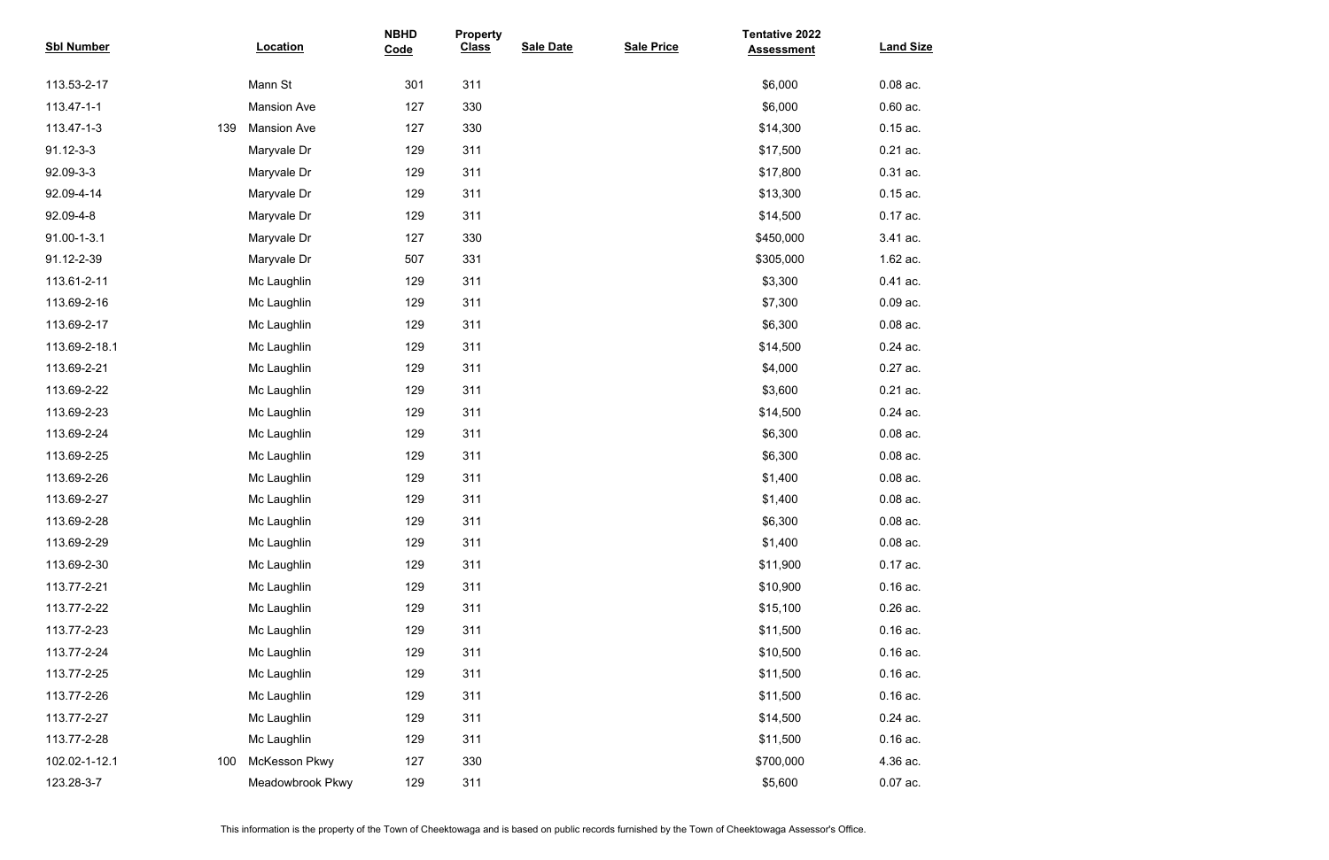| Sbl Number | | Location | NBHD Code | Property Class | Sale Date | Sale Price | Tentative 2022 Assessment | Land Size |
|---|---|---|---|---|---|---|---|---|
| 113.53-2-17 | | Mann St | 301 | 311 | | | $6,000 | 0.08 ac. |
| 113.47-1-1 | | Mansion Ave | 127 | 330 | | | $6,000 | 0.60 ac. |
| 113.47-1-3 | 139 | Mansion Ave | 127 | 330 | | | $14,300 | 0.15 ac. |
| 91.12-3-3 | | Maryvale Dr | 129 | 311 | | | $17,500 | 0.21 ac. |
| 92.09-3-3 | | Maryvale Dr | 129 | 311 | | | $17,800 | 0.31 ac. |
| 92.09-4-14 | | Maryvale Dr | 129 | 311 | | | $13,300 | 0.15 ac. |
| 92.09-4-8 | | Maryvale Dr | 129 | 311 | | | $14,500 | 0.17 ac. |
| 91.00-1-3.1 | | Maryvale Dr | 127 | 330 | | | $450,000 | 3.41 ac. |
| 91.12-2-39 | | Maryvale Dr | 507 | 331 | | | $305,000 | 1.62 ac. |
| 113.61-2-11 | | Mc Laughlin | 129 | 311 | | | $3,300 | 0.41 ac. |
| 113.69-2-16 | | Mc Laughlin | 129 | 311 | | | $7,300 | 0.09 ac. |
| 113.69-2-17 | | Mc Laughlin | 129 | 311 | | | $6,300 | 0.08 ac. |
| 113.69-2-18.1 | | Mc Laughlin | 129 | 311 | | | $14,500 | 0.24 ac. |
| 113.69-2-21 | | Mc Laughlin | 129 | 311 | | | $4,000 | 0.27 ac. |
| 113.69-2-22 | | Mc Laughlin | 129 | 311 | | | $3,600 | 0.21 ac. |
| 113.69-2-23 | | Mc Laughlin | 129 | 311 | | | $14,500 | 0.24 ac. |
| 113.69-2-24 | | Mc Laughlin | 129 | 311 | | | $6,300 | 0.08 ac. |
| 113.69-2-25 | | Mc Laughlin | 129 | 311 | | | $6,300 | 0.08 ac. |
| 113.69-2-26 | | Mc Laughlin | 129 | 311 | | | $1,400 | 0.08 ac. |
| 113.69-2-27 | | Mc Laughlin | 129 | 311 | | | $1,400 | 0.08 ac. |
| 113.69-2-28 | | Mc Laughlin | 129 | 311 | | | $6,300 | 0.08 ac. |
| 113.69-2-29 | | Mc Laughlin | 129 | 311 | | | $1,400 | 0.08 ac. |
| 113.69-2-30 | | Mc Laughlin | 129 | 311 | | | $11,900 | 0.17 ac. |
| 113.77-2-21 | | Mc Laughlin | 129 | 311 | | | $10,900 | 0.16 ac. |
| 113.77-2-22 | | Mc Laughlin | 129 | 311 | | | $15,100 | 0.26 ac. |
| 113.77-2-23 | | Mc Laughlin | 129 | 311 | | | $11,500 | 0.16 ac. |
| 113.77-2-24 | | Mc Laughlin | 129 | 311 | | | $10,500 | 0.16 ac. |
| 113.77-2-25 | | Mc Laughlin | 129 | 311 | | | $11,500 | 0.16 ac. |
| 113.77-2-26 | | Mc Laughlin | 129 | 311 | | | $11,500 | 0.16 ac. |
| 113.77-2-27 | | Mc Laughlin | 129 | 311 | | | $14,500 | 0.24 ac. |
| 113.77-2-28 | | Mc Laughlin | 129 | 311 | | | $11,500 | 0.16 ac. |
| 102.02-1-12.1 | 100 | McKesson Pkwy | 127 | 330 | | | $700,000 | 4.36 ac. |
| 123.28-3-7 | | Meadowbrook Pkwy | 129 | 311 | | | $5,600 | 0.07 ac. |

This information is the property of the Town of Cheektowaga and is based on public records furnished by the Town of Cheektowaga Assessor's Office.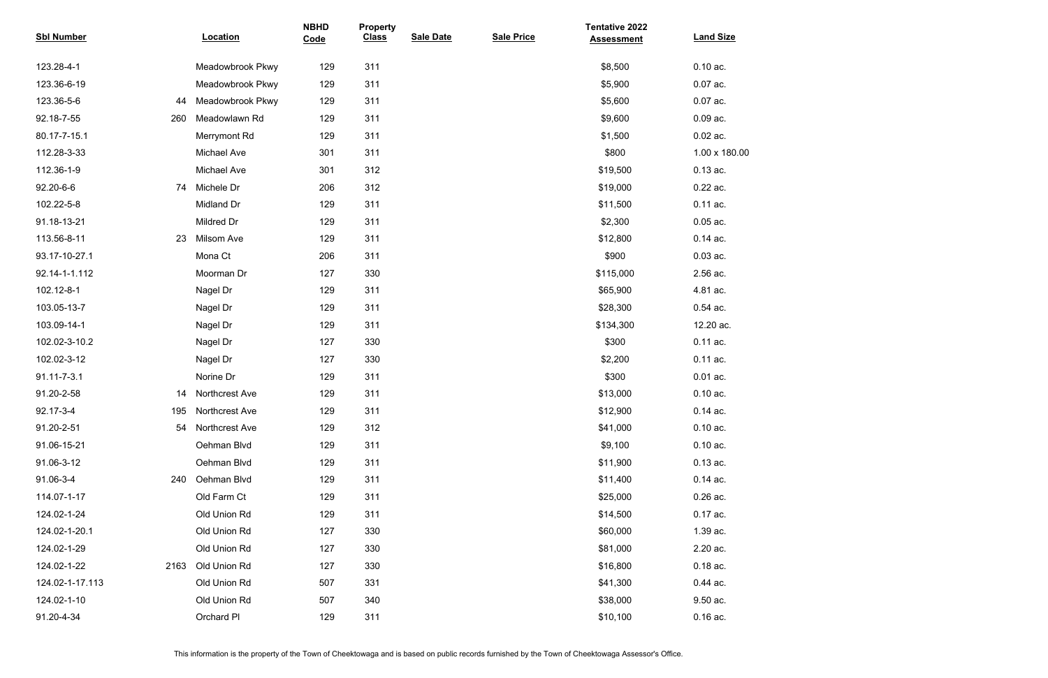| Sbl Number | | Location | NBHD Code | Property Class | Sale Date | Sale Price | Tentative 2022 Assessment | Land Size |
|---|---|---|---|---|---|---|---|---|
| 123.28-4-1 | | Meadowbrook Pkwy | 129 | 311 | | | $8,500 | 0.10 ac. |
| 123.36-6-19 | | Meadowbrook Pkwy | 129 | 311 | | | $5,900 | 0.07 ac. |
| 123.36-5-6 | 44 | Meadowbrook Pkwy | 129 | 311 | | | $5,600 | 0.07 ac. |
| 92.18-7-55 | 260 | Meadowlawn Rd | 129 | 311 | | | $9,600 | 0.09 ac. |
| 80.17-7-15.1 | | Merrymont Rd | 129 | 311 | | | $1,500 | 0.02 ac. |
| 112.28-3-33 | | Michael Ave | 301 | 311 | | | $800 | 1.00 x 180.00 |
| 112.36-1-9 | | Michael Ave | 301 | 312 | | | $19,500 | 0.13 ac. |
| 92.20-6-6 | 74 | Michele Dr | 206 | 312 | | | $19,000 | 0.22 ac. |
| 102.22-5-8 | | Midland Dr | 129 | 311 | | | $11,500 | 0.11 ac. |
| 91.18-13-21 | | Mildred Dr | 129 | 311 | | | $2,300 | 0.05 ac. |
| 113.56-8-11 | 23 | Milsom Ave | 129 | 311 | | | $12,800 | 0.14 ac. |
| 93.17-10-27.1 | | Mona Ct | 206 | 311 | | | $900 | 0.03 ac. |
| 92.14-1-1.112 | | Moorman Dr | 127 | 330 | | | $115,000 | 2.56 ac. |
| 102.12-8-1 | | Nagel Dr | 129 | 311 | | | $65,900 | 4.81 ac. |
| 103.05-13-7 | | Nagel Dr | 129 | 311 | | | $28,300 | 0.54 ac. |
| 103.09-14-1 | | Nagel Dr | 129 | 311 | | | $134,300 | 12.20 ac. |
| 102.02-3-10.2 | | Nagel Dr | 127 | 330 | | | $300 | 0.11 ac. |
| 102.02-3-12 | | Nagel Dr | 127 | 330 | | | $2,200 | 0.11 ac. |
| 91.11-7-3.1 | | Norine Dr | 129 | 311 | | | $300 | 0.01 ac. |
| 91.20-2-58 | 14 | Northcrest Ave | 129 | 311 | | | $13,000 | 0.10 ac. |
| 92.17-3-4 | 195 | Northcrest Ave | 129 | 311 | | | $12,900 | 0.14 ac. |
| 91.20-2-51 | 54 | Northcrest Ave | 129 | 312 | | | $41,000 | 0.10 ac. |
| 91.06-15-21 | | Oehman Blvd | 129 | 311 | | | $9,100 | 0.10 ac. |
| 91.06-3-12 | | Oehman Blvd | 129 | 311 | | | $11,900 | 0.13 ac. |
| 91.06-3-4 | 240 | Oehman Blvd | 129 | 311 | | | $11,400 | 0.14 ac. |
| 114.07-1-17 | | Old Farm Ct | 129 | 311 | | | $25,000 | 0.26 ac. |
| 124.02-1-24 | | Old Union Rd | 129 | 311 | | | $14,500 | 0.17 ac. |
| 124.02-1-20.1 | | Old Union Rd | 127 | 330 | | | $60,000 | 1.39 ac. |
| 124.02-1-29 | | Old Union Rd | 127 | 330 | | | $81,000 | 2.20 ac. |
| 124.02-1-22 | 2163 | Old Union Rd | 127 | 330 | | | $16,800 | 0.18 ac. |
| 124.02-1-17.113 | | Old Union Rd | 507 | 331 | | | $41,300 | 0.44 ac. |
| 124.02-1-10 | | Old Union Rd | 507 | 340 | | | $38,000 | 9.50 ac. |
| 91.20-4-34 | | Orchard Pl | 129 | 311 | | | $10,100 | 0.16 ac. |

This information is the property of the Town of Cheektowaga and is based on public records furnished by the Town of Cheektowaga Assessor's Office.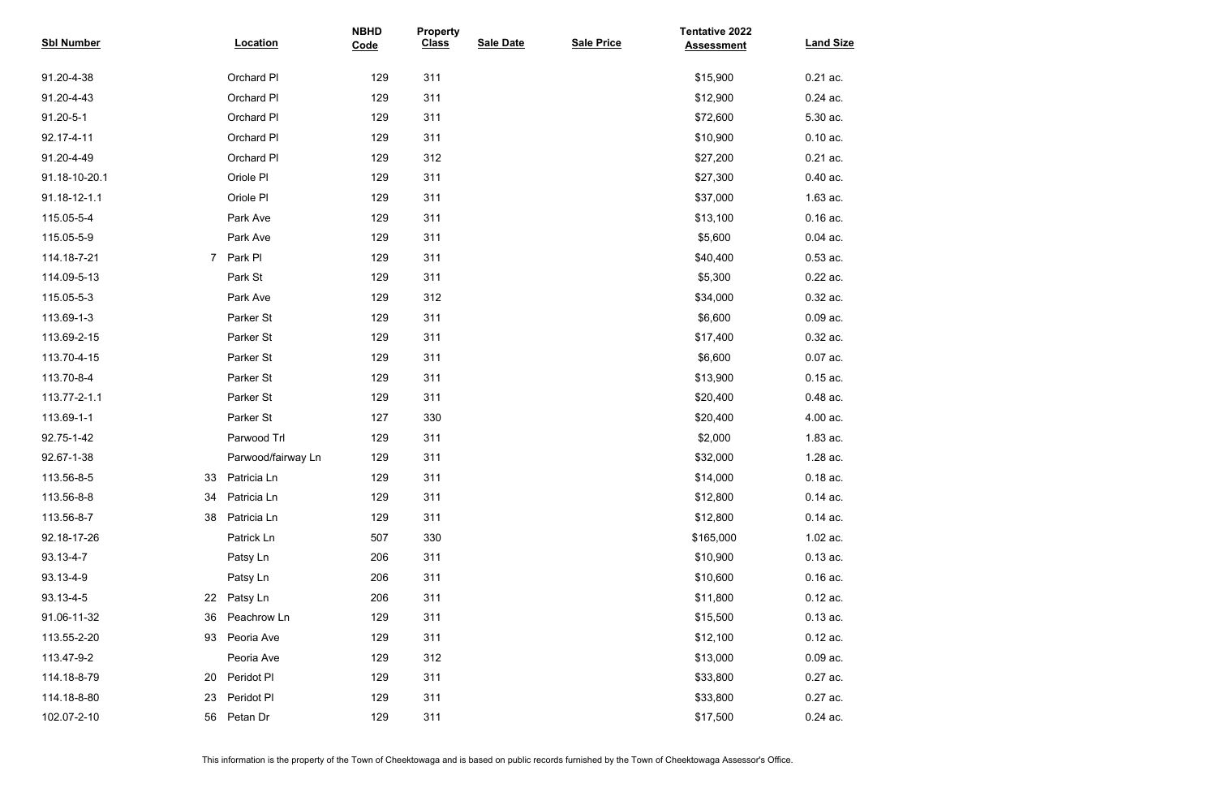| Sbl Number | Location | NBHD Code | Property Class | Sale Date | Sale Price | Tentative 2022 Assessment | Land Size |
|---|---|---|---|---|---|---|---|
| 91.20-4-38 | Orchard Pl | 129 | 311 | | | $15,900 | 0.21 ac. |
| 91.20-4-43 | Orchard Pl | 129 | 311 | | | $12,900 | 0.24 ac. |
| 91.20-5-1 | Orchard Pl | 129 | 311 | | | $72,600 | 5.30 ac. |
| 92.17-4-11 | Orchard Pl | 129 | 311 | | | $10,900 | 0.10 ac. |
| 91.20-4-49 | Orchard Pl | 129 | 312 | | | $27,200 | 0.21 ac. |
| 91.18-10-20.1 | Oriole Pl | 129 | 311 | | | $27,300 | 0.40 ac. |
| 91.18-12-1.1 | Oriole Pl | 129 | 311 | | | $37,000 | 1.63 ac. |
| 115.05-5-4 | Park Ave | 129 | 311 | | | $13,100 | 0.16 ac. |
| 115.05-5-9 | Park Ave | 129 | 311 | | | $5,600 | 0.04 ac. |
| 114.18-7-21 | 7 Park Pl | 129 | 311 | | | $40,400 | 0.53 ac. |
| 114.09-5-13 | Park St | 129 | 311 | | | $5,300 | 0.22 ac. |
| 115.05-5-3 | Park Ave | 129 | 312 | | | $34,000 | 0.32 ac. |
| 113.69-1-3 | Parker St | 129 | 311 | | | $6,600 | 0.09 ac. |
| 113.69-2-15 | Parker St | 129 | 311 | | | $17,400 | 0.32 ac. |
| 113.70-4-15 | Parker St | 129 | 311 | | | $6,600 | 0.07 ac. |
| 113.70-8-4 | Parker St | 129 | 311 | | | $13,900 | 0.15 ac. |
| 113.77-2-1.1 | Parker St | 129 | 311 | | | $20,400 | 0.48 ac. |
| 113.69-1-1 | Parker St | 127 | 330 | | | $20,400 | 4.00 ac. |
| 92.75-1-42 | Parwood Trl | 129 | 311 | | | $2,000 | 1.83 ac. |
| 92.67-1-38 | Parwood/fairway Ln | 129 | 311 | | | $32,000 | 1.28 ac. |
| 113.56-8-5 | 33 Patricia Ln | 129 | 311 | | | $14,000 | 0.18 ac. |
| 113.56-8-8 | 34 Patricia Ln | 129 | 311 | | | $12,800 | 0.14 ac. |
| 113.56-8-7 | 38 Patricia Ln | 129 | 311 | | | $12,800 | 0.14 ac. |
| 92.18-17-26 | Patrick Ln | 507 | 330 | | | $165,000 | 1.02 ac. |
| 93.13-4-7 | Patsy Ln | 206 | 311 | | | $10,900 | 0.13 ac. |
| 93.13-4-9 | Patsy Ln | 206 | 311 | | | $10,600 | 0.16 ac. |
| 93.13-4-5 | 22 Patsy Ln | 206 | 311 | | | $11,800 | 0.12 ac. |
| 91.06-11-32 | 36 Peachrow Ln | 129 | 311 | | | $15,500 | 0.13 ac. |
| 113.55-2-20 | 93 Peoria Ave | 129 | 311 | | | $12,100 | 0.12 ac. |
| 113.47-9-2 | Peoria Ave | 129 | 312 | | | $13,000 | 0.09 ac. |
| 114.18-8-79 | 20 Peridot Pl | 129 | 311 | | | $33,800 | 0.27 ac. |
| 114.18-8-80 | 23 Peridot Pl | 129 | 311 | | | $33,800 | 0.27 ac. |
| 102.07-2-10 | 56 Petan Dr | 129 | 311 | | | $17,500 | 0.24 ac. |

This information is the property of the Town of Cheektowaga and is based on public records furnished by the Town of Cheektowaga Assessor's Office.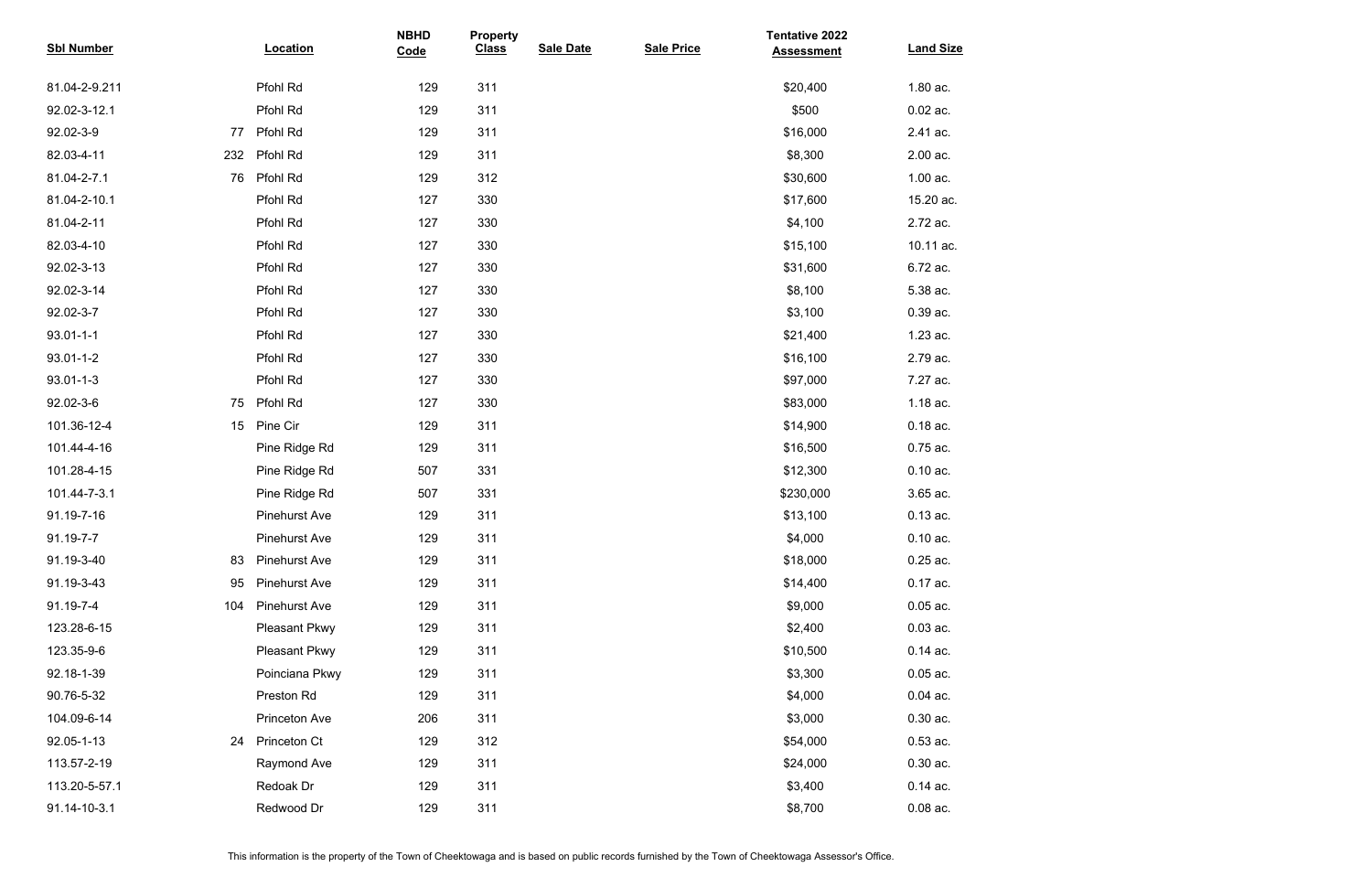| Sbl Number | | Location | NBHD Code | Property Class | Sale Date | Sale Price | Tentative 2022 Assessment | Land Size |
|---|---|---|---|---|---|---|---|---|
| 81.04-2-9.211 | | Pfohl Rd | 129 | 311 | | | $20,400 | 1.80 ac. |
| 92.02-3-12.1 | | Pfohl Rd | 129 | 311 | | | $500 | 0.02 ac. |
| 92.02-3-9 | 77 | Pfohl Rd | 129 | 311 | | | $16,000 | 2.41 ac. |
| 82.03-4-11 | 232 | Pfohl Rd | 129 | 311 | | | $8,300 | 2.00 ac. |
| 81.04-2-7.1 | 76 | Pfohl Rd | 129 | 312 | | | $30,600 | 1.00 ac. |
| 81.04-2-10.1 | | Pfohl Rd | 127 | 330 | | | $17,600 | 15.20 ac. |
| 81.04-2-11 | | Pfohl Rd | 127 | 330 | | | $4,100 | 2.72 ac. |
| 82.03-4-10 | | Pfohl Rd | 127 | 330 | | | $15,100 | 10.11 ac. |
| 92.02-3-13 | | Pfohl Rd | 127 | 330 | | | $31,600 | 6.72 ac. |
| 92.02-3-14 | | Pfohl Rd | 127 | 330 | | | $8,100 | 5.38 ac. |
| 92.02-3-7 | | Pfohl Rd | 127 | 330 | | | $3,100 | 0.39 ac. |
| 93.01-1-1 | | Pfohl Rd | 127 | 330 | | | $21,400 | 1.23 ac. |
| 93.01-1-2 | | Pfohl Rd | 127 | 330 | | | $16,100 | 2.79 ac. |
| 93.01-1-3 | | Pfohl Rd | 127 | 330 | | | $97,000 | 7.27 ac. |
| 92.02-3-6 | 75 | Pfohl Rd | 127 | 330 | | | $83,000 | 1.18 ac. |
| 101.36-12-4 | 15 | Pine Cir | 129 | 311 | | | $14,900 | 0.18 ac. |
| 101.44-4-16 | | Pine Ridge Rd | 129 | 311 | | | $16,500 | 0.75 ac. |
| 101.28-4-15 | | Pine Ridge Rd | 507 | 331 | | | $12,300 | 0.10 ac. |
| 101.44-7-3.1 | | Pine Ridge Rd | 507 | 331 | | | $230,000 | 3.65 ac. |
| 91.19-7-16 | | Pinehurst Ave | 129 | 311 | | | $13,100 | 0.13 ac. |
| 91.19-7-7 | | Pinehurst Ave | 129 | 311 | | | $4,000 | 0.10 ac. |
| 91.19-3-40 | 83 | Pinehurst Ave | 129 | 311 | | | $18,000 | 0.25 ac. |
| 91.19-3-43 | 95 | Pinehurst Ave | 129 | 311 | | | $14,400 | 0.17 ac. |
| 91.19-7-4 | 104 | Pinehurst Ave | 129 | 311 | | | $9,000 | 0.05 ac. |
| 123.28-6-15 | | Pleasant Pkwy | 129 | 311 | | | $2,400 | 0.03 ac. |
| 123.35-9-6 | | Pleasant Pkwy | 129 | 311 | | | $10,500 | 0.14 ac. |
| 92.18-1-39 | | Poinciana Pkwy | 129 | 311 | | | $3,300 | 0.05 ac. |
| 90.76-5-32 | | Preston Rd | 129 | 311 | | | $4,000 | 0.04 ac. |
| 104.09-6-14 | | Princeton Ave | 206 | 311 | | | $3,000 | 0.30 ac. |
| 92.05-1-13 | 24 | Princeton Ct | 129 | 312 | | | $54,000 | 0.53 ac. |
| 113.57-2-19 | | Raymond Ave | 129 | 311 | | | $24,000 | 0.30 ac. |
| 113.20-5-57.1 | | Redoak Dr | 129 | 311 | | | $3,400 | 0.14 ac. |
| 91.14-10-3.1 | | Redwood Dr | 129 | 311 | | | $8,700 | 0.08 ac. |

This information is the property of the Town of Cheektowaga and is based on public records furnished by the Town of Cheektowaga Assessor's Office.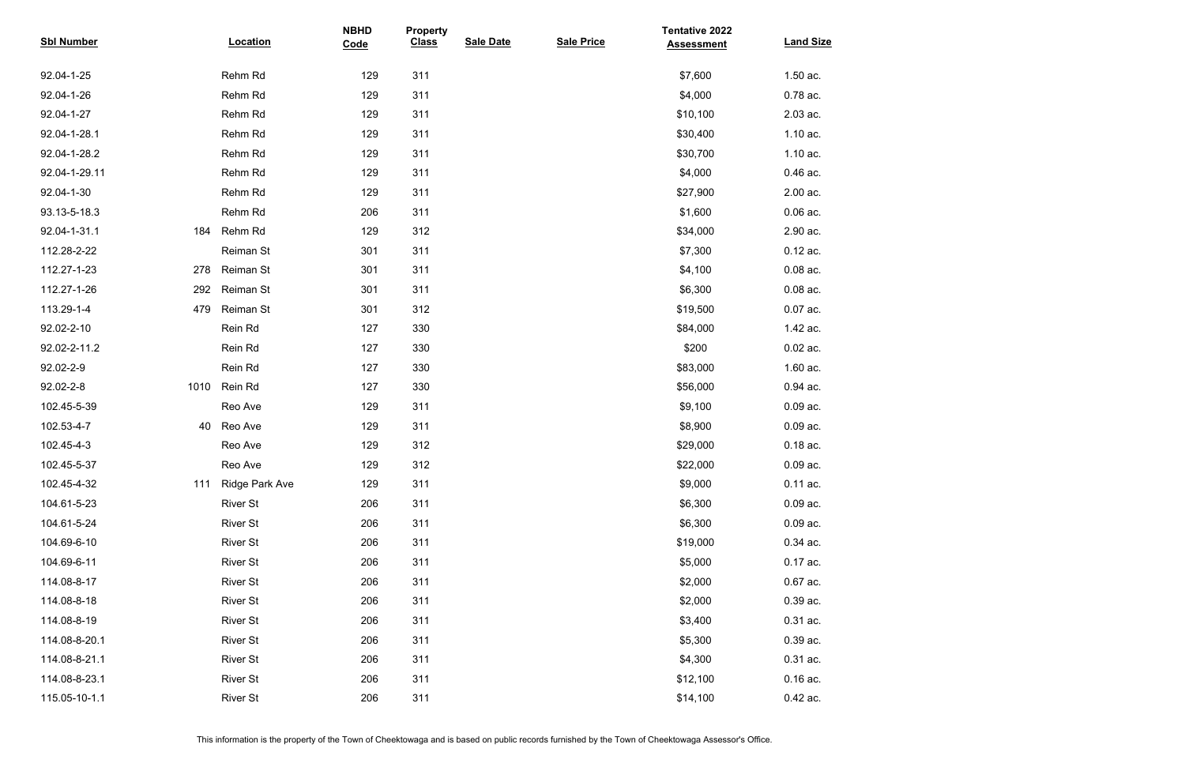| Sbl Number | Location | NBHD Code | Property Class | Sale Date | Sale Price | Tentative 2022 Assessment | Land Size |
|---|---|---|---|---|---|---|---|
| 92.04-1-25 | Rehm Rd | 129 | 311 | | | $7,600 | 1.50 ac. |
| 92.04-1-26 | Rehm Rd | 129 | 311 | | | $4,000 | 0.78 ac. |
| 92.04-1-27 | Rehm Rd | 129 | 311 | | | $10,100 | 2.03 ac. |
| 92.04-1-28.1 | Rehm Rd | 129 | 311 | | | $30,400 | 1.10 ac. |
| 92.04-1-28.2 | Rehm Rd | 129 | 311 | | | $30,700 | 1.10 ac. |
| 92.04-1-29.11 | Rehm Rd | 129 | 311 | | | $4,000 | 0.46 ac. |
| 92.04-1-30 | Rehm Rd | 129 | 311 | | | $27,900 | 2.00 ac. |
| 93.13-5-18.3 | Rehm Rd | 206 | 311 | | | $1,600 | 0.06 ac. |
| 92.04-1-31.1 | 184 Rehm Rd | 129 | 312 | | | $34,000 | 2.90 ac. |
| 112.28-2-22 | Reiman St | 301 | 311 | | | $7,300 | 0.12 ac. |
| 112.27-1-23 | 278 Reiman St | 301 | 311 | | | $4,100 | 0.08 ac. |
| 112.27-1-26 | 292 Reiman St | 301 | 311 | | | $6,300 | 0.08 ac. |
| 113.29-1-4 | 479 Reiman St | 301 | 312 | | | $19,500 | 0.07 ac. |
| 92.02-2-10 | Rein Rd | 127 | 330 | | | $84,000 | 1.42 ac. |
| 92.02-2-11.2 | Rein Rd | 127 | 330 | | | $200 | 0.02 ac. |
| 92.02-2-9 | Rein Rd | 127 | 330 | | | $83,000 | 1.60 ac. |
| 92.02-2-8 | 1010 Rein Rd | 127 | 330 | | | $56,000 | 0.94 ac. |
| 102.45-5-39 | Reo Ave | 129 | 311 | | | $9,100 | 0.09 ac. |
| 102.53-4-7 | 40 Reo Ave | 129 | 311 | | | $8,900 | 0.09 ac. |
| 102.45-4-3 | Reo Ave | 129 | 312 | | | $29,000 | 0.18 ac. |
| 102.45-5-37 | Reo Ave | 129 | 312 | | | $22,000 | 0.09 ac. |
| 102.45-4-32 | 111 Ridge Park Ave | 129 | 311 | | | $9,000 | 0.11 ac. |
| 104.61-5-23 | River St | 206 | 311 | | | $6,300 | 0.09 ac. |
| 104.61-5-24 | River St | 206 | 311 | | | $6,300 | 0.09 ac. |
| 104.69-6-10 | River St | 206 | 311 | | | $19,000 | 0.34 ac. |
| 104.69-6-11 | River St | 206 | 311 | | | $5,000 | 0.17 ac. |
| 114.08-8-17 | River St | 206 | 311 | | | $2,000 | 0.67 ac. |
| 114.08-8-18 | River St | 206 | 311 | | | $2,000 | 0.39 ac. |
| 114.08-8-19 | River St | 206 | 311 | | | $3,400 | 0.31 ac. |
| 114.08-8-20.1 | River St | 206 | 311 | | | $5,300 | 0.39 ac. |
| 114.08-8-21.1 | River St | 206 | 311 | | | $4,300 | 0.31 ac. |
| 114.08-8-23.1 | River St | 206 | 311 | | | $12,100 | 0.16 ac. |
| 115.05-10-1.1 | River St | 206 | 311 | | | $14,100 | 0.42 ac. |

This information is the property of the Town of Cheektowaga and is based on public records furnished by the Town of Cheektowaga Assessor's Office.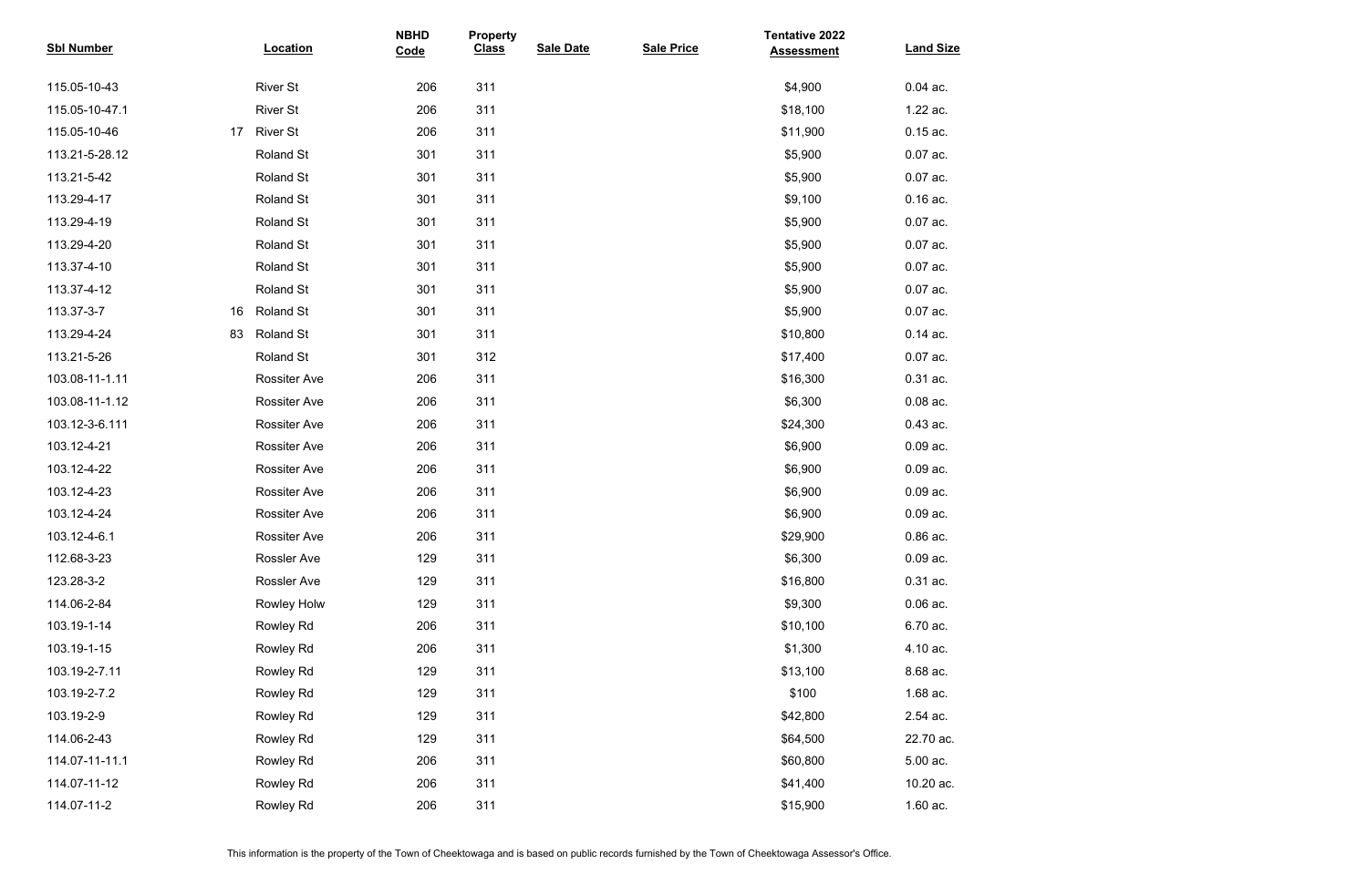| Sbl Number | Location | NBHD Code | Property Class | Sale Date | Sale Price | Tentative 2022 Assessment | Land Size |
|---|---|---|---|---|---|---|---|
| 115.05-10-43 | River St | 206 | 311 | | | $4,900 | 0.04 ac. |
| 115.05-10-47.1 | River St | 206 | 311 | | | $18,100 | 1.22 ac. |
| 115.05-10-46 | 17 River St | 206 | 311 | | | $11,900 | 0.15 ac. |
| 113.21-5-28.12 | Roland St | 301 | 311 | | | $5,900 | 0.07 ac. |
| 113.21-5-42 | Roland St | 301 | 311 | | | $5,900 | 0.07 ac. |
| 113.29-4-17 | Roland St | 301 | 311 | | | $9,100 | 0.16 ac. |
| 113.29-4-19 | Roland St | 301 | 311 | | | $5,900 | 0.07 ac. |
| 113.29-4-20 | Roland St | 301 | 311 | | | $5,900 | 0.07 ac. |
| 113.37-4-10 | Roland St | 301 | 311 | | | $5,900 | 0.07 ac. |
| 113.37-4-12 | Roland St | 301 | 311 | | | $5,900 | 0.07 ac. |
| 113.37-3-7 | 16 Roland St | 301 | 311 | | | $5,900 | 0.07 ac. |
| 113.29-4-24 | 83 Roland St | 301 | 311 | | | $10,800 | 0.14 ac. |
| 113.21-5-26 | Roland St | 301 | 312 | | | $17,400 | 0.07 ac. |
| 103.08-11-1.11 | Rossiter Ave | 206 | 311 | | | $16,300 | 0.31 ac. |
| 103.08-11-1.12 | Rossiter Ave | 206 | 311 | | | $6,300 | 0.08 ac. |
| 103.12-3-6.111 | Rossiter Ave | 206 | 311 | | | $24,300 | 0.43 ac. |
| 103.12-4-21 | Rossiter Ave | 206 | 311 | | | $6,900 | 0.09 ac. |
| 103.12-4-22 | Rossiter Ave | 206 | 311 | | | $6,900 | 0.09 ac. |
| 103.12-4-23 | Rossiter Ave | 206 | 311 | | | $6,900 | 0.09 ac. |
| 103.12-4-24 | Rossiter Ave | 206 | 311 | | | $6,900 | 0.09 ac. |
| 103.12-4-6.1 | Rossiter Ave | 206 | 311 | | | $29,900 | 0.86 ac. |
| 112.68-3-23 | Rossler Ave | 129 | 311 | | | $6,300 | 0.09 ac. |
| 123.28-3-2 | Rossler Ave | 129 | 311 | | | $16,800 | 0.31 ac. |
| 114.06-2-84 | Rowley Holw | 129 | 311 | | | $9,300 | 0.06 ac. |
| 103.19-1-14 | Rowley Rd | 206 | 311 | | | $10,100 | 6.70 ac. |
| 103.19-1-15 | Rowley Rd | 206 | 311 | | | $1,300 | 4.10 ac. |
| 103.19-2-7.11 | Rowley Rd | 129 | 311 | | | $13,100 | 8.68 ac. |
| 103.19-2-7.2 | Rowley Rd | 129 | 311 | | | $100 | 1.68 ac. |
| 103.19-2-9 | Rowley Rd | 129 | 311 | | | $42,800 | 2.54 ac. |
| 114.06-2-43 | Rowley Rd | 129 | 311 | | | $64,500 | 22.70 ac. |
| 114.07-11-11.1 | Rowley Rd | 206 | 311 | | | $60,800 | 5.00 ac. |
| 114.07-11-12 | Rowley Rd | 206 | 311 | | | $41,400 | 10.20 ac. |
| 114.07-11-2 | Rowley Rd | 206 | 311 | | | $15,900 | 1.60 ac. |

This information is the property of the Town of Cheektowaga and is based on public records furnished by the Town of Cheektowaga Assessor's Office.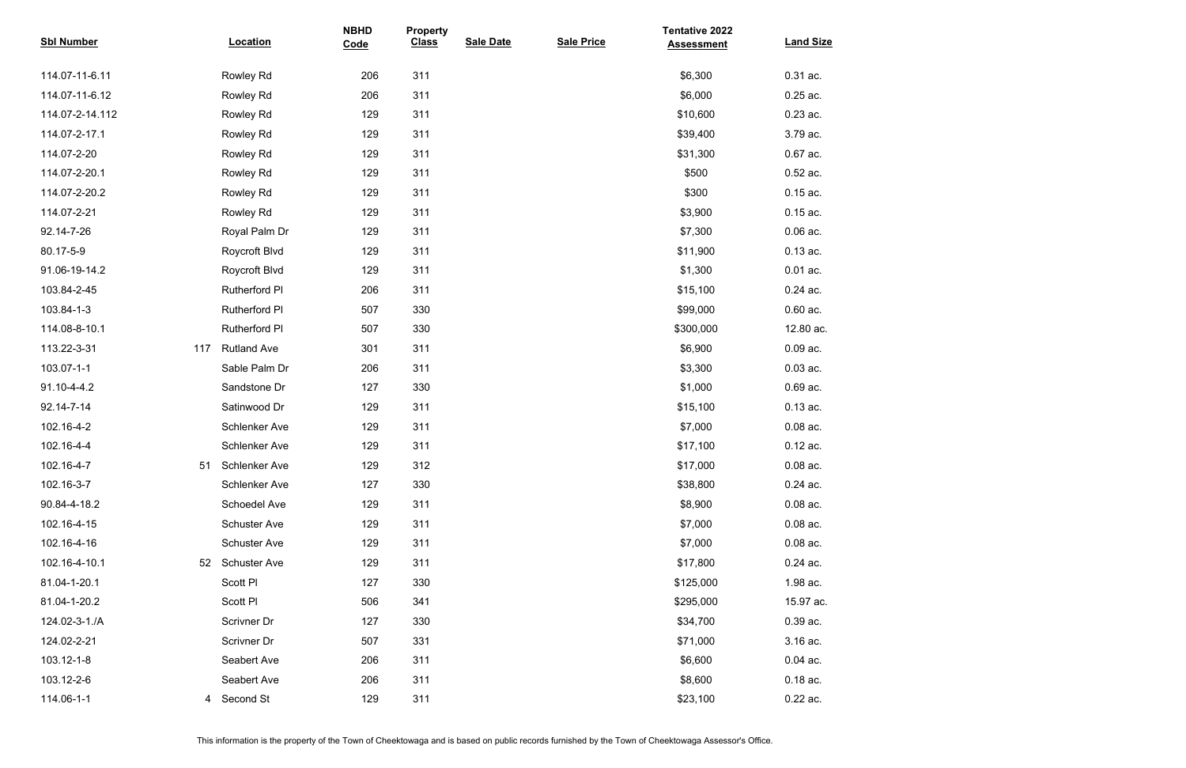| Sbl Number | | Location | NBHD Code | Property Class | Sale Date | Sale Price | Tentative 2022 Assessment | Land Size |
|---|---|---|---|---|---|---|---|---|
| 114.07-11-6.11 | | Rowley Rd | 206 | 311 | | | $6,300 | 0.31 ac. |
| 114.07-11-6.12 | | Rowley Rd | 206 | 311 | | | $6,000 | 0.25 ac. |
| 114.07-2-14.112 | | Rowley Rd | 129 | 311 | | | $10,600 | 0.23 ac. |
| 114.07-2-17.1 | | Rowley Rd | 129 | 311 | | | $39,400 | 3.79 ac. |
| 114.07-2-20 | | Rowley Rd | 129 | 311 | | | $31,300 | 0.67 ac. |
| 114.07-2-20.1 | | Rowley Rd | 129 | 311 | | | $500 | 0.52 ac. |
| 114.07-2-20.2 | | Rowley Rd | 129 | 311 | | | $300 | 0.15 ac. |
| 114.07-2-21 | | Rowley Rd | 129 | 311 | | | $3,900 | 0.15 ac. |
| 92.14-7-26 | | Royal Palm Dr | 129 | 311 | | | $7,300 | 0.06 ac. |
| 80.17-5-9 | | Roycroft Blvd | 129 | 311 | | | $11,900 | 0.13 ac. |
| 91.06-19-14.2 | | Roycroft Blvd | 129 | 311 | | | $1,300 | 0.01 ac. |
| 103.84-2-45 | | Rutherford Pl | 206 | 311 | | | $15,100 | 0.24 ac. |
| 103.84-1-3 | | Rutherford Pl | 507 | 330 | | | $99,000 | 0.60 ac. |
| 114.08-8-10.1 | | Rutherford Pl | 507 | 330 | | | $300,000 | 12.80 ac. |
| 113.22-3-31 | 117 | Rutland Ave | 301 | 311 | | | $6,900 | 0.09 ac. |
| 103.07-1-1 | | Sable Palm Dr | 206 | 311 | | | $3,300 | 0.03 ac. |
| 91.10-4-4.2 | | Sandstone Dr | 127 | 330 | | | $1,000 | 0.69 ac. |
| 92.14-7-14 | | Satinwood Dr | 129 | 311 | | | $15,100 | 0.13 ac. |
| 102.16-4-2 | | Schlenker Ave | 129 | 311 | | | $7,000 | 0.08 ac. |
| 102.16-4-4 | | Schlenker Ave | 129 | 311 | | | $17,100 | 0.12 ac. |
| 102.16-4-7 | 51 | Schlenker Ave | 129 | 312 | | | $17,000 | 0.08 ac. |
| 102.16-3-7 | | Schlenker Ave | 127 | 330 | | | $38,800 | 0.24 ac. |
| 90.84-4-18.2 | | Schoedel Ave | 129 | 311 | | | $8,900 | 0.08 ac. |
| 102.16-4-15 | | Schuster Ave | 129 | 311 | | | $7,000 | 0.08 ac. |
| 102.16-4-16 | | Schuster Ave | 129 | 311 | | | $7,000 | 0.08 ac. |
| 102.16-4-10.1 | 52 | Schuster Ave | 129 | 311 | | | $17,800 | 0.24 ac. |
| 81.04-1-20.1 | | Scott Pl | 127 | 330 | | | $125,000 | 1.98 ac. |
| 81.04-1-20.2 | | Scott Pl | 506 | 341 | | | $295,000 | 15.97 ac. |
| 124.02-3-1./A | | Scrivner Dr | 127 | 330 | | | $34,700 | 0.39 ac. |
| 124.02-2-21 | | Scrivner Dr | 507 | 331 | | | $71,000 | 3.16 ac. |
| 103.12-1-8 | | Seabert Ave | 206 | 311 | | | $6,600 | 0.04 ac. |
| 103.12-2-6 | | Seabert Ave | 206 | 311 | | | $8,600 | 0.18 ac. |
| 114.06-1-1 | 4 | Second St | 129 | 311 | | | $23,100 | 0.22 ac. |

This information is the property of the Town of Cheektowaga and is based on public records furnished by the Town of Cheektowaga Assessor's Office.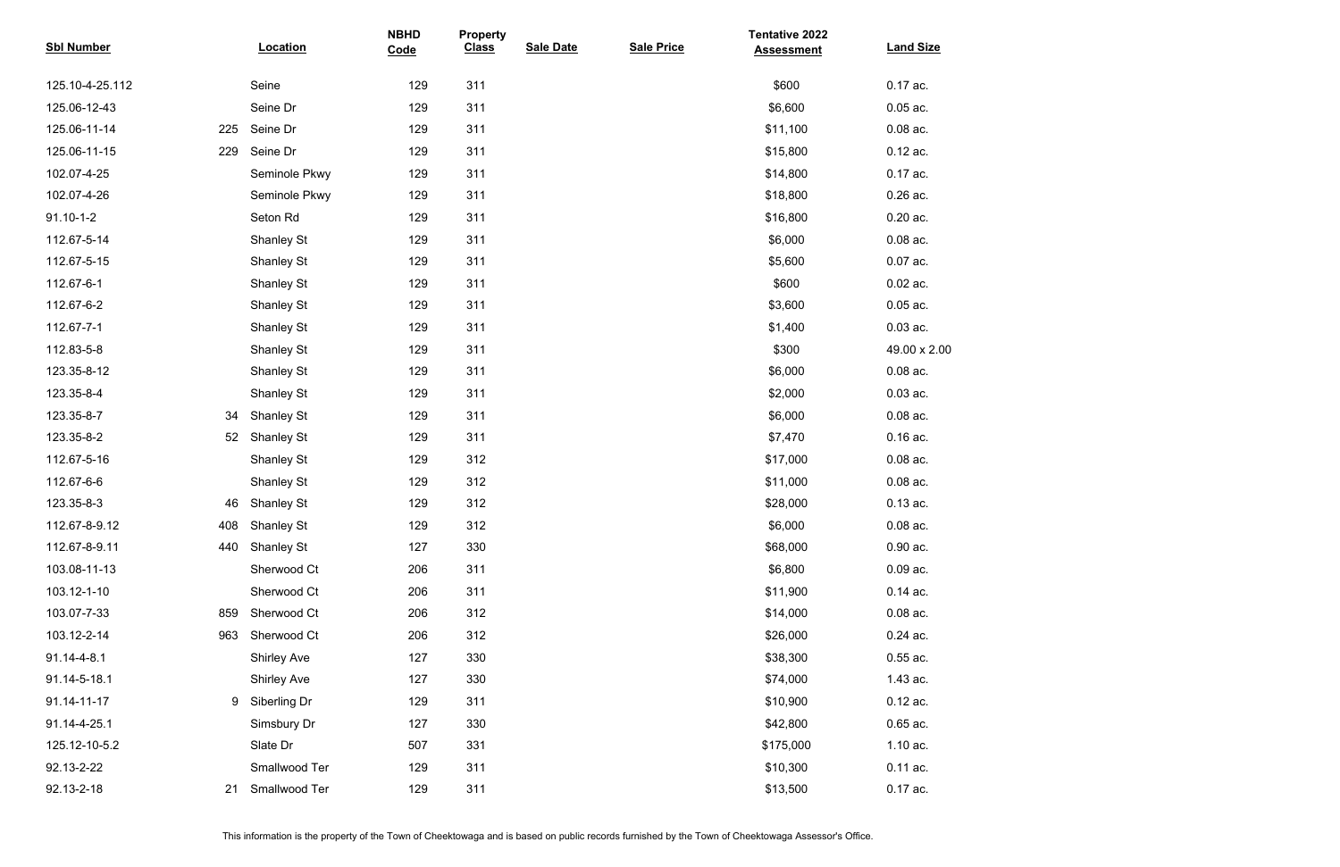| Sbl Number | Location | NBHD Code | Property Class | Sale Date | Sale Price | Tentative 2022 Assessment | Land Size |
|---|---|---|---|---|---|---|---|
| 125.10-4-25.112 | Seine | 129 | 311 | | | $600 | 0.17 ac. |
| 125.06-12-43 | Seine Dr | 129 | 311 | | | $6,600 | 0.05 ac. |
| 125.06-11-14 | 225 Seine Dr | 129 | 311 | | | $11,100 | 0.08 ac. |
| 125.06-11-15 | 229 Seine Dr | 129 | 311 | | | $15,800 | 0.12 ac. |
| 102.07-4-25 | Seminole Pkwy | 129 | 311 | | | $14,800 | 0.17 ac. |
| 102.07-4-26 | Seminole Pkwy | 129 | 311 | | | $18,800 | 0.26 ac. |
| 91.10-1-2 | Seton Rd | 129 | 311 | | | $16,800 | 0.20 ac. |
| 112.67-5-14 | Shanley St | 129 | 311 | | | $6,000 | 0.08 ac. |
| 112.67-5-15 | Shanley St | 129 | 311 | | | $5,600 | 0.07 ac. |
| 112.67-6-1 | Shanley St | 129 | 311 | | | $600 | 0.02 ac. |
| 112.67-6-2 | Shanley St | 129 | 311 | | | $3,600 | 0.05 ac. |
| 112.67-7-1 | Shanley St | 129 | 311 | | | $1,400 | 0.03 ac. |
| 112.83-5-8 | Shanley St | 129 | 311 | | | $300 | 49.00 x 2.00 |
| 123.35-8-12 | Shanley St | 129 | 311 | | | $6,000 | 0.08 ac. |
| 123.35-8-4 | Shanley St | 129 | 311 | | | $2,000 | 0.03 ac. |
| 123.35-8-7 | 34 Shanley St | 129 | 311 | | | $6,000 | 0.08 ac. |
| 123.35-8-2 | 52 Shanley St | 129 | 311 | | | $7,470 | 0.16 ac. |
| 112.67-5-16 | Shanley St | 129 | 312 | | | $17,000 | 0.08 ac. |
| 112.67-6-6 | Shanley St | 129 | 312 | | | $11,000 | 0.08 ac. |
| 123.35-8-3 | 46 Shanley St | 129 | 312 | | | $28,000 | 0.13 ac. |
| 112.67-8-9.12 | 408 Shanley St | 129 | 312 | | | $6,000 | 0.08 ac. |
| 112.67-8-9.11 | 440 Shanley St | 127 | 330 | | | $68,000 | 0.90 ac. |
| 103.08-11-13 | Sherwood Ct | 206 | 311 | | | $6,800 | 0.09 ac. |
| 103.12-1-10 | Sherwood Ct | 206 | 311 | | | $11,900 | 0.14 ac. |
| 103.07-7-33 | 859 Sherwood Ct | 206 | 312 | | | $14,000 | 0.08 ac. |
| 103.12-2-14 | 963 Sherwood Ct | 206 | 312 | | | $26,000 | 0.24 ac. |
| 91.14-4-8.1 | Shirley Ave | 127 | 330 | | | $38,300 | 0.55 ac. |
| 91.14-5-18.1 | Shirley Ave | 127 | 330 | | | $74,000 | 1.43 ac. |
| 91.14-11-17 | 9 Siberling Dr | 129 | 311 | | | $10,900 | 0.12 ac. |
| 91.14-4-25.1 | Simsbury Dr | 127 | 330 | | | $42,800 | 0.65 ac. |
| 125.12-10-5.2 | Slate Dr | 507 | 331 | | | $175,000 | 1.10 ac. |
| 92.13-2-22 | Smallwood Ter | 129 | 311 | | | $10,300 | 0.11 ac. |
| 92.13-2-18 | 21 Smallwood Ter | 129 | 311 | | | $13,500 | 0.17 ac. |

This information is the property of the Town of Cheektowaga and is based on public records furnished by the Town of Cheektowaga Assessor's Office.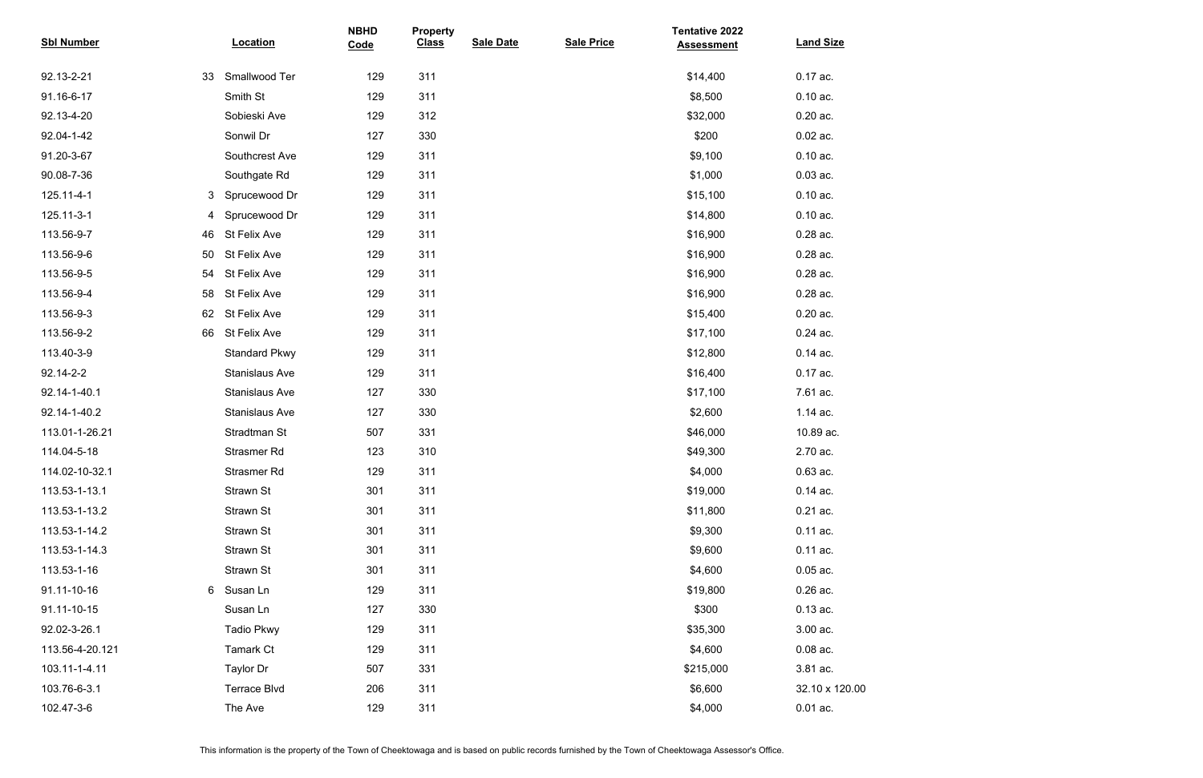| Sbl Number | | Location | NBHD Code | Property Class | Sale Date | Sale Price | Tentative 2022 Assessment | Land Size |
|---|---|---|---|---|---|---|---|---|
| 92.13-2-21 | 33 | Smallwood Ter | 129 | 311 | | | $14,400 | 0.17 ac. |
| 91.16-6-17 | | Smith St | 129 | 311 | | | $8,500 | 0.10 ac. |
| 92.13-4-20 | | Sobieski Ave | 129 | 312 | | | $32,000 | 0.20 ac. |
| 92.04-1-42 | | Sonwil Dr | 127 | 330 | | | $200 | 0.02 ac. |
| 91.20-3-67 | | Southcrest Ave | 129 | 311 | | | $9,100 | 0.10 ac. |
| 90.08-7-36 | | Southgate Rd | 129 | 311 | | | $1,000 | 0.03 ac. |
| 125.11-4-1 | 3 | Sprucewood Dr | 129 | 311 | | | $15,100 | 0.10 ac. |
| 125.11-3-1 | 4 | Sprucewood Dr | 129 | 311 | | | $14,800 | 0.10 ac. |
| 113.56-9-7 | 46 | St Felix Ave | 129 | 311 | | | $16,900 | 0.28 ac. |
| 113.56-9-6 | 50 | St Felix Ave | 129 | 311 | | | $16,900 | 0.28 ac. |
| 113.56-9-5 | 54 | St Felix Ave | 129 | 311 | | | $16,900 | 0.28 ac. |
| 113.56-9-4 | 58 | St Felix Ave | 129 | 311 | | | $16,900 | 0.28 ac. |
| 113.56-9-3 | 62 | St Felix Ave | 129 | 311 | | | $15,400 | 0.20 ac. |
| 113.56-9-2 | 66 | St Felix Ave | 129 | 311 | | | $17,100 | 0.24 ac. |
| 113.40-3-9 | | Standard Pkwy | 129 | 311 | | | $12,800 | 0.14 ac. |
| 92.14-2-2 | | Stanislaus Ave | 129 | 311 | | | $16,400 | 0.17 ac. |
| 92.14-1-40.1 | | Stanislaus Ave | 127 | 330 | | | $17,100 | 7.61 ac. |
| 92.14-1-40.2 | | Stanislaus Ave | 127 | 330 | | | $2,600 | 1.14 ac. |
| 113.01-1-26.21 | | Stradtman St | 507 | 331 | | | $46,000 | 10.89 ac. |
| 114.04-5-18 | | Strasmer Rd | 123 | 310 | | | $49,300 | 2.70 ac. |
| 114.02-10-32.1 | | Strasmer Rd | 129 | 311 | | | $4,000 | 0.63 ac. |
| 113.53-1-13.1 | | Strawn St | 301 | 311 | | | $19,000 | 0.14 ac. |
| 113.53-1-13.2 | | Strawn St | 301 | 311 | | | $11,800 | 0.21 ac. |
| 113.53-1-14.2 | | Strawn St | 301 | 311 | | | $9,300 | 0.11 ac. |
| 113.53-1-14.3 | | Strawn St | 301 | 311 | | | $9,600 | 0.11 ac. |
| 113.53-1-16 | | Strawn St | 301 | 311 | | | $4,600 | 0.05 ac. |
| 91.11-10-16 | 6 | Susan Ln | 129 | 311 | | | $19,800 | 0.26 ac. |
| 91.11-10-15 | | Susan Ln | 127 | 330 | | | $300 | 0.13 ac. |
| 92.02-3-26.1 | | Tadio Pkwy | 129 | 311 | | | $35,300 | 3.00 ac. |
| 113.56-4-20.121 | | Tamark Ct | 129 | 311 | | | $4,600 | 0.08 ac. |
| 103.11-1-4.11 | | Taylor Dr | 507 | 331 | | | $215,000 | 3.81 ac. |
| 103.76-6-3.1 | | Terrace Blvd | 206 | 311 | | | $6,600 | 32.10 x 120.00 |
| 102.47-3-6 | | The Ave | 129 | 311 | | | $4,000 | 0.01 ac. |

This information is the property of the Town of Cheektowaga and is based on public records furnished by the Town of Cheektowaga Assessor's Office.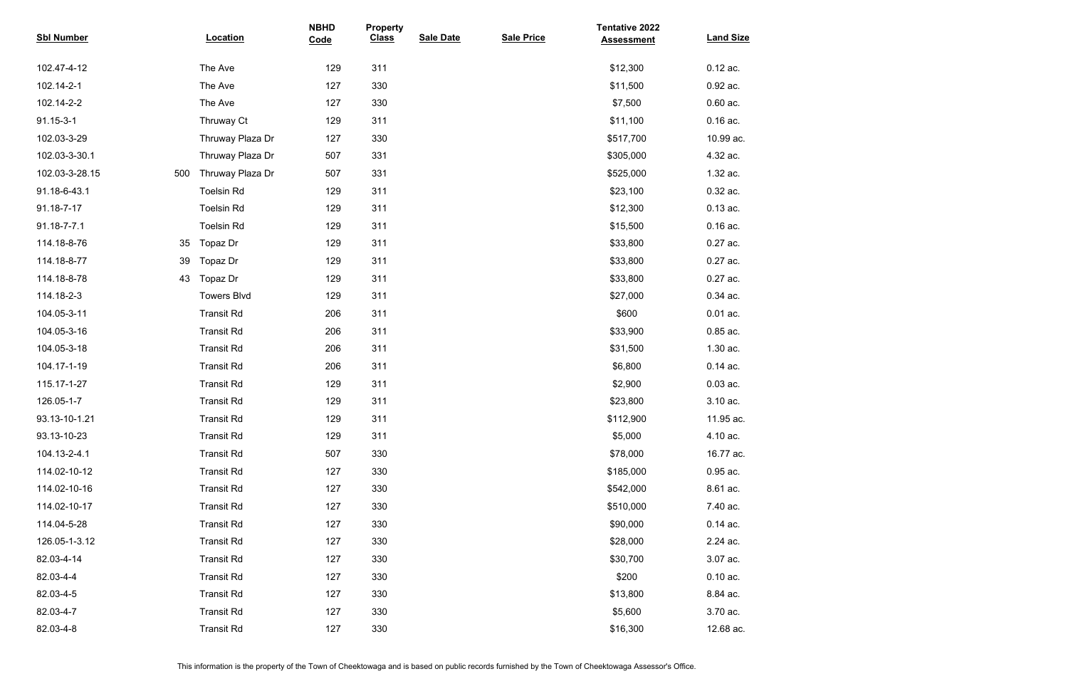| Sbl Number | | Location | NBHD Code | Property Class | Sale Date | Sale Price | Tentative 2022 Assessment | Land Size |
|---|---|---|---|---|---|---|---|---|
| 102.47-4-12 | | The Ave | 129 | 311 | | | $12,300 | 0.12 ac. |
| 102.14-2-1 | | The Ave | 127 | 330 | | | $11,500 | 0.92 ac. |
| 102.14-2-2 | | The Ave | 127 | 330 | | | $7,500 | 0.60 ac. |
| 91.15-3-1 | | Thruway Ct | 129 | 311 | | | $11,100 | 0.16 ac. |
| 102.03-3-29 | | Thruway Plaza Dr | 127 | 330 | | | $517,700 | 10.99 ac. |
| 102.03-3-30.1 | | Thruway Plaza Dr | 507 | 331 | | | $305,000 | 4.32 ac. |
| 102.03-3-28.15 | 500 | Thruway Plaza Dr | 507 | 331 | | | $525,000 | 1.32 ac. |
| 91.18-6-43.1 | | Toelsin Rd | 129 | 311 | | | $23,100 | 0.32 ac. |
| 91.18-7-17 | | Toelsin Rd | 129 | 311 | | | $12,300 | 0.13 ac. |
| 91.18-7-7.1 | | Toelsin Rd | 129 | 311 | | | $15,500 | 0.16 ac. |
| 114.18-8-76 | 35 | Topaz Dr | 129 | 311 | | | $33,800 | 0.27 ac. |
| 114.18-8-77 | 39 | Topaz Dr | 129 | 311 | | | $33,800 | 0.27 ac. |
| 114.18-8-78 | 43 | Topaz Dr | 129 | 311 | | | $33,800 | 0.27 ac. |
| 114.18-2-3 | | Towers Blvd | 129 | 311 | | | $27,000 | 0.34 ac. |
| 104.05-3-11 | | Transit Rd | 206 | 311 | | | $600 | 0.01 ac. |
| 104.05-3-16 | | Transit Rd | 206 | 311 | | | $33,900 | 0.85 ac. |
| 104.05-3-18 | | Transit Rd | 206 | 311 | | | $31,500 | 1.30 ac. |
| 104.17-1-19 | | Transit Rd | 206 | 311 | | | $6,800 | 0.14 ac. |
| 115.17-1-27 | | Transit Rd | 129 | 311 | | | $2,900 | 0.03 ac. |
| 126.05-1-7 | | Transit Rd | 129 | 311 | | | $23,800 | 3.10 ac. |
| 93.13-10-1.21 | | Transit Rd | 129 | 311 | | | $112,900 | 11.95 ac. |
| 93.13-10-23 | | Transit Rd | 129 | 311 | | | $5,000 | 4.10 ac. |
| 104.13-2-4.1 | | Transit Rd | 507 | 330 | | | $78,000 | 16.77 ac. |
| 114.02-10-12 | | Transit Rd | 127 | 330 | | | $185,000 | 0.95 ac. |
| 114.02-10-16 | | Transit Rd | 127 | 330 | | | $542,000 | 8.61 ac. |
| 114.02-10-17 | | Transit Rd | 127 | 330 | | | $510,000 | 7.40 ac. |
| 114.04-5-28 | | Transit Rd | 127 | 330 | | | $90,000 | 0.14 ac. |
| 126.05-1-3.12 | | Transit Rd | 127 | 330 | | | $28,000 | 2.24 ac. |
| 82.03-4-14 | | Transit Rd | 127 | 330 | | | $30,700 | 3.07 ac. |
| 82.03-4-4 | | Transit Rd | 127 | 330 | | | $200 | 0.10 ac. |
| 82.03-4-5 | | Transit Rd | 127 | 330 | | | $13,800 | 8.84 ac. |
| 82.03-4-7 | | Transit Rd | 127 | 330 | | | $5,600 | 3.70 ac. |
| 82.03-4-8 | | Transit Rd | 127 | 330 | | | $16,300 | 12.68 ac. |

This information is the property of the Town of Cheektowaga and is based on public records furnished by the Town of Cheektowaga Assessor's Office.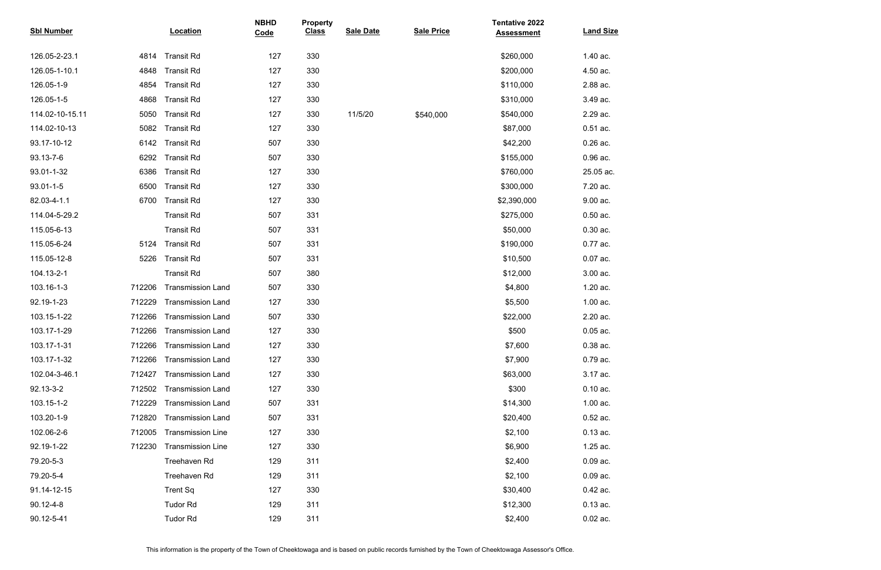| Sbl Number | Location | | NBHD Code | Property Class | Sale Date | Sale Price | Tentative 2022 Assessment | Land Size |
|---|---|---|---|---|---|---|---|---|
| 126.05-2-23.1 | 4814 | Transit Rd | 127 | 330 | | | $260,000 | 1.40 ac. |
| 126.05-1-10.1 | 4848 | Transit Rd | 127 | 330 | | | $200,000 | 4.50 ac. |
| 126.05-1-9 | 4854 | Transit Rd | 127 | 330 | | | $110,000 | 2.88 ac. |
| 126.05-1-5 | 4868 | Transit Rd | 127 | 330 | | | $310,000 | 3.49 ac. |
| 114.02-10-15.11 | 5050 | Transit Rd | 127 | 330 | 11/5/20 | $540,000 | $540,000 | 2.29 ac. |
| 114.02-10-13 | 5082 | Transit Rd | 127 | 330 | | | $87,000 | 0.51 ac. |
| 93.17-10-12 | 6142 | Transit Rd | 507 | 330 | | | $42,200 | 0.26 ac. |
| 93.13-7-6 | 6292 | Transit Rd | 507 | 330 | | | $155,000 | 0.96 ac. |
| 93.01-1-32 | 6386 | Transit Rd | 127 | 330 | | | $760,000 | 25.05 ac. |
| 93.01-1-5 | 6500 | Transit Rd | 127 | 330 | | | $300,000 | 7.20 ac. |
| 82.03-4-1.1 | 6700 | Transit Rd | 127 | 330 | | | $2,390,000 | 9.00 ac. |
| 114.04-5-29.2 | | Transit Rd | 507 | 331 | | | $275,000 | 0.50 ac. |
| 115.05-6-13 | | Transit Rd | 507 | 331 | | | $50,000 | 0.30 ac. |
| 115.05-6-24 | 5124 | Transit Rd | 507 | 331 | | | $190,000 | 0.77 ac. |
| 115.05-12-8 | 5226 | Transit Rd | 507 | 331 | | | $10,500 | 0.07 ac. |
| 104.13-2-1 | | Transit Rd | 507 | 380 | | | $12,000 | 3.00 ac. |
| 103.16-1-3 | 712206 | Transmission Land | 507 | 330 | | | $4,800 | 1.20 ac. |
| 92.19-1-23 | 712229 | Transmission Land | 127 | 330 | | | $5,500 | 1.00 ac. |
| 103.15-1-22 | 712266 | Transmission Land | 507 | 330 | | | $22,000 | 2.20 ac. |
| 103.17-1-29 | 712266 | Transmission Land | 127 | 330 | | | $500 | 0.05 ac. |
| 103.17-1-31 | 712266 | Transmission Land | 127 | 330 | | | $7,600 | 0.38 ac. |
| 103.17-1-32 | 712266 | Transmission Land | 127 | 330 | | | $7,900 | 0.79 ac. |
| 102.04-3-46.1 | 712427 | Transmission Land | 127 | 330 | | | $63,000 | 3.17 ac. |
| 92.13-3-2 | 712502 | Transmission Land | 127 | 330 | | | $300 | 0.10 ac. |
| 103.15-1-2 | 712229 | Transmission Land | 507 | 331 | | | $14,300 | 1.00 ac. |
| 103.20-1-9 | 712820 | Transmission Land | 507 | 331 | | | $20,400 | 0.52 ac. |
| 102.06-2-6 | 712005 | Transmission Line | 127 | 330 | | | $2,100 | 0.13 ac. |
| 92.19-1-22 | 712230 | Transmission Line | 127 | 330 | | | $6,900 | 1.25 ac. |
| 79.20-5-3 | | Treehaven Rd | 129 | 311 | | | $2,400 | 0.09 ac. |
| 79.20-5-4 | | Treehaven Rd | 129 | 311 | | | $2,100 | 0.09 ac. |
| 91.14-12-15 | | Trent Sq | 127 | 330 | | | $30,400 | 0.42 ac. |
| 90.12-4-8 | | Tudor Rd | 129 | 311 | | | $12,300 | 0.13 ac. |
| 90.12-5-41 | | Tudor Rd | 129 | 311 | | | $2,400 | 0.02 ac. |

This information is the property of the Town of Cheektowaga and is based on public records furnished by the Town of Cheektowaga Assessor's Office.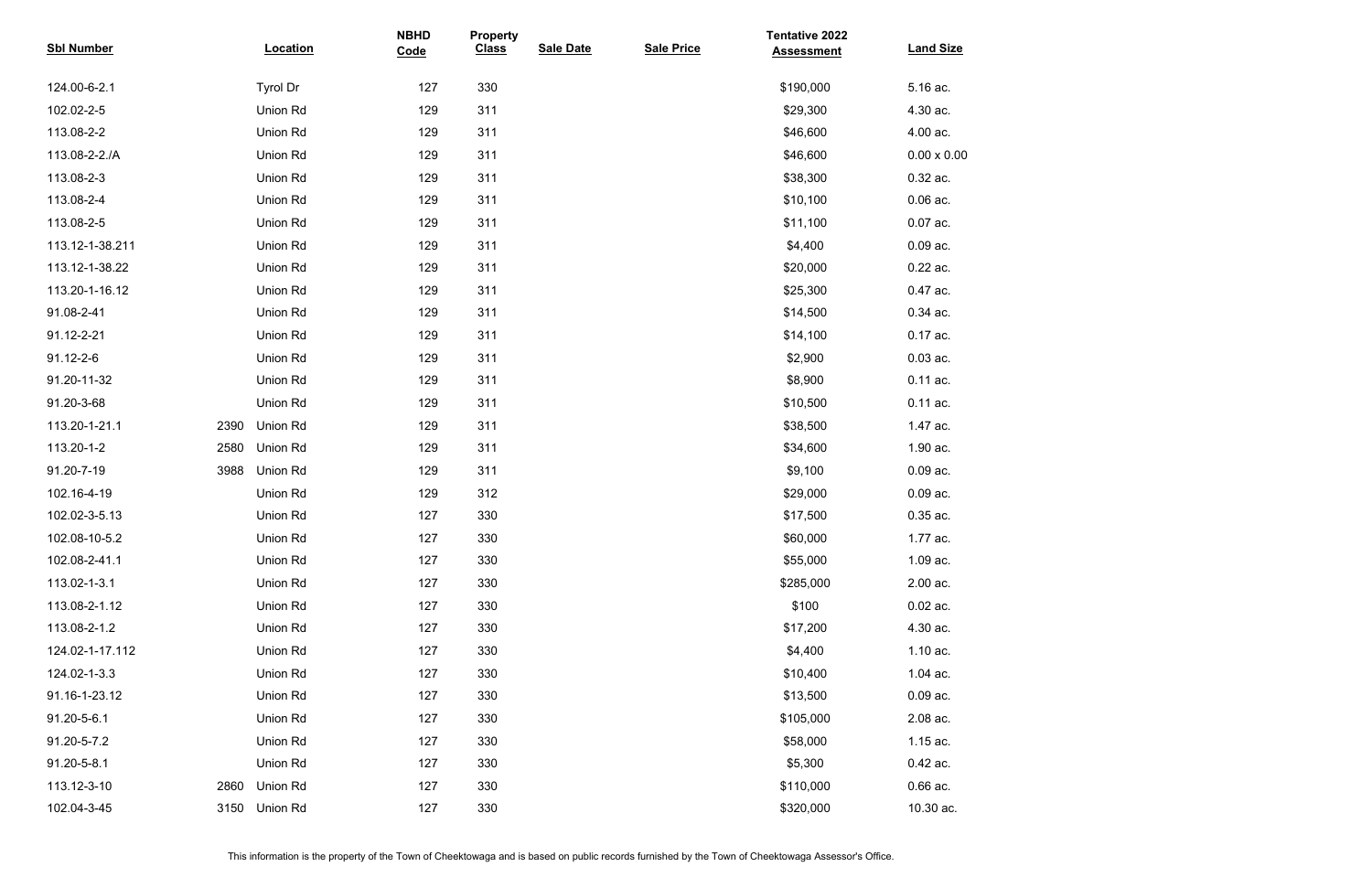| Sbl Number | Location | NBHD Code | Property Class | Sale Date | Sale Price | Tentative 2022 Assessment | Land Size |
|---|---|---|---|---|---|---|---|
| 124.00-6-2.1 | Tyrol Dr | 127 | 330 | | | $190,000 | 5.16 ac. |
| 102.02-2-5 | Union Rd | 129 | 311 | | | $29,300 | 4.30 ac. |
| 113.08-2-2 | Union Rd | 129 | 311 | | | $46,600 | 4.00 ac. |
| 113.08-2-2./A | Union Rd | 129 | 311 | | | $46,600 | 0.00 x 0.00 |
| 113.08-2-3 | Union Rd | 129 | 311 | | | $38,300 | 0.32 ac. |
| 113.08-2-4 | Union Rd | 129 | 311 | | | $10,100 | 0.06 ac. |
| 113.08-2-5 | Union Rd | 129 | 311 | | | $11,100 | 0.07 ac. |
| 113.12-1-38.211 | Union Rd | 129 | 311 | | | $4,400 | 0.09 ac. |
| 113.12-1-38.22 | Union Rd | 129 | 311 | | | $20,000 | 0.22 ac. |
| 113.20-1-16.12 | Union Rd | 129 | 311 | | | $25,300 | 0.47 ac. |
| 91.08-2-41 | Union Rd | 129 | 311 | | | $14,500 | 0.34 ac. |
| 91.12-2-21 | Union Rd | 129 | 311 | | | $14,100 | 0.17 ac. |
| 91.12-2-6 | Union Rd | 129 | 311 | | | $2,900 | 0.03 ac. |
| 91.20-11-32 | Union Rd | 129 | 311 | | | $8,900 | 0.11 ac. |
| 91.20-3-68 | Union Rd | 129 | 311 | | | $10,500 | 0.11 ac. |
| 113.20-1-21.1 | 2390 Union Rd | 129 | 311 | | | $38,500 | 1.47 ac. |
| 113.20-1-2 | 2580 Union Rd | 129 | 311 | | | $34,600 | 1.90 ac. |
| 91.20-7-19 | 3988 Union Rd | 129 | 311 | | | $9,100 | 0.09 ac. |
| 102.16-4-19 | Union Rd | 129 | 312 | | | $29,000 | 0.09 ac. |
| 102.02-3-5.13 | Union Rd | 127 | 330 | | | $17,500 | 0.35 ac. |
| 102.08-10-5.2 | Union Rd | 127 | 330 | | | $60,000 | 1.77 ac. |
| 102.08-2-41.1 | Union Rd | 127 | 330 | | | $55,000 | 1.09 ac. |
| 113.02-1-3.1 | Union Rd | 127 | 330 | | | $285,000 | 2.00 ac. |
| 113.08-2-1.12 | Union Rd | 127 | 330 | | | $100 | 0.02 ac. |
| 113.08-2-1.2 | Union Rd | 127 | 330 | | | $17,200 | 4.30 ac. |
| 124.02-1-17.112 | Union Rd | 127 | 330 | | | $4,400 | 1.10 ac. |
| 124.02-1-3.3 | Union Rd | 127 | 330 | | | $10,400 | 1.04 ac. |
| 91.16-1-23.12 | Union Rd | 127 | 330 | | | $13,500 | 0.09 ac. |
| 91.20-5-6.1 | Union Rd | 127 | 330 | | | $105,000 | 2.08 ac. |
| 91.20-5-7.2 | Union Rd | 127 | 330 | | | $58,000 | 1.15 ac. |
| 91.20-5-8.1 | Union Rd | 127 | 330 | | | $5,300 | 0.42 ac. |
| 113.12-3-10 | 2860 Union Rd | 127 | 330 | | | $110,000 | 0.66 ac. |
| 102.04-3-45 | 3150 Union Rd | 127 | 330 | | | $320,000 | 10.30 ac. |

This information is the property of the Town of Cheektowaga and is based on public records furnished by the Town of Cheektowaga Assessor's Office.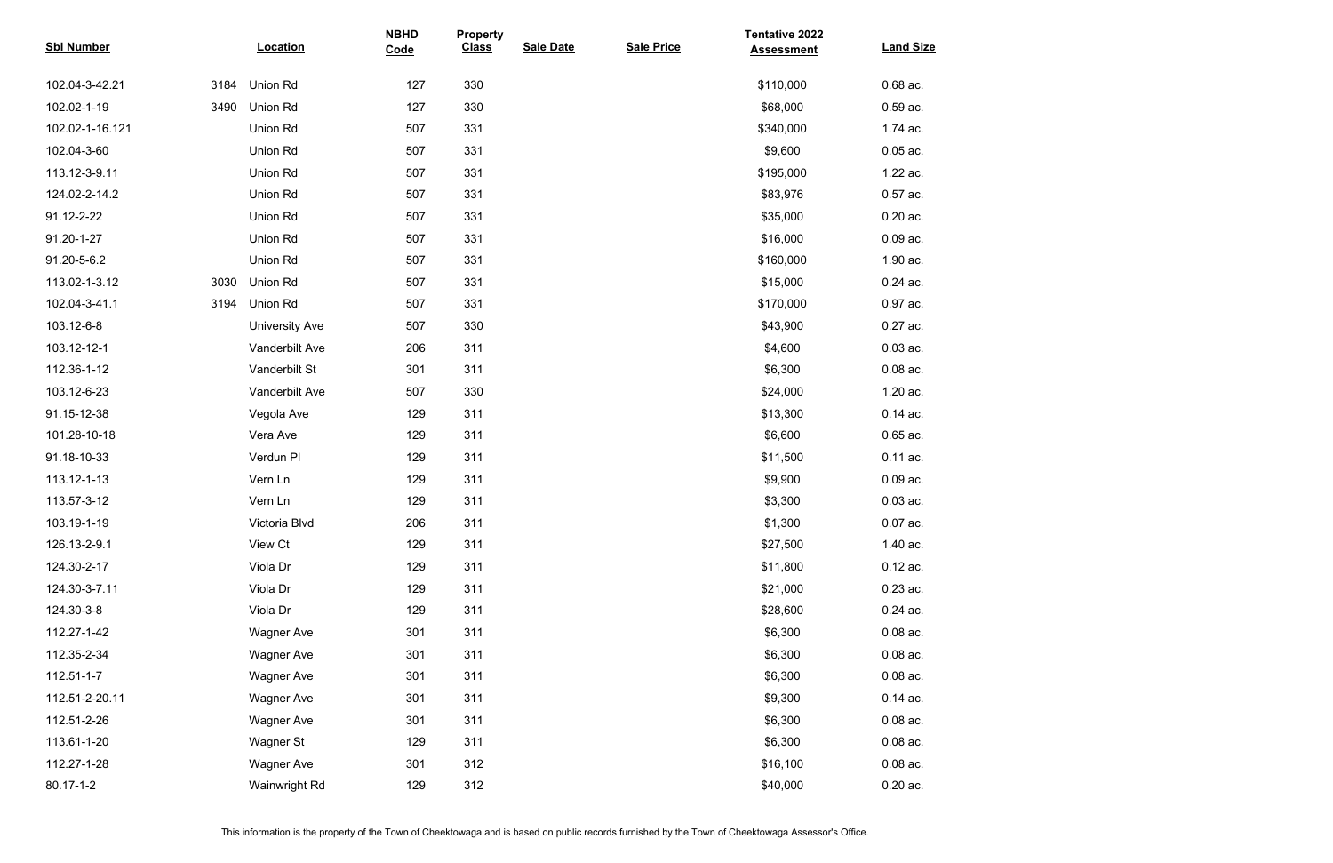| Sbl Number | Location | NBHD Code | Property Class | Sale Date | Sale Price | Tentative 2022 Assessment | Land Size |
|---|---|---|---|---|---|---|---|
| 102.04-3-42.21 | 3184 Union Rd | 127 | 330 | | | $110,000 | 0.68 ac. |
| 102.02-1-19 | 3490 Union Rd | 127 | 330 | | | $68,000 | 0.59 ac. |
| 102.02-1-16.121 | Union Rd | 507 | 331 | | | $340,000 | 1.74 ac. |
| 102.04-3-60 | Union Rd | 507 | 331 | | | $9,600 | 0.05 ac. |
| 113.12-3-9.11 | Union Rd | 507 | 331 | | | $195,000 | 1.22 ac. |
| 124.02-2-14.2 | Union Rd | 507 | 331 | | | $83,976 | 0.57 ac. |
| 91.12-2-22 | Union Rd | 507 | 331 | | | $35,000 | 0.20 ac. |
| 91.20-1-27 | Union Rd | 507 | 331 | | | $16,000 | 0.09 ac. |
| 91.20-5-6.2 | Union Rd | 507 | 331 | | | $160,000 | 1.90 ac. |
| 113.02-1-3.12 | 3030 Union Rd | 507 | 331 | | | $15,000 | 0.24 ac. |
| 102.04-3-41.1 | 3194 Union Rd | 507 | 331 | | | $170,000 | 0.97 ac. |
| 103.12-6-8 | University Ave | 507 | 330 | | | $43,900 | 0.27 ac. |
| 103.12-12-1 | Vanderbilt Ave | 206 | 311 | | | $4,600 | 0.03 ac. |
| 112.36-1-12 | Vanderbilt St | 301 | 311 | | | $6,300 | 0.08 ac. |
| 103.12-6-23 | Vanderbilt Ave | 507 | 330 | | | $24,000 | 1.20 ac. |
| 91.15-12-38 | Vegola Ave | 129 | 311 | | | $13,300 | 0.14 ac. |
| 101.28-10-18 | Vera Ave | 129 | 311 | | | $6,600 | 0.65 ac. |
| 91.18-10-33 | Verdun Pl | 129 | 311 | | | $11,500 | 0.11 ac. |
| 113.12-1-13 | Vern Ln | 129 | 311 | | | $9,900 | 0.09 ac. |
| 113.57-3-12 | Vern Ln | 129 | 311 | | | $3,300 | 0.03 ac. |
| 103.19-1-19 | Victoria Blvd | 206 | 311 | | | $1,300 | 0.07 ac. |
| 126.13-2-9.1 | View Ct | 129 | 311 | | | $27,500 | 1.40 ac. |
| 124.30-2-17 | Viola Dr | 129 | 311 | | | $11,800 | 0.12 ac. |
| 124.30-3-7.11 | Viola Dr | 129 | 311 | | | $21,000 | 0.23 ac. |
| 124.30-3-8 | Viola Dr | 129 | 311 | | | $28,600 | 0.24 ac. |
| 112.27-1-42 | Wagner Ave | 301 | 311 | | | $6,300 | 0.08 ac. |
| 112.35-2-34 | Wagner Ave | 301 | 311 | | | $6,300 | 0.08 ac. |
| 112.51-1-7 | Wagner Ave | 301 | 311 | | | $6,300 | 0.08 ac. |
| 112.51-2-20.11 | Wagner Ave | 301 | 311 | | | $9,300 | 0.14 ac. |
| 112.51-2-26 | Wagner Ave | 301 | 311 | | | $6,300 | 0.08 ac. |
| 113.61-1-20 | Wagner St | 129 | 311 | | | $6,300 | 0.08 ac. |
| 112.27-1-28 | Wagner Ave | 301 | 312 | | | $16,100 | 0.08 ac. |
| 80.17-1-2 | Wainwright Rd | 129 | 312 | | | $40,000 | 0.20 ac. |

This information is the property of the Town of Cheektowaga and is based on public records furnished by the Town of Cheektowaga Assessor's Office.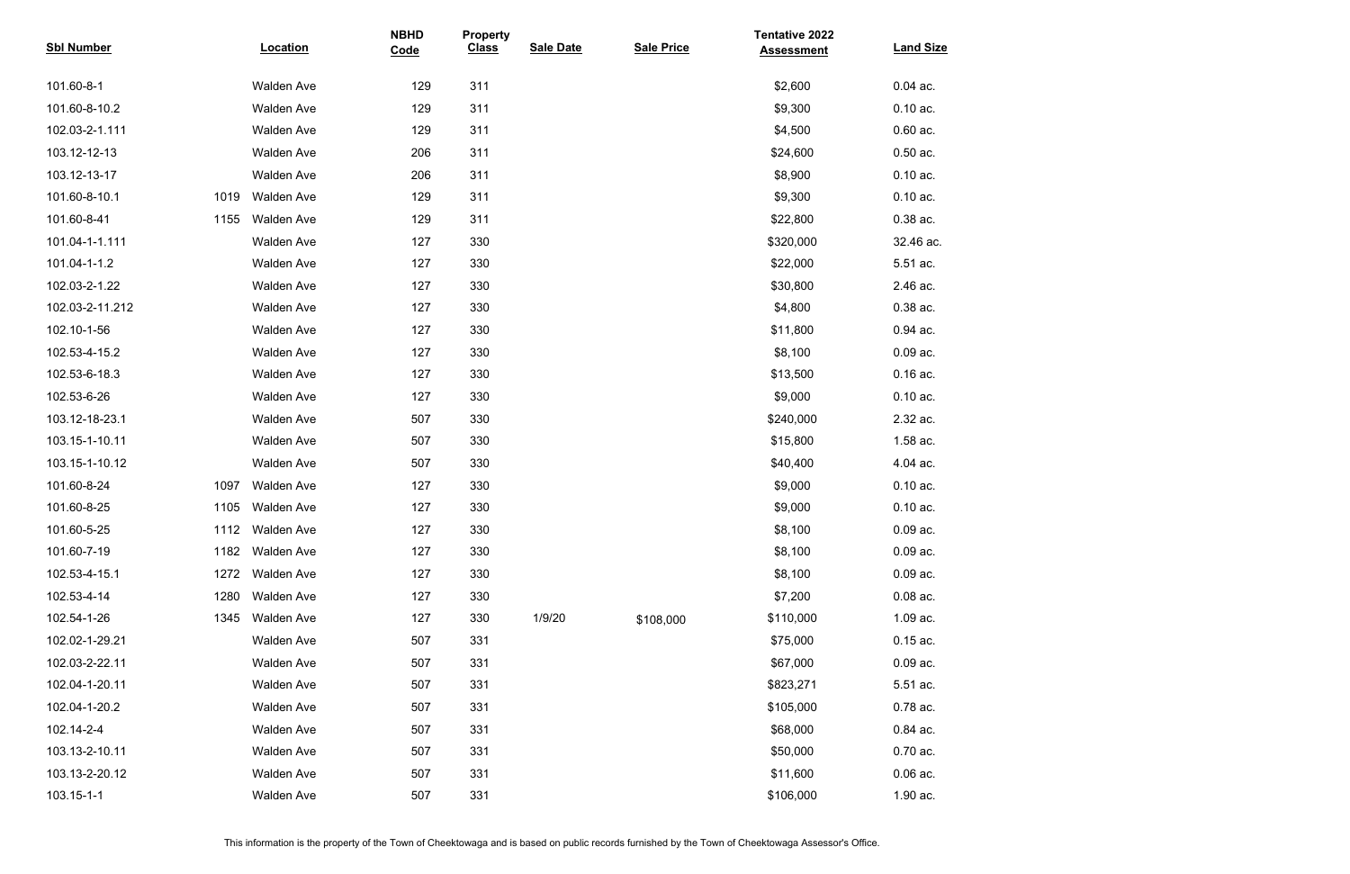| Sbl Number | Location | | NBHD Code | Property Class | Sale Date | Sale Price | Tentative 2022 Assessment | Land Size |
|---|---|---|---|---|---|---|---|---|
| 101.60-8-1 | | Walden Ave | 129 | 311 | | | $2,600 | 0.04 ac. |
| 101.60-8-10.2 | | Walden Ave | 129 | 311 | | | $9,300 | 0.10 ac. |
| 102.03-2-1.111 | | Walden Ave | 129 | 311 | | | $4,500 | 0.60 ac. |
| 103.12-12-13 | | Walden Ave | 206 | 311 | | | $24,600 | 0.50 ac. |
| 103.12-13-17 | | Walden Ave | 206 | 311 | | | $8,900 | 0.10 ac. |
| 101.60-8-10.1 | 1019 | Walden Ave | 129 | 311 | | | $9,300 | 0.10 ac. |
| 101.60-8-41 | 1155 | Walden Ave | 129 | 311 | | | $22,800 | 0.38 ac. |
| 101.04-1-1.111 | | Walden Ave | 127 | 330 | | | $320,000 | 32.46 ac. |
| 101.04-1-1.2 | | Walden Ave | 127 | 330 | | | $22,000 | 5.51 ac. |
| 102.03-2-1.22 | | Walden Ave | 127 | 330 | | | $30,800 | 2.46 ac. |
| 102.03-2-11.212 | | Walden Ave | 127 | 330 | | | $4,800 | 0.38 ac. |
| 102.10-1-56 | | Walden Ave | 127 | 330 | | | $11,800 | 0.94 ac. |
| 102.53-4-15.2 | | Walden Ave | 127 | 330 | | | $8,100 | 0.09 ac. |
| 102.53-6-18.3 | | Walden Ave | 127 | 330 | | | $13,500 | 0.16 ac. |
| 102.53-6-26 | | Walden Ave | 127 | 330 | | | $9,000 | 0.10 ac. |
| 103.12-18-23.1 | | Walden Ave | 507 | 330 | | | $240,000 | 2.32 ac. |
| 103.15-1-10.11 | | Walden Ave | 507 | 330 | | | $15,800 | 1.58 ac. |
| 103.15-1-10.12 | | Walden Ave | 507 | 330 | | | $40,400 | 4.04 ac. |
| 101.60-8-24 | 1097 | Walden Ave | 127 | 330 | | | $9,000 | 0.10 ac. |
| 101.60-8-25 | 1105 | Walden Ave | 127 | 330 | | | $9,000 | 0.10 ac. |
| 101.60-5-25 | 1112 | Walden Ave | 127 | 330 | | | $8,100 | 0.09 ac. |
| 101.60-7-19 | 1182 | Walden Ave | 127 | 330 | | | $8,100 | 0.09 ac. |
| 102.53-4-15.1 | 1272 | Walden Ave | 127 | 330 | | | $8,100 | 0.09 ac. |
| 102.53-4-14 | 1280 | Walden Ave | 127 | 330 | | | $7,200 | 0.08 ac. |
| 102.54-1-26 | 1345 | Walden Ave | 127 | 330 | 1/9/20 | $108,000 | $110,000 | 1.09 ac. |
| 102.02-1-29.21 | | Walden Ave | 507 | 331 | | | $75,000 | 0.15 ac. |
| 102.03-2-22.11 | | Walden Ave | 507 | 331 | | | $67,000 | 0.09 ac. |
| 102.04-1-20.11 | | Walden Ave | 507 | 331 | | | $823,271 | 5.51 ac. |
| 102.04-1-20.2 | | Walden Ave | 507 | 331 | | | $105,000 | 0.78 ac. |
| 102.14-2-4 | | Walden Ave | 507 | 331 | | | $68,000 | 0.84 ac. |
| 103.13-2-10.11 | | Walden Ave | 507 | 331 | | | $50,000 | 0.70 ac. |
| 103.13-2-20.12 | | Walden Ave | 507 | 331 | | | $11,600 | 0.06 ac. |
| 103.15-1-1 | | Walden Ave | 507 | 331 | | | $106,000 | 1.90 ac. |

This information is the property of the Town of Cheektowaga and is based on public records furnished by the Town of Cheektowaga Assessor's Office.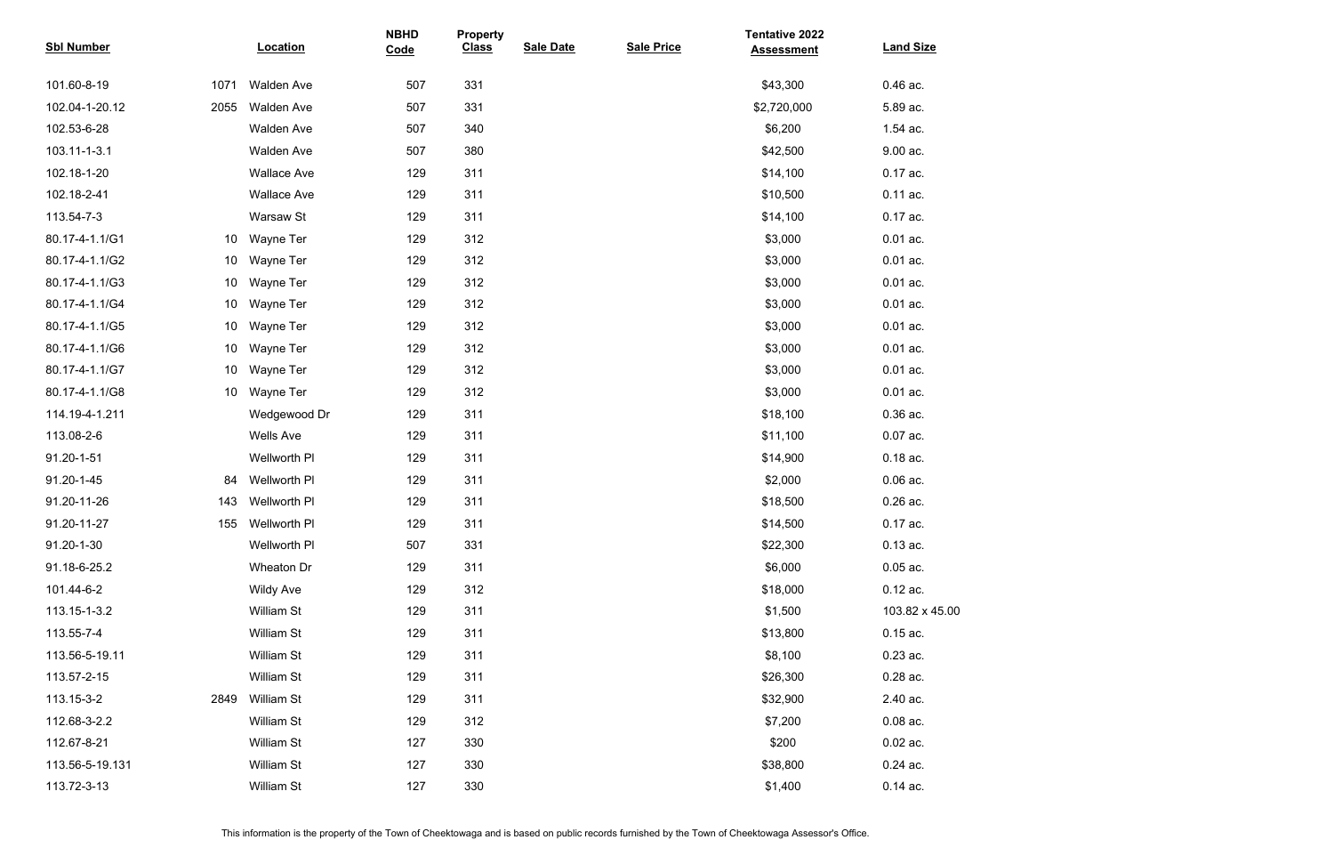| Sbl Number | Location | | NBHD Code | Property Class | Sale Date | Sale Price | Tentative 2022 Assessment | Land Size |
|---|---|---|---|---|---|---|---|---|
| 101.60-8-19 | 1071 | Walden Ave | 507 | 331 | | | $43,300 | 0.46 ac. |
| 102.04-1-20.12 | 2055 | Walden Ave | 507 | 331 | | | $2,720,000 | 5.89 ac. |
| 102.53-6-28 | | Walden Ave | 507 | 340 | | | $6,200 | 1.54 ac. |
| 103.11-1-3.1 | | Walden Ave | 507 | 380 | | | $42,500 | 9.00 ac. |
| 102.18-1-20 | | Wallace Ave | 129 | 311 | | | $14,100 | 0.17 ac. |
| 102.18-2-41 | | Wallace Ave | 129 | 311 | | | $10,500 | 0.11 ac. |
| 113.54-7-3 | | Warsaw St | 129 | 311 | | | $14,100 | 0.17 ac. |
| 80.17-4-1.1/G1 | 10 | Wayne Ter | 129 | 312 | | | $3,000 | 0.01 ac. |
| 80.17-4-1.1/G2 | 10 | Wayne Ter | 129 | 312 | | | $3,000 | 0.01 ac. |
| 80.17-4-1.1/G3 | 10 | Wayne Ter | 129 | 312 | | | $3,000 | 0.01 ac. |
| 80.17-4-1.1/G4 | 10 | Wayne Ter | 129 | 312 | | | $3,000 | 0.01 ac. |
| 80.17-4-1.1/G5 | 10 | Wayne Ter | 129 | 312 | | | $3,000 | 0.01 ac. |
| 80.17-4-1.1/G6 | 10 | Wayne Ter | 129 | 312 | | | $3,000 | 0.01 ac. |
| 80.17-4-1.1/G7 | 10 | Wayne Ter | 129 | 312 | | | $3,000 | 0.01 ac. |
| 80.17-4-1.1/G8 | 10 | Wayne Ter | 129 | 312 | | | $3,000 | 0.01 ac. |
| 114.19-4-1.211 | | Wedgewood Dr | 129 | 311 | | | $18,100 | 0.36 ac. |
| 113.08-2-6 | | Wells Ave | 129 | 311 | | | $11,100 | 0.07 ac. |
| 91.20-1-51 | | Wellworth Pl | 129 | 311 | | | $14,900 | 0.18 ac. |
| 91.20-1-45 | 84 | Wellworth Pl | 129 | 311 | | | $2,000 | 0.06 ac. |
| 91.20-11-26 | 143 | Wellworth Pl | 129 | 311 | | | $18,500 | 0.26 ac. |
| 91.20-11-27 | 155 | Wellworth Pl | 129 | 311 | | | $14,500 | 0.17 ac. |
| 91.20-1-30 | | Wellworth Pl | 507 | 331 | | | $22,300 | 0.13 ac. |
| 91.18-6-25.2 | | Wheaton Dr | 129 | 311 | | | $6,000 | 0.05 ac. |
| 101.44-6-2 | | Wildy Ave | 129 | 312 | | | $18,000 | 0.12 ac. |
| 113.15-1-3.2 | | William St | 129 | 311 | | | $1,500 | 103.82 x 45.00 |
| 113.55-7-4 | | William St | 129 | 311 | | | $13,800 | 0.15 ac. |
| 113.56-5-19.11 | | William St | 129 | 311 | | | $8,100 | 0.23 ac. |
| 113.57-2-15 | | William St | 129 | 311 | | | $26,300 | 0.28 ac. |
| 113.15-3-2 | 2849 | William St | 129 | 311 | | | $32,900 | 2.40 ac. |
| 112.68-3-2.2 | | William St | 129 | 312 | | | $7,200 | 0.08 ac. |
| 112.67-8-21 | | William St | 127 | 330 | | | $200 | 0.02 ac. |
| 113.56-5-19.131 | | William St | 127 | 330 | | | $38,800 | 0.24 ac. |
| 113.72-3-13 | | William St | 127 | 330 | | | $1,400 | 0.14 ac. |

This information is the property of the Town of Cheektowaga and is based on public records furnished by the Town of Cheektowaga Assessor's Office.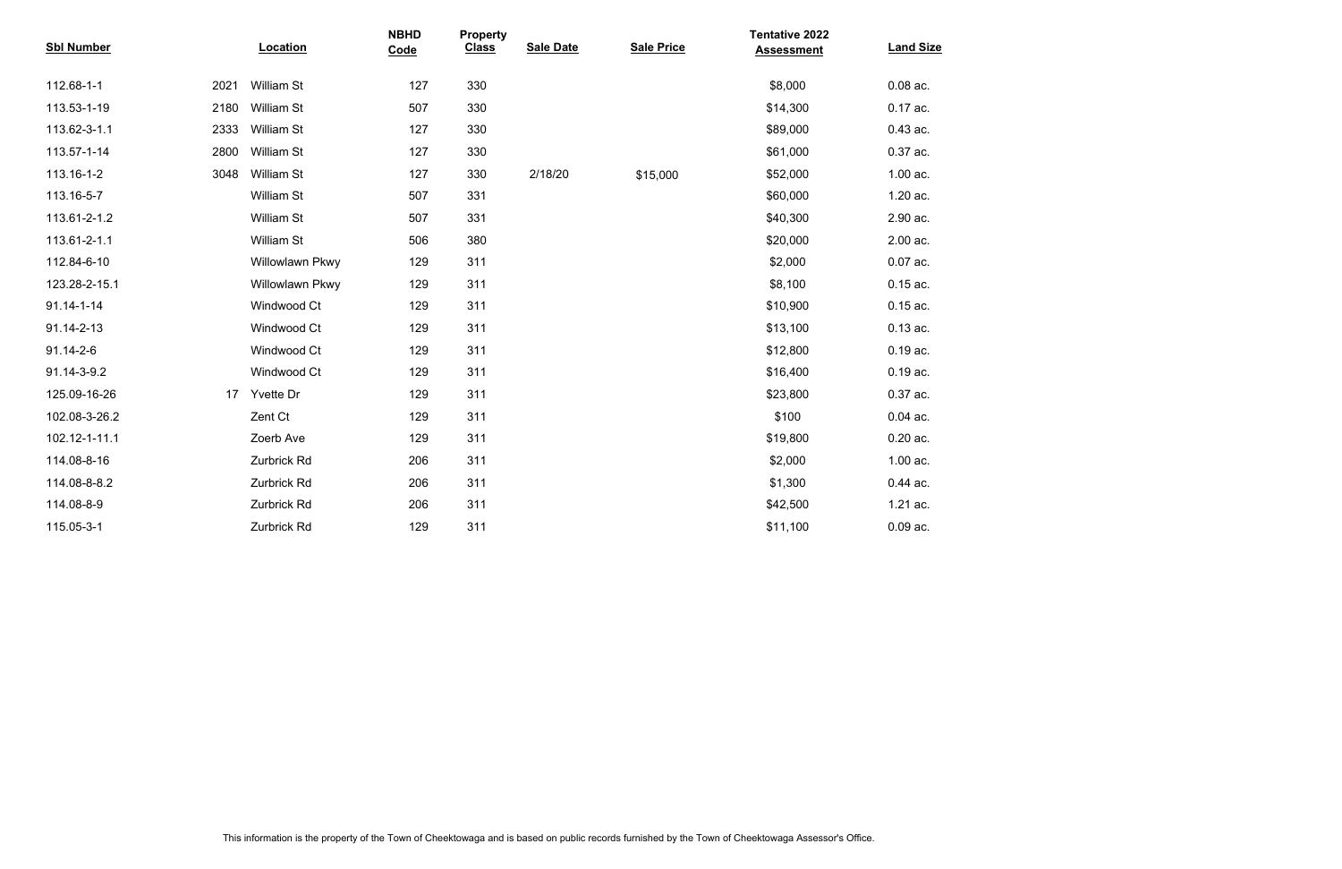| Sbl Number | Location | | NBHD Code | Property Class | Sale Date | Sale Price | Tentative 2022 Assessment | Land Size |
|---|---|---|---|---|---|---|---|---|
| 112.68-1-1 | 2021 | William St | 127 | 330 | | | $8,000 | 0.08 ac. |
| 113.53-1-19 | 2180 | William St | 507 | 330 | | | $14,300 | 0.17 ac. |
| 113.62-3-1.1 | 2333 | William St | 127 | 330 | | | $89,000 | 0.43 ac. |
| 113.57-1-14 | 2800 | William St | 127 | 330 | | | $61,000 | 0.37 ac. |
| 113.16-1-2 | 3048 | William St | 127 | 330 | 2/18/20 | $15,000 | $52,000 | 1.00 ac. |
| 113.16-5-7 | | William St | 507 | 331 | | | $60,000 | 1.20 ac. |
| 113.61-2-1.2 | | William St | 507 | 331 | | | $40,300 | 2.90 ac. |
| 113.61-2-1.1 | | William St | 506 | 380 | | | $20,000 | 2.00 ac. |
| 112.84-6-10 | | Willowlawn Pkwy | 129 | 311 | | | $2,000 | 0.07 ac. |
| 123.28-2-15.1 | | Willowlawn Pkwy | 129 | 311 | | | $8,100 | 0.15 ac. |
| 91.14-1-14 | | Windwood Ct | 129 | 311 | | | $10,900 | 0.15 ac. |
| 91.14-2-13 | | Windwood Ct | 129 | 311 | | | $13,100 | 0.13 ac. |
| 91.14-2-6 | | Windwood Ct | 129 | 311 | | | $12,800 | 0.19 ac. |
| 91.14-3-9.2 | | Windwood Ct | 129 | 311 | | | $16,400 | 0.19 ac. |
| 125.09-16-26 | 17 | Yvette Dr | 129 | 311 | | | $23,800 | 0.37 ac. |
| 102.08-3-26.2 | | Zent Ct | 129 | 311 | | | $100 | 0.04 ac. |
| 102.12-1-11.1 | | Zoerb Ave | 129 | 311 | | | $19,800 | 0.20 ac. |
| 114.08-8-16 | | Zurbrick Rd | 206 | 311 | | | $2,000 | 1.00 ac. |
| 114.08-8-8.2 | | Zurbrick Rd | 206 | 311 | | | $1,300 | 0.44 ac. |
| 114.08-8-9 | | Zurbrick Rd | 206 | 311 | | | $42,500 | 1.21 ac. |
| 115.05-3-1 | | Zurbrick Rd | 129 | 311 | | | $11,100 | 0.09 ac. |

This information is the property of the Town of Cheektowaga and is based on public records furnished by the Town of Cheektowaga Assessor's Office.